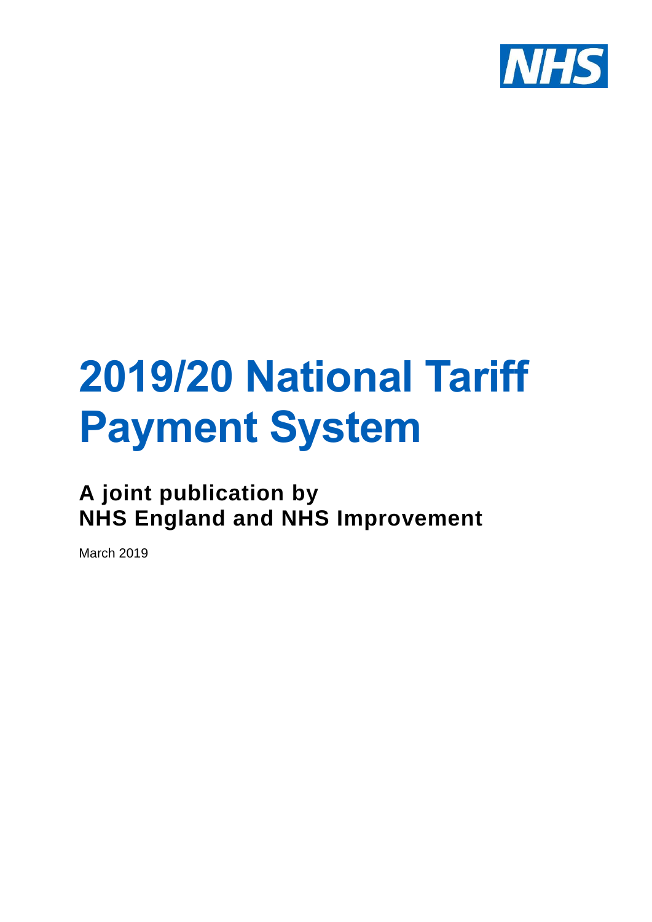NHS

# 2019/20 National Tariff Payment System

## A joint publication by NHS England and NHS Improvement

March 2019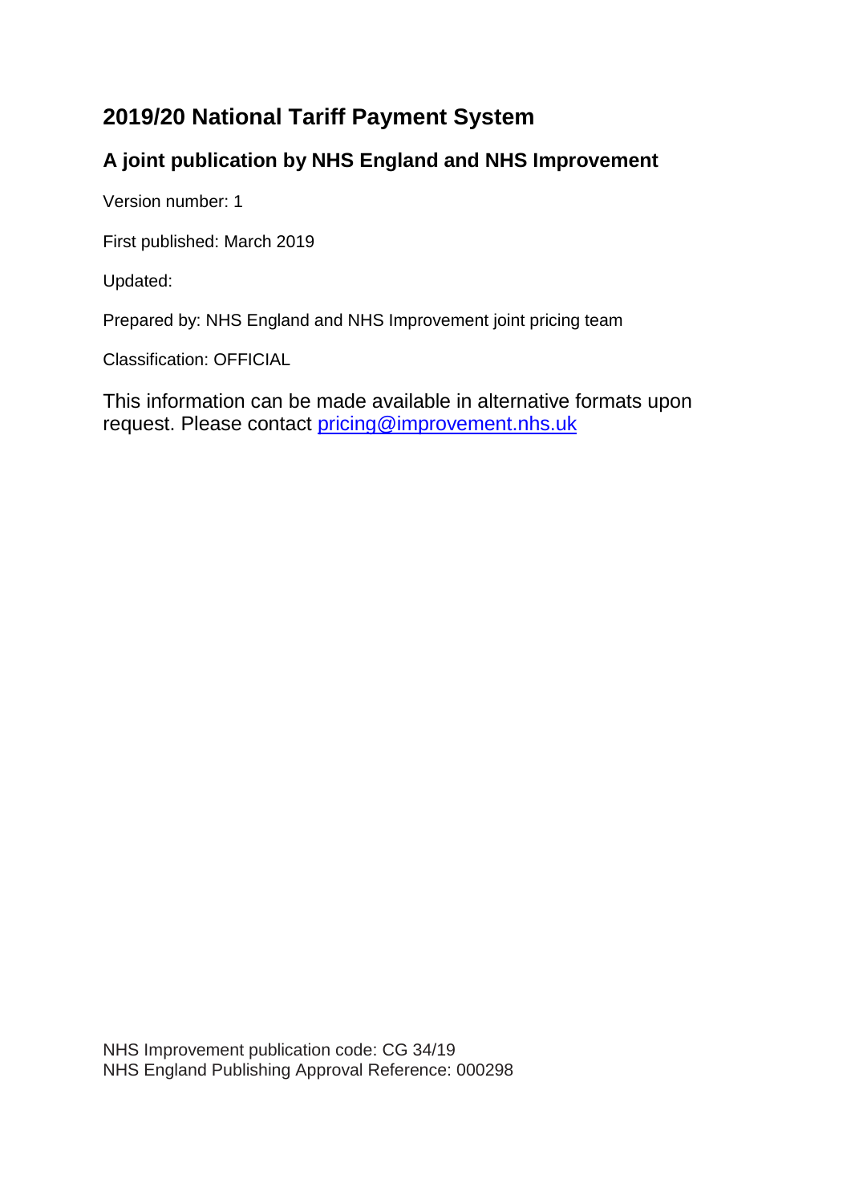# 2019/20 National Tariff Payment System

## A joint publication by NHS England and NHS Improvement

Version number: 1

First published: March 2019

Updated:

Prepared by: NHS England and NHS Improvement joint pricing team

Classification: OFFICIAL

This information can be made available in alternative formats upon request. Please contact pricing@improvement.nhs.uk

NHS Improvement publication code: CG 34/19
NHS England Publishing Approval Reference: 000298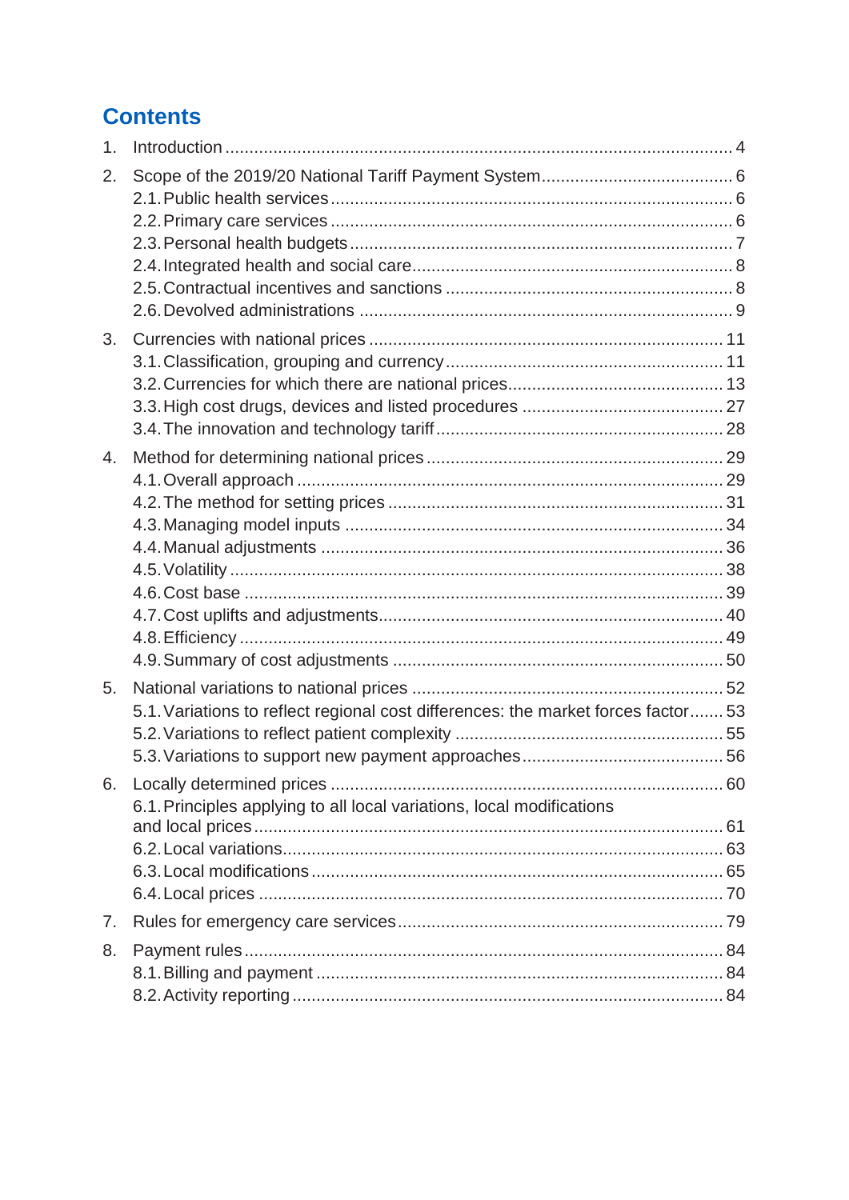# Contents

1. Introduction ........................................................................................................ 4
2. Scope of the 2019/20 National Tariff Payment System....................................... 6
   - 2.1. Public health services ................................................................................... 6
   - 2.2. Primary care services ................................................................................... 6
   - 2.3. Personal health budgets ............................................................................... 7
   - 2.4. Integrated health and social care.................................................................. 8
   - 2.5. Contractual incentives and sanctions ........................................................... 8
   - 2.6. Devolved administrations ............................................................................. 9
3. Currencies with national prices ......................................................................... 11
   - 3.1. Classification, grouping and currency......................................................... 11
   - 3.2. Currencies for which there are national prices............................................ 13
   - 3.3. High cost drugs, devices and listed procedures ......................................... 27
   - 3.4. The innovation and technology tariff ........................................................... 28
4. Method for determining national prices ............................................................ 29
   - 4.1. Overall approach ........................................................................................ 29
   - 4.2. The method for setting prices ..................................................................... 31
   - 4.3. Managing model inputs .............................................................................. 34
   - 4.4. Manual adjustments ................................................................................... 36
   - 4.5. Volatility ..................................................................................................... 38
   - 4.6. Cost base ................................................................................................... 39
   - 4.7. Cost uplifts and adjustments....................................................................... 40
   - 4.8. Efficiency ................................................................................................... 49
   - 4.9. Summary of cost adjustments .................................................................... 50
5. National variations to national prices ............................................................... 52
   - 5.1. Variations to reflect regional cost differences: the market forces factor....... 53
   - 5.2. Variations to reflect patient complexity ....................................................... 55
   - 5.3. Variations to support new payment approaches.......................................... 56
6. Locally determined prices ................................................................................ 60
   - 6.1. Principles applying to all local variations, local modifications and local prices ................................................................................................ 61
   - 6.2. Local variations........................................................................................... 63
   - 6.3. Local modifications ..................................................................................... 65
   - 6.4. Local prices ................................................................................................ 70
7. Rules for emergency care services................................................................... 79
8. Payment rules .................................................................................................. 84
   - 8.1. Billing and payment .................................................................................... 84
   - 8.2. Activity reporting ......................................................................................... 84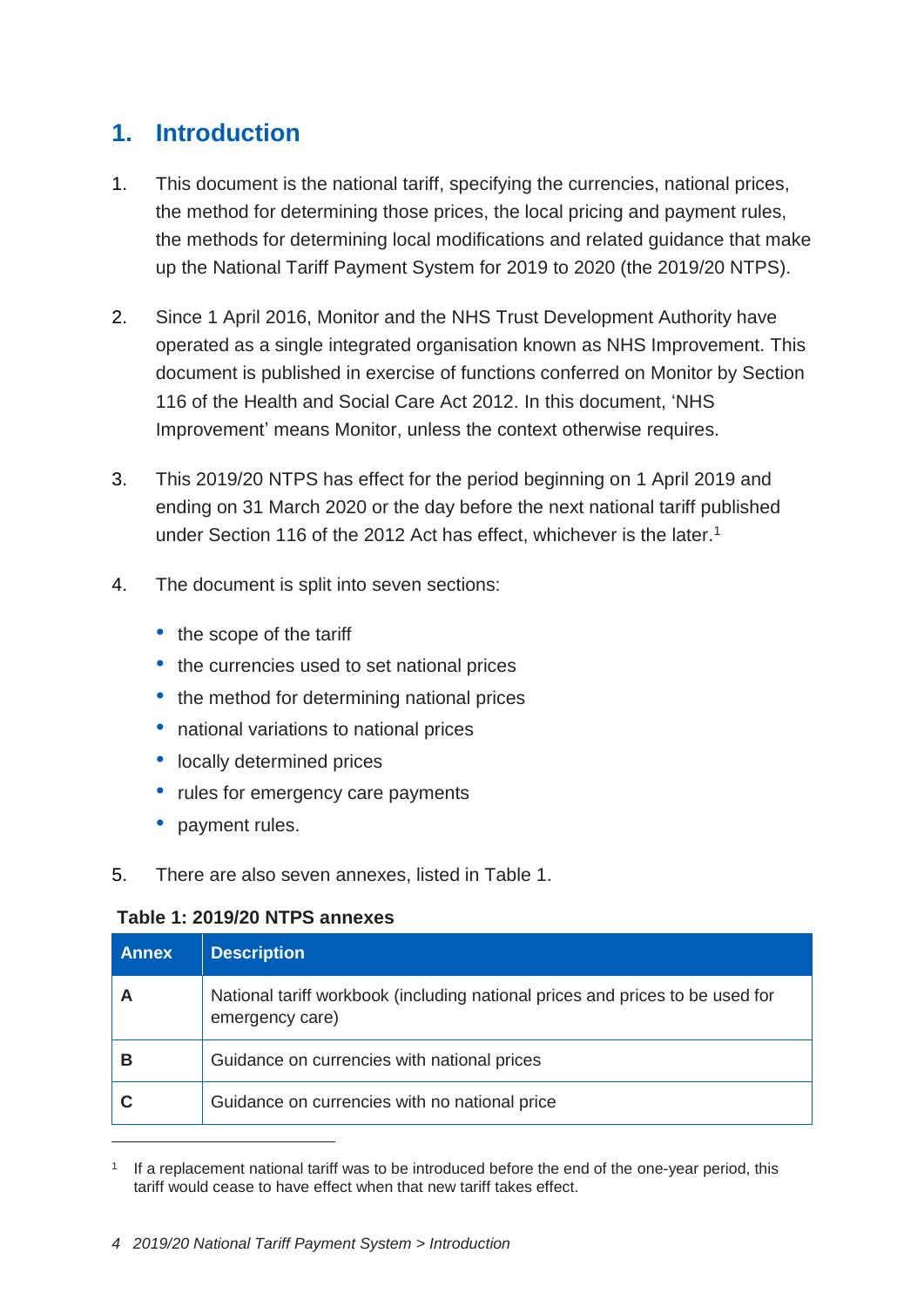# 1. Introduction

1. This document is the national tariff, specifying the currencies, national prices, the method for determining those prices, the local pricing and payment rules, the methods for determining local modifications and related guidance that make up the National Tariff Payment System for 2019 to 2020 (the 2019/20 NTPS).

2. Since 1 April 2016, Monitor and the NHS Trust Development Authority have operated as a single integrated organisation known as NHS Improvement. This document is published in exercise of functions conferred on Monitor by Section 116 of the Health and Social Care Act 2012. In this document, 'NHS Improvement' means Monitor, unless the context otherwise requires.

3. This 2019/20 NTPS has effect for the period beginning on 1 April 2019 and ending on 31 March 2020 or the day before the next national tariff published under Section 116 of the 2012 Act has effect, whichever is the later.[1]

4. The document is split into seven sections:

   - the scope of the tariff
   - the currencies used to set national prices
   - the method for determining national prices
   - national variations to national prices
   - locally determined prices
   - rules for emergency care payments
   - payment rules.

5. There are also seven annexes, listed in Table 1.

**Table 1: 2019/20 NTPS annexes**

| Annex | Description |
|---|---|
| **A** | National tariff workbook (including national prices and prices to be used for emergency care) |
| **B** | Guidance on currencies with national prices |
| **C** | Guidance on currencies with no national price |

[1] If a replacement national tariff was to be introduced before the end of the one-year period, this tariff would cease to have effect when that new tariff takes effect.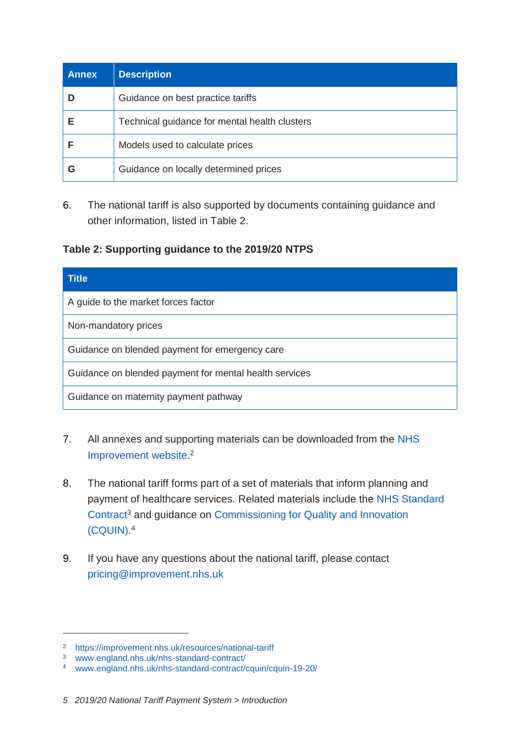| Annex | Description |
| --- | --- |
| **D** | Guidance on best practice tariffs |
| **E** | Technical guidance for mental health clusters |
| **F** | Models used to calculate prices |
| **G** | Guidance on locally determined prices |

6. The national tariff is also supported by documents containing guidance and other information, listed in Table 2.

**Table 2: Supporting guidance to the 2019/20 NTPS**

| Title |
| --- |
| A guide to the market forces factor |
| Non-mandatory prices |
| Guidance on blended payment for emergency care |
| Guidance on blended payment for mental health services |
| Guidance on maternity payment pathway |

7. All annexes and supporting materials can be downloaded from the NHS Improvement website.[2]

8. The national tariff forms part of a set of materials that inform planning and payment of healthcare services. Related materials include the NHS Standard Contract[3] and guidance on Commissioning for Quality and Innovation (CQUIN).[4]

9. If you have any questions about the national tariff, please contact pricing@improvement.nhs.uk

---

[2] https://improvement.nhs.uk/resources/national-tariff
[3] www.england.nhs.uk/nhs-standard-contract/
[4] www.england.nhs.uk/nhs-standard-contract/cquin/cquin-19-20/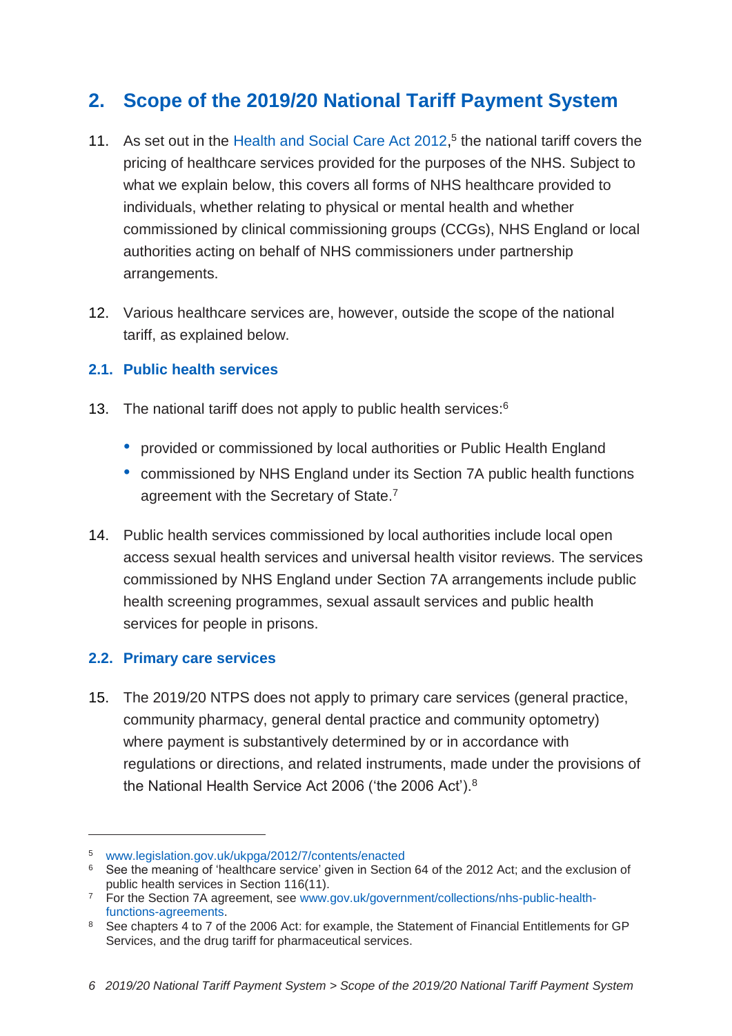## 2. Scope of the 2019/20 National Tariff Payment System

11. As set out in the Health and Social Care Act 2012,[5] the national tariff covers the pricing of healthcare services provided for the purposes of the NHS. Subject to what we explain below, this covers all forms of NHS healthcare provided to individuals, whether relating to physical or mental health and whether commissioned by clinical commissioning groups (CCGs), NHS England or local authorities acting on behalf of NHS commissioners under partnership arrangements.

12. Various healthcare services are, however, outside the scope of the national tariff, as explained below.

### 2.1. Public health services

13. The national tariff does not apply to public health services:[6]

    - provided or commissioned by local authorities or Public Health England
    - commissioned by NHS England under its Section 7A public health functions agreement with the Secretary of State.[7]

14. Public health services commissioned by local authorities include local open access sexual health services and universal health visitor reviews. The services commissioned by NHS England under Section 7A arrangements include public health screening programmes, sexual assault services and public health services for people in prisons.

### 2.2. Primary care services

15. The 2019/20 NTPS does not apply to primary care services (general practice, community pharmacy, general dental practice and community optometry) where payment is substantively determined by or in accordance with regulations or directions, and related instruments, made under the provisions of the National Health Service Act 2006 ('the 2006 Act').[8]

---

[5] www.legislation.gov.uk/ukpga/2012/7/contents/enacted

[6] See the meaning of 'healthcare service' given in Section 64 of the 2012 Act; and the exclusion of public health services in Section 116(11).

[7] For the Section 7A agreement, see www.gov.uk/government/collections/nhs-public-health-functions-agreements.

[8] See chapters 4 to 7 of the 2006 Act: for example, the Statement of Financial Entitlements for GP Services, and the drug tariff for pharmaceutical services.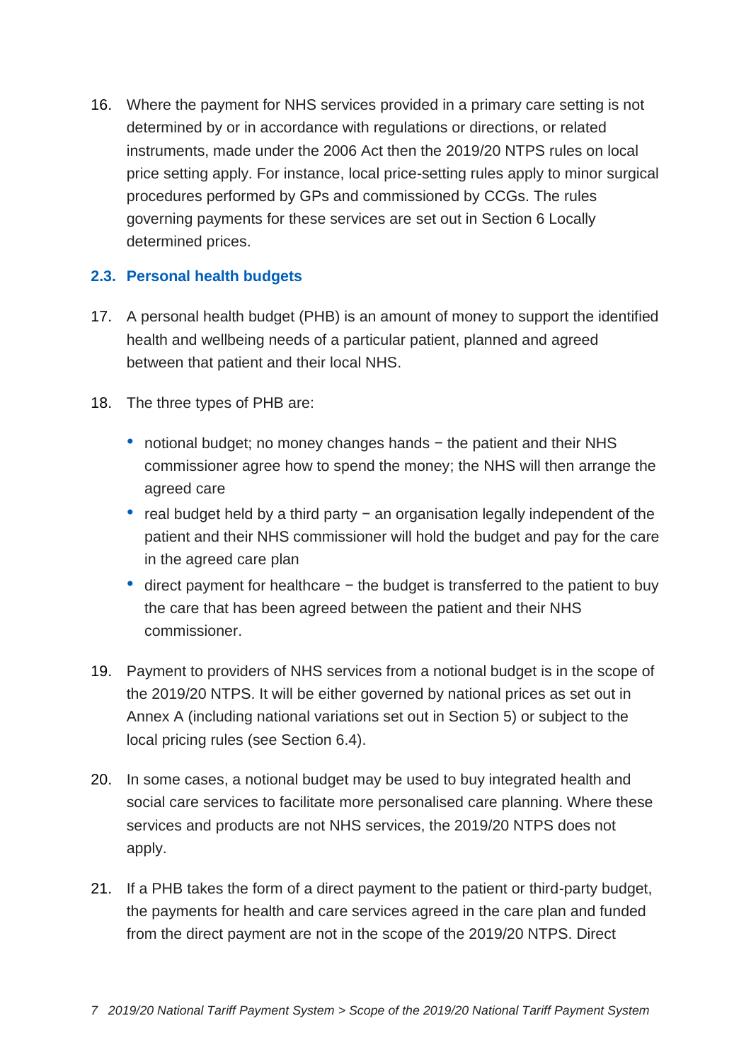16. Where the payment for NHS services provided in a primary care setting is not determined by or in accordance with regulations or directions, or related instruments, made under the 2006 Act then the 2019/20 NTPS rules on local price setting apply. For instance, local price-setting rules apply to minor surgical procedures performed by GPs and commissioned by CCGs. The rules governing payments for these services are set out in Section 6 Locally determined prices.

## 2.3. Personal health budgets

17. A personal health budget (PHB) is an amount of money to support the identified health and wellbeing needs of a particular patient, planned and agreed between that patient and their local NHS.

18. The three types of PHB are:

    - notional budget; no money changes hands − the patient and their NHS commissioner agree how to spend the money; the NHS will then arrange the agreed care
    - real budget held by a third party − an organisation legally independent of the patient and their NHS commissioner will hold the budget and pay for the care in the agreed care plan
    - direct payment for healthcare − the budget is transferred to the patient to buy the care that has been agreed between the patient and their NHS commissioner.

19. Payment to providers of NHS services from a notional budget is in the scope of the 2019/20 NTPS. It will be either governed by national prices as set out in Annex A (including national variations set out in Section 5) or subject to the local pricing rules (see Section 6.4).

20. In some cases, a notional budget may be used to buy integrated health and social care services to facilitate more personalised care planning. Where these services and products are not NHS services, the 2019/20 NTPS does not apply.

21. If a PHB takes the form of a direct payment to the patient or third-party budget, the payments for health and care services agreed in the care plan and funded from the direct payment are not in the scope of the 2019/20 NTPS. Direct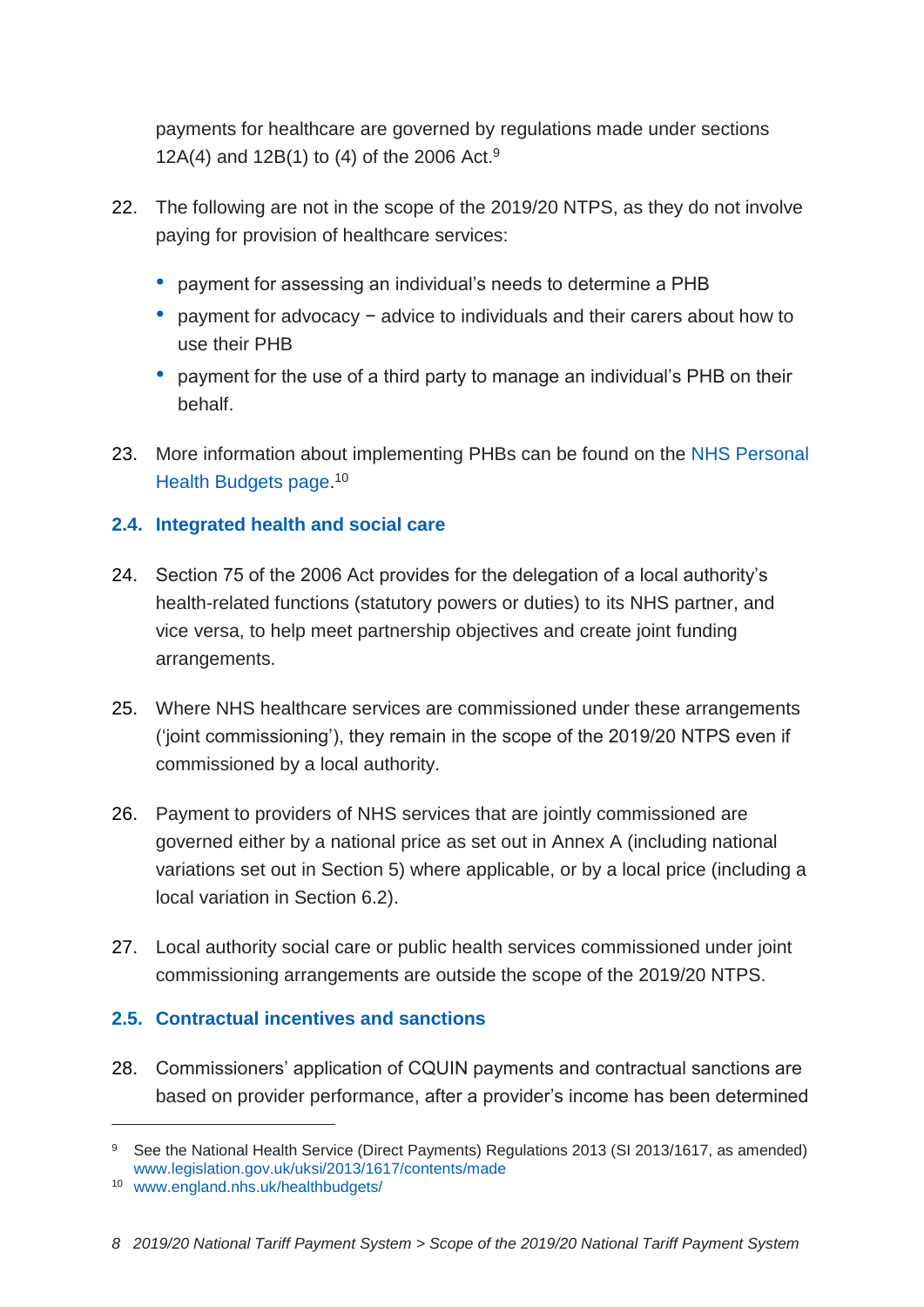payments for healthcare are governed by regulations made under sections 12A(4) and 12B(1) to (4) of the 2006 Act.[9]

22. The following are not in the scope of the 2019/20 NTPS, as they do not involve paying for provision of healthcare services:

    - payment for assessing an individual's needs to determine a PHB
    - payment for advocacy − advice to individuals and their carers about how to use their PHB
    - payment for the use of a third party to manage an individual's PHB on their behalf.

23. More information about implementing PHBs can be found on the NHS Personal Health Budgets page.[10]

## 2.4. Integrated health and social care

24. Section 75 of the 2006 Act provides for the delegation of a local authority's health-related functions (statutory powers or duties) to its NHS partner, and vice versa, to help meet partnership objectives and create joint funding arrangements.

25. Where NHS healthcare services are commissioned under these arrangements ('joint commissioning'), they remain in the scope of the 2019/20 NTPS even if commissioned by a local authority.

26. Payment to providers of NHS services that are jointly commissioned are governed either by a national price as set out in Annex A (including national variations set out in Section 5) where applicable, or by a local price (including a local variation in Section 6.2).

27. Local authority social care or public health services commissioned under joint commissioning arrangements are outside the scope of the 2019/20 NTPS.

## 2.5. Contractual incentives and sanctions

28. Commissioners' application of CQUIN payments and contractual sanctions are based on provider performance, after a provider's income has been determined

---

[9] See the National Health Service (Direct Payments) Regulations 2013 (SI 2013/1617, as amended) www.legislation.gov.uk/uksi/2013/1617/contents/made

[10] www.england.nhs.uk/healthbudgets/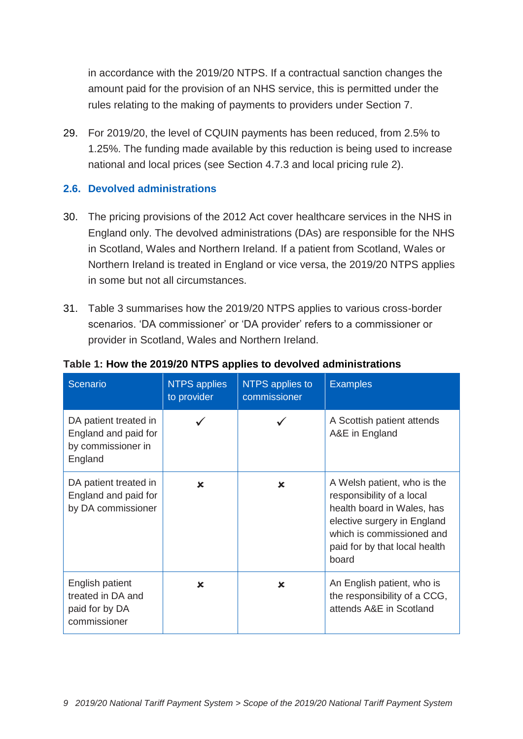in accordance with the 2019/20 NTPS. If a contractual sanction changes the amount paid for the provision of an NHS service, this is permitted under the rules relating to the making of payments to providers under Section 7.

29. For 2019/20, the level of CQUIN payments has been reduced, from 2.5% to 1.25%. The funding made available by this reduction is being used to increase national and local prices (see Section 4.7.3 and local pricing rule 2).

## 2.6. Devolved administrations

30. The pricing provisions of the 2012 Act cover healthcare services in the NHS in England only. The devolved administrations (DAs) are responsible for the NHS in Scotland, Wales and Northern Ireland. If a patient from Scotland, Wales or Northern Ireland is treated in England or vice versa, the 2019/20 NTPS applies in some but not all circumstances.

31. Table 3 summarises how the 2019/20 NTPS applies to various cross-border scenarios. 'DA commissioner' or 'DA provider' refers to a commissioner or provider in Scotland, Wales and Northern Ireland.

**Table 1: How the 2019/20 NTPS applies to devolved administrations**

| Scenario | NTPS applies to provider | NTPS applies to commissioner | Examples |
|---|---|---|---|
| DA patient treated in England and paid for by commissioner in England | ✓ | ✓ | A Scottish patient attends A&E in England |
| DA patient treated in England and paid for by DA commissioner | ✗ | ✗ | A Welsh patient, who is the responsibility of a local health board in Wales, has elective surgery in England which is commissioned and paid for by that local health board |
| English patient treated in DA and paid for by DA commissioner | ✗ | ✗ | An English patient, who is the responsibility of a CCG, attends A&E in Scotland |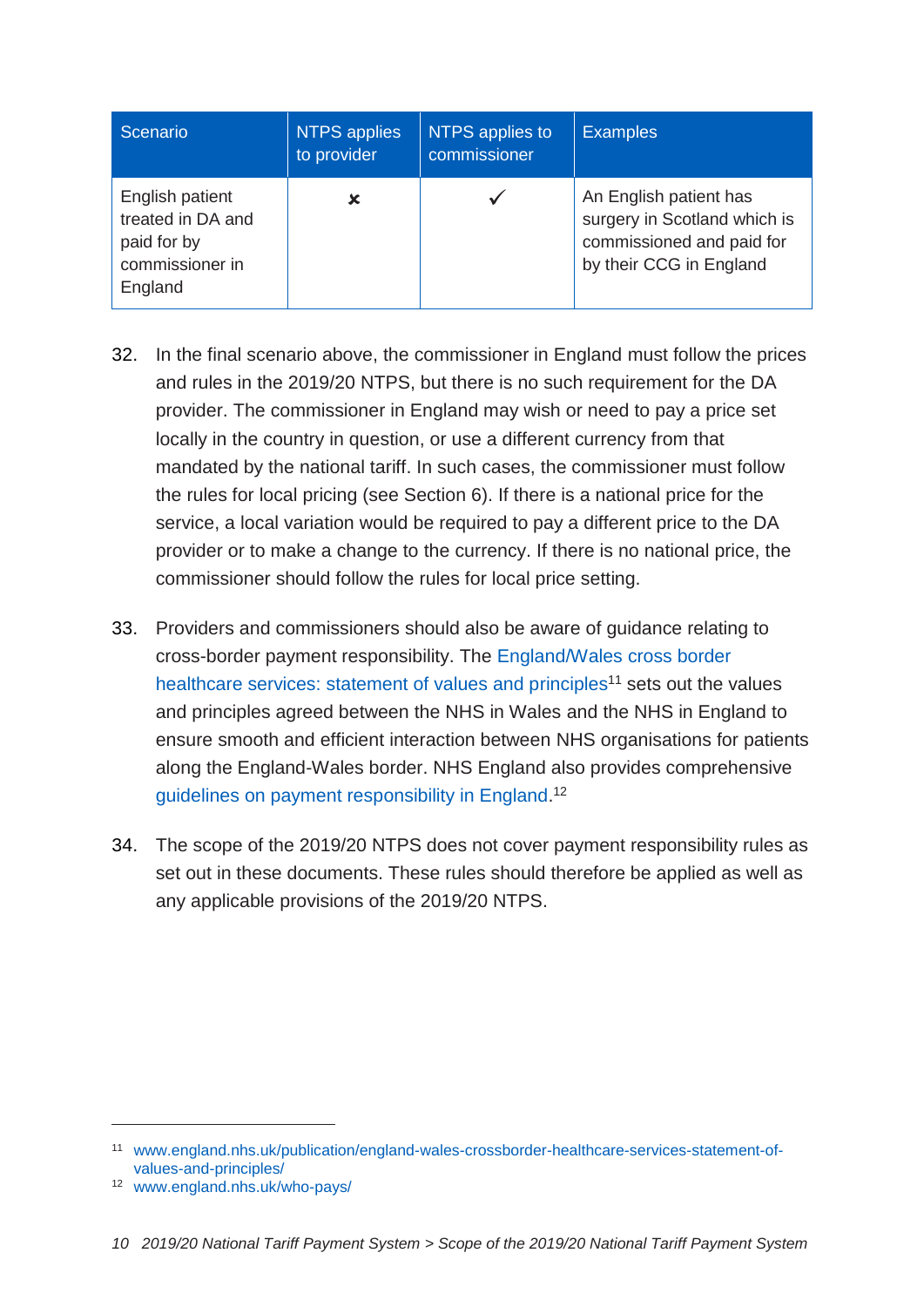| Scenario | NTPS applies to provider | NTPS applies to commissioner | Examples |
|---|---|---|---|
| English patient treated in DA and paid for by commissioner in England | ✗ | ✓ | An English patient has surgery in Scotland which is commissioned and paid for by their CCG in England |

32. In the final scenario above, the commissioner in England must follow the prices and rules in the 2019/20 NTPS, but there is no such requirement for the DA provider. The commissioner in England may wish or need to pay a price set locally in the country in question, or use a different currency from that mandated by the national tariff. In such cases, the commissioner must follow the rules for local pricing (see Section 6). If there is a national price for the service, a local variation would be required to pay a different price to the DA provider or to make a change to the currency. If there is no national price, the commissioner should follow the rules for local price setting.

33. Providers and commissioners should also be aware of guidance relating to cross-border payment responsibility. The England/Wales cross border healthcare services: statement of values and principles[11] sets out the values and principles agreed between the NHS in Wales and the NHS in England to ensure smooth and efficient interaction between NHS organisations for patients along the England-Wales border. NHS England also provides comprehensive guidelines on payment responsibility in England.[12]

34. The scope of the 2019/20 NTPS does not cover payment responsibility rules as set out in these documents. These rules should therefore be applied as well as any applicable provisions of the 2019/20 NTPS.

---

[11] www.england.nhs.uk/publication/england-wales-crossborder-healthcare-services-statement-of-values-and-principles/

[12] www.england.nhs.uk/who-pays/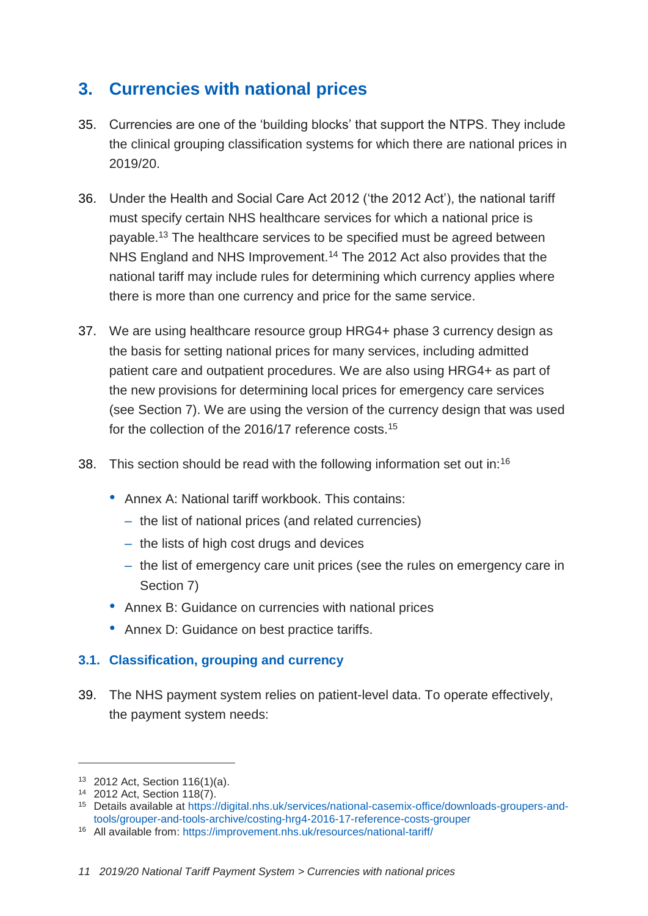## 3. Currencies with national prices

35. Currencies are one of the 'building blocks' that support the NTPS. They include the clinical grouping classification systems for which there are national prices in 2019/20.

36. Under the Health and Social Care Act 2012 ('the 2012 Act'), the national tariff must specify certain NHS healthcare services for which a national price is payable.[13] The healthcare services to be specified must be agreed between NHS England and NHS Improvement.[14] The 2012 Act also provides that the national tariff may include rules for determining which currency applies where there is more than one currency and price for the same service.

37. We are using healthcare resource group HRG4+ phase 3 currency design as the basis for setting national prices for many services, including admitted patient care and outpatient procedures. We are also using HRG4+ as part of the new provisions for determining local prices for emergency care services (see Section 7). We are using the version of the currency design that was used for the collection of the 2016/17 reference costs.[15]

38. This section should be read with the following information set out in:[16]

- Annex A: National tariff workbook. This contains:
  - the list of national prices (and related currencies)
  - the lists of high cost drugs and devices
  - the list of emergency care unit prices (see the rules on emergency care in Section 7)
- Annex B: Guidance on currencies with national prices
- Annex D: Guidance on best practice tariffs.

### 3.1. Classification, grouping and currency

39. The NHS payment system relies on patient-level data. To operate effectively, the payment system needs:

---

[13] 2012 Act, Section 116(1)(a).

[14] 2012 Act, Section 118(7).

[15] Details available at https://digital.nhs.uk/services/national-casemix-office/downloads-groupers-and-tools/grouper-and-tools-archive/costing-hrg4-2016-17-reference-costs-grouper

[16] All available from: https://improvement.nhs.uk/resources/national-tariff/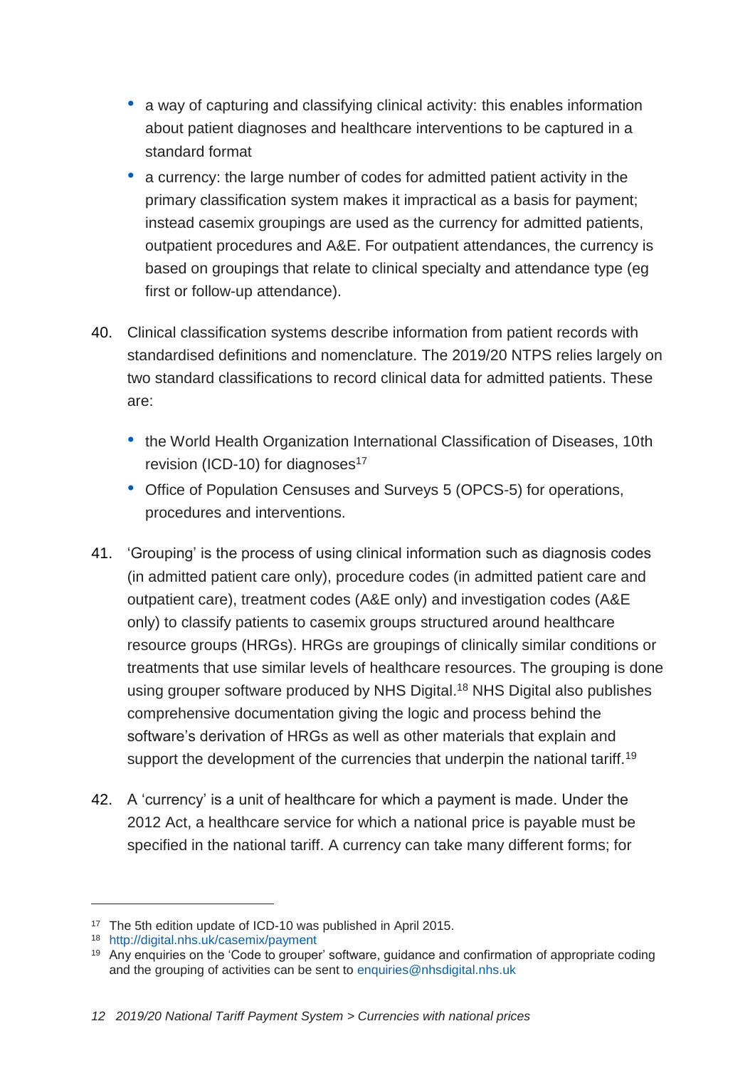- a way of capturing and classifying clinical activity: this enables information about patient diagnoses and healthcare interventions to be captured in a standard format
- a currency: the large number of codes for admitted patient activity in the primary classification system makes it impractical as a basis for payment; instead casemix groupings are used as the currency for admitted patients, outpatient procedures and A&E. For outpatient attendances, the currency is based on groupings that relate to clinical specialty and attendance type (eg first or follow-up attendance).

40. Clinical classification systems describe information from patient records with standardised definitions and nomenclature. The 2019/20 NTPS relies largely on two standard classifications to record clinical data for admitted patients. These are:

    - the World Health Organization International Classification of Diseases, 10th revision (ICD-10) for diagnoses[17]
    - Office of Population Censuses and Surveys 5 (OPCS-5) for operations, procedures and interventions.

41. 'Grouping' is the process of using clinical information such as diagnosis codes (in admitted patient care only), procedure codes (in admitted patient care and outpatient care), treatment codes (A&E only) and investigation codes (A&E only) to classify patients to casemix groups structured around healthcare resource groups (HRGs). HRGs are groupings of clinically similar conditions or treatments that use similar levels of healthcare resources. The grouping is done using grouper software produced by NHS Digital.[18] NHS Digital also publishes comprehensive documentation giving the logic and process behind the software's derivation of HRGs as well as other materials that explain and support the development of the currencies that underpin the national tariff.[19]

42. A 'currency' is a unit of healthcare for which a payment is made. Under the 2012 Act, a healthcare service for which a national price is payable must be specified in the national tariff. A currency can take many different forms; for

---

[17] The 5th edition update of ICD-10 was published in April 2015.

[18] http://digital.nhs.uk/casemix/payment

[19] Any enquiries on the 'Code to grouper' software, guidance and confirmation of appropriate coding and the grouping of activities can be sent to enquiries@nhsdigital.nhs.uk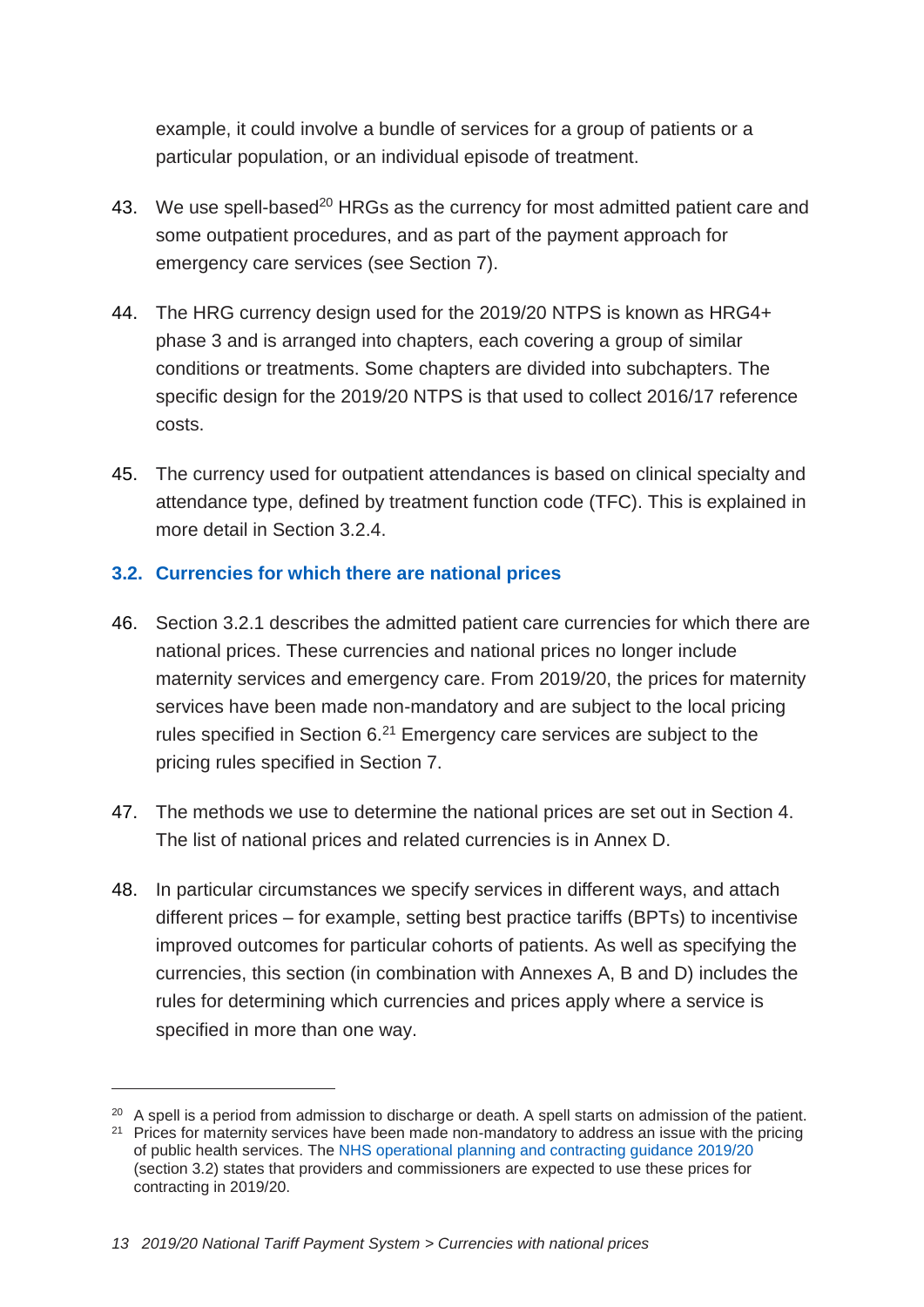example, it could involve a bundle of services for a group of patients or a particular population, or an individual episode of treatment.

43. We use spell-based[20] HRGs as the currency for most admitted patient care and some outpatient procedures, and as part of the payment approach for emergency care services (see Section 7).

44. The HRG currency design used for the 2019/20 NTPS is known as HRG4+ phase 3 and is arranged into chapters, each covering a group of similar conditions or treatments. Some chapters are divided into subchapters. The specific design for the 2019/20 NTPS is that used to collect 2016/17 reference costs.

45. The currency used for outpatient attendances is based on clinical specialty and attendance type, defined by treatment function code (TFC). This is explained in more detail in Section 3.2.4.

### 3.2. Currencies for which there are national prices

46. Section 3.2.1 describes the admitted patient care currencies for which there are national prices. These currencies and national prices no longer include maternity services and emergency care. From 2019/20, the prices for maternity services have been made non-mandatory and are subject to the local pricing rules specified in Section 6.[21] Emergency care services are subject to the pricing rules specified in Section 7.

47. The methods we use to determine the national prices are set out in Section 4. The list of national prices and related currencies is in Annex D.

48. In particular circumstances we specify services in different ways, and attach different prices – for example, setting best practice tariffs (BPTs) to incentivise improved outcomes for particular cohorts of patients. As well as specifying the currencies, this section (in combination with Annexes A, B and D) includes the rules for determining which currencies and prices apply where a service is specified in more than one way.

---

[20] A spell is a period from admission to discharge or death. A spell starts on admission of the patient.

[21] Prices for maternity services have been made non-mandatory to address an issue with the pricing of public health services. The NHS operational planning and contracting guidance 2019/20 (section 3.2) states that providers and commissioners are expected to use these prices for contracting in 2019/20.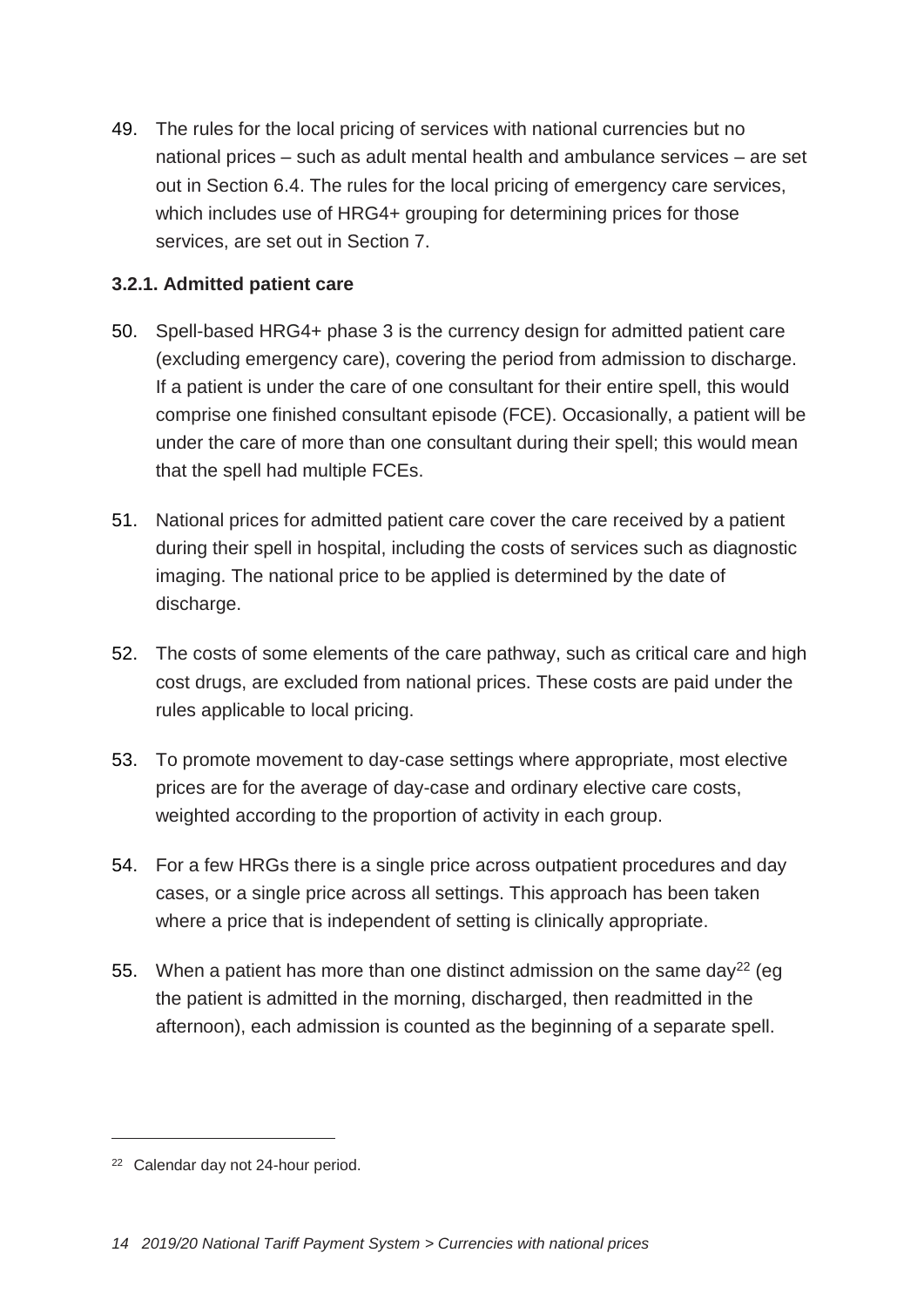49. The rules for the local pricing of services with national currencies but no national prices – such as adult mental health and ambulance services – are set out in Section 6.4. The rules for the local pricing of emergency care services, which includes use of HRG4+ grouping for determining prices for those services, are set out in Section 7.

### 3.2.1. Admitted patient care

50. Spell-based HRG4+ phase 3 is the currency design for admitted patient care (excluding emergency care), covering the period from admission to discharge. If a patient is under the care of one consultant for their entire spell, this would comprise one finished consultant episode (FCE). Occasionally, a patient will be under the care of more than one consultant during their spell; this would mean that the spell had multiple FCEs.

51. National prices for admitted patient care cover the care received by a patient during their spell in hospital, including the costs of services such as diagnostic imaging. The national price to be applied is determined by the date of discharge.

52. The costs of some elements of the care pathway, such as critical care and high cost drugs, are excluded from national prices. These costs are paid under the rules applicable to local pricing.

53. To promote movement to day-case settings where appropriate, most elective prices are for the average of day-case and ordinary elective care costs, weighted according to the proportion of activity in each group.

54. For a few HRGs there is a single price across outpatient procedures and day cases, or a single price across all settings. This approach has been taken where a price that is independent of setting is clinically appropriate.

55. When a patient has more than one distinct admission on the same day[22] (eg the patient is admitted in the morning, discharged, then readmitted in the afternoon), each admission is counted as the beginning of a separate spell.

[22] Calendar day not 24-hour period.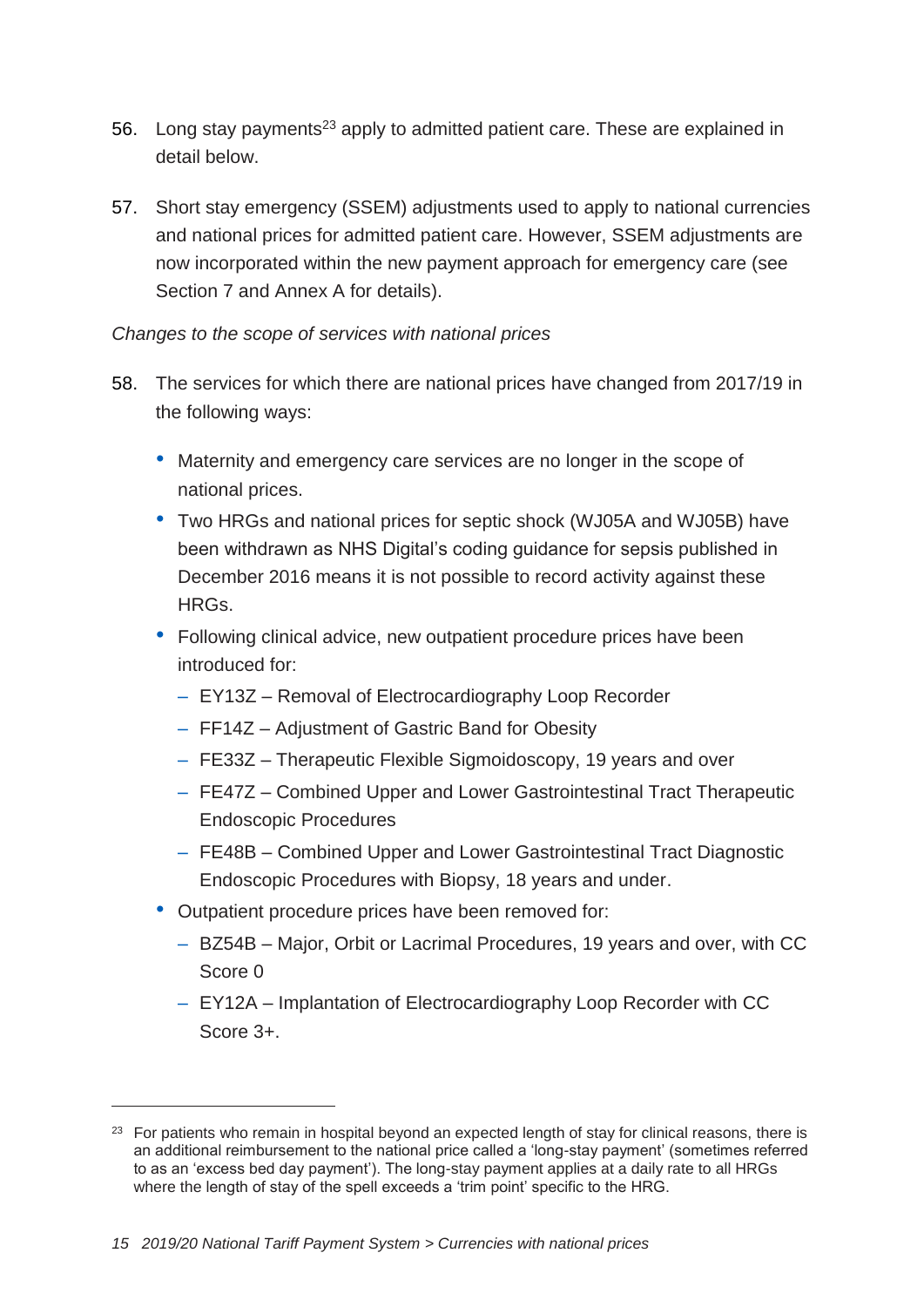56. Long stay payments[23] apply to admitted patient care. These are explained in detail below.

57. Short stay emergency (SSEM) adjustments used to apply to national currencies and national prices for admitted patient care. However, SSEM adjustments are now incorporated within the new payment approach for emergency care (see Section 7 and Annex A for details).

*Changes to the scope of services with national prices*

58. The services for which there are national prices have changed from 2017/19 in the following ways:

   - Maternity and emergency care services are no longer in the scope of national prices.
   - Two HRGs and national prices for septic shock (WJ05A and WJ05B) have been withdrawn as NHS Digital's coding guidance for sepsis published in December 2016 means it is not possible to record activity against these HRGs.
   - Following clinical advice, new outpatient procedure prices have been introduced for:
     - EY13Z – Removal of Electrocardiography Loop Recorder
     - FF14Z – Adjustment of Gastric Band for Obesity
     - FE33Z – Therapeutic Flexible Sigmoidoscopy, 19 years and over
     - FE47Z – Combined Upper and Lower Gastrointestinal Tract Therapeutic Endoscopic Procedures
     - FE48B – Combined Upper and Lower Gastrointestinal Tract Diagnostic Endoscopic Procedures with Biopsy, 18 years and under.
   - Outpatient procedure prices have been removed for:
     - BZ54B – Major, Orbit or Lacrimal Procedures, 19 years and over, with CC Score 0
     - EY12A – Implantation of Electrocardiography Loop Recorder with CC Score 3+.

---

[23] For patients who remain in hospital beyond an expected length of stay for clinical reasons, there is an additional reimbursement to the national price called a 'long-stay payment' (sometimes referred to as an 'excess bed day payment'). The long-stay payment applies at a daily rate to all HRGs where the length of stay of the spell exceeds a 'trim point' specific to the HRG.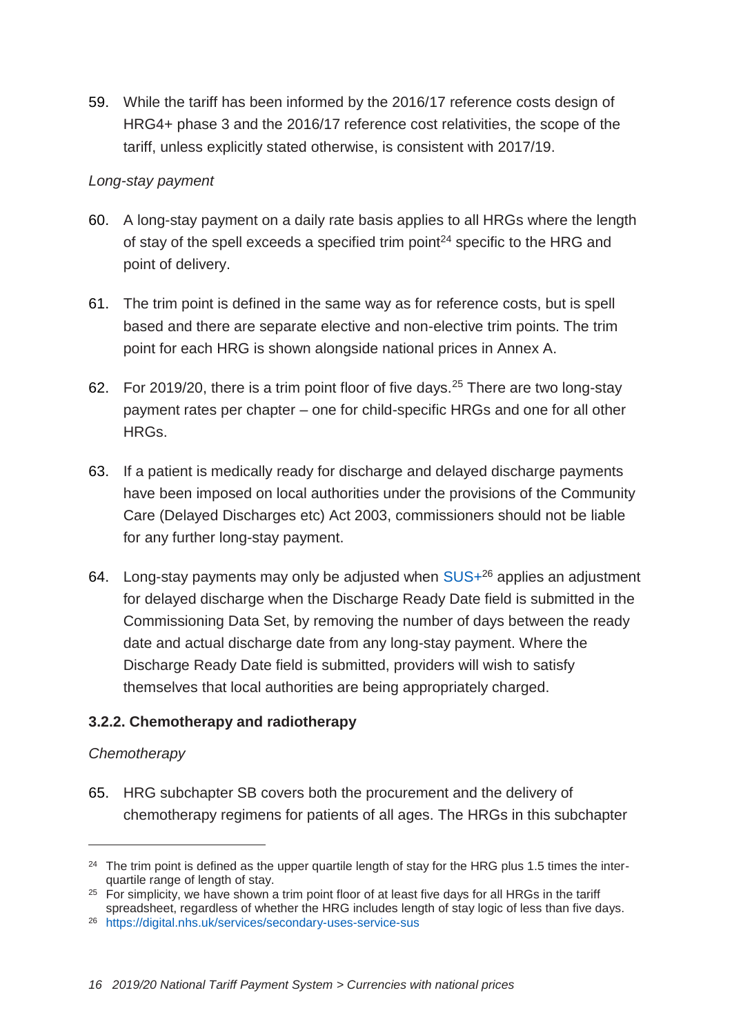59. While the tariff has been informed by the 2016/17 reference costs design of HRG4+ phase 3 and the 2016/17 reference cost relativities, the scope of the tariff, unless explicitly stated otherwise, is consistent with 2017/19.

*Long-stay payment*

60. A long-stay payment on a daily rate basis applies to all HRGs where the length of stay of the spell exceeds a specified trim point[24] specific to the HRG and point of delivery.

61. The trim point is defined in the same way as for reference costs, but is spell based and there are separate elective and non-elective trim points. The trim point for each HRG is shown alongside national prices in Annex A.

62. For 2019/20, there is a trim point floor of five days.[25] There are two long-stay payment rates per chapter – one for child-specific HRGs and one for all other HRGs.

63. If a patient is medically ready for discharge and delayed discharge payments have been imposed on local authorities under the provisions of the Community Care (Delayed Discharges etc) Act 2003, commissioners should not be liable for any further long-stay payment.

64. Long-stay payments may only be adjusted when SUS+[26] applies an adjustment for delayed discharge when the Discharge Ready Date field is submitted in the Commissioning Data Set, by removing the number of days between the ready date and actual discharge date from any long-stay payment. Where the Discharge Ready Date field is submitted, providers will wish to satisfy themselves that local authorities are being appropriately charged.

### 3.2.2. Chemotherapy and radiotherapy

*Chemotherapy*

65. HRG subchapter SB covers both the procurement and the delivery of chemotherapy regimens for patients of all ages. The HRGs in this subchapter

---

[24] The trim point is defined as the upper quartile length of stay for the HRG plus 1.5 times the inter-quartile range of length of stay.

[25] For simplicity, we have shown a trim point floor of at least five days for all HRGs in the tariff spreadsheet, regardless of whether the HRG includes length of stay logic of less than five days.

[26] https://digital.nhs.uk/services/secondary-uses-service-sus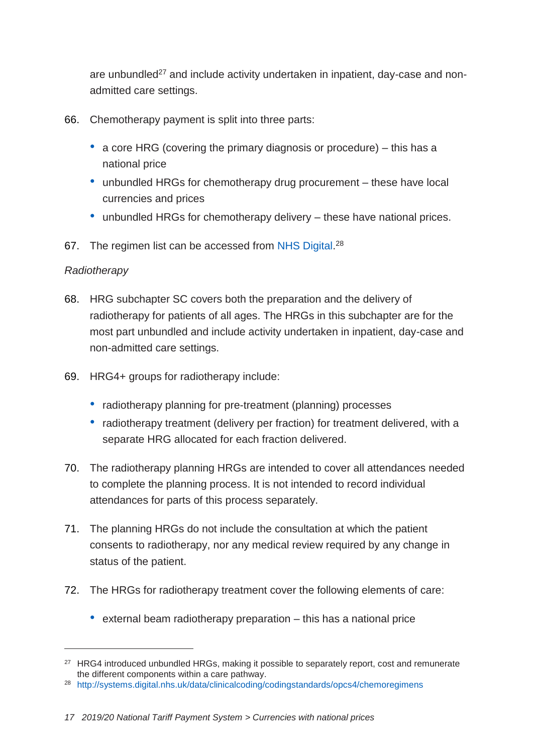are unbundled[27] and include activity undertaken in inpatient, day-case and non-admitted care settings.

66. Chemotherapy payment is split into three parts:
    - a core HRG (covering the primary diagnosis or procedure) – this has a national price
    - unbundled HRGs for chemotherapy drug procurement – these have local currencies and prices
    - unbundled HRGs for chemotherapy delivery – these have national prices.

67. The regimen list can be accessed from NHS Digital.[28]

*Radiotherapy*

68. HRG subchapter SC covers both the preparation and the delivery of radiotherapy for patients of all ages. The HRGs in this subchapter are for the most part unbundled and include activity undertaken in inpatient, day-case and non-admitted care settings.

69. HRG4+ groups for radiotherapy include:
    - radiotherapy planning for pre-treatment (planning) processes
    - radiotherapy treatment (delivery per fraction) for treatment delivered, with a separate HRG allocated for each fraction delivered.

70. The radiotherapy planning HRGs are intended to cover all attendances needed to complete the planning process. It is not intended to record individual attendances for parts of this process separately.

71. The planning HRGs do not include the consultation at which the patient consents to radiotherapy, nor any medical review required by any change in status of the patient.

72. The HRGs for radiotherapy treatment cover the following elements of care:
    - external beam radiotherapy preparation – this has a national price

---

[27] HRG4 introduced unbundled HRGs, making it possible to separately report, cost and remunerate the different components within a care pathway.

[28] http://systems.digital.nhs.uk/data/clinicalcoding/codingstandards/opcs4/chemoregimens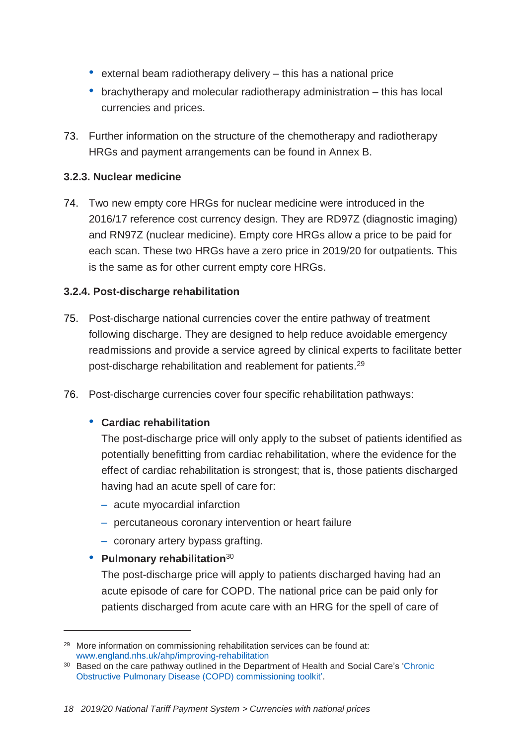- external beam radiotherapy delivery – this has a national price
- brachytherapy and molecular radiotherapy administration – this has local currencies and prices.

73. Further information on the structure of the chemotherapy and radiotherapy HRGs and payment arrangements can be found in Annex B.

### 3.2.3. Nuclear medicine

74. Two new empty core HRGs for nuclear medicine were introduced in the 2016/17 reference cost currency design. They are RD97Z (diagnostic imaging) and RN97Z (nuclear medicine). Empty core HRGs allow a price to be paid for each scan. These two HRGs have a zero price in 2019/20 for outpatients. This is the same as for other current empty core HRGs.

### 3.2.4. Post-discharge rehabilitation

75. Post-discharge national currencies cover the entire pathway of treatment following discharge. They are designed to help reduce avoidable emergency readmissions and provide a service agreed by clinical experts to facilitate better post-discharge rehabilitation and reablement for patients.[29]

76. Post-discharge currencies cover four specific rehabilitation pathways:

   - **Cardiac rehabilitation**
     The post-discharge price will only apply to the subset of patients identified as potentially benefitting from cardiac rehabilitation, where the evidence for the effect of cardiac rehabilitation is strongest; that is, those patients discharged having had an acute spell of care for:
     - acute myocardial infarction
     - percutaneous coronary intervention or heart failure
     - coronary artery bypass grafting.
   - **Pulmonary rehabilitation**[30]
     The post-discharge price will apply to patients discharged having had an acute episode of care for COPD. The national price can be paid only for patients discharged from acute care with an HRG for the spell of care of

---

[29] More information on commissioning rehabilitation services can be found at: www.england.nhs.uk/ahp/improving-rehabilitation

[30] Based on the care pathway outlined in the Department of Health and Social Care's 'Chronic Obstructive Pulmonary Disease (COPD) commissioning toolkit'.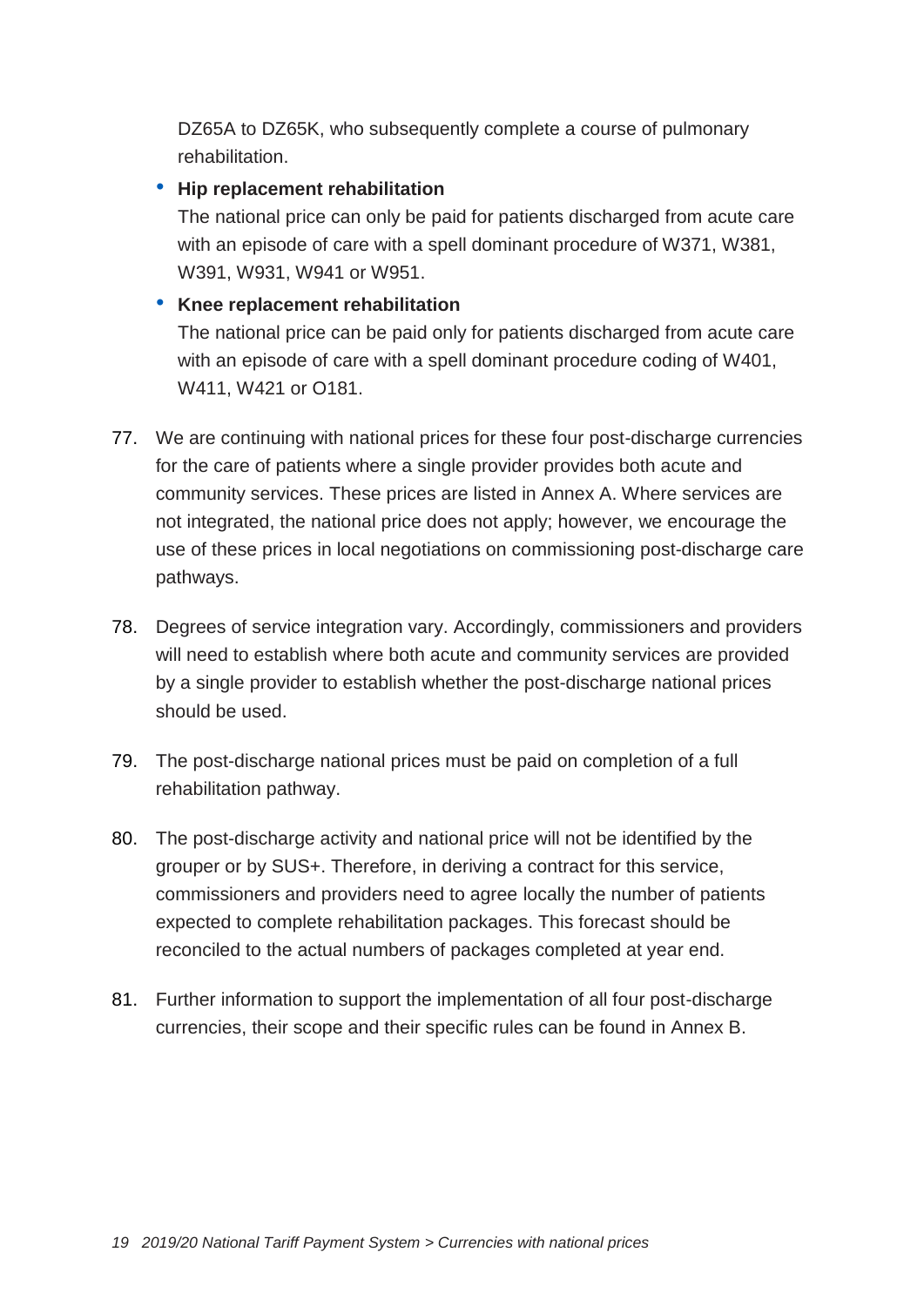DZ65A to DZ65K, who subsequently complete a course of pulmonary rehabilitation.

- **Hip replacement rehabilitation**
  The national price can only be paid for patients discharged from acute care with an episode of care with a spell dominant procedure of W371, W381, W391, W931, W941 or W951.
- **Knee replacement rehabilitation**
  The national price can be paid only for patients discharged from acute care with an episode of care with a spell dominant procedure coding of W401, W411, W421 or O181.

77. We are continuing with national prices for these four post-discharge currencies for the care of patients where a single provider provides both acute and community services. These prices are listed in Annex A. Where services are not integrated, the national price does not apply; however, we encourage the use of these prices in local negotiations on commissioning post-discharge care pathways.

78. Degrees of service integration vary. Accordingly, commissioners and providers will need to establish where both acute and community services are provided by a single provider to establish whether the post-discharge national prices should be used.

79. The post-discharge national prices must be paid on completion of a full rehabilitation pathway.

80. The post-discharge activity and national price will not be identified by the grouper or by SUS+. Therefore, in deriving a contract for this service, commissioners and providers need to agree locally the number of patients expected to complete rehabilitation packages. This forecast should be reconciled to the actual numbers of packages completed at year end.

81. Further information to support the implementation of all four post-discharge currencies, their scope and their specific rules can be found in Annex B.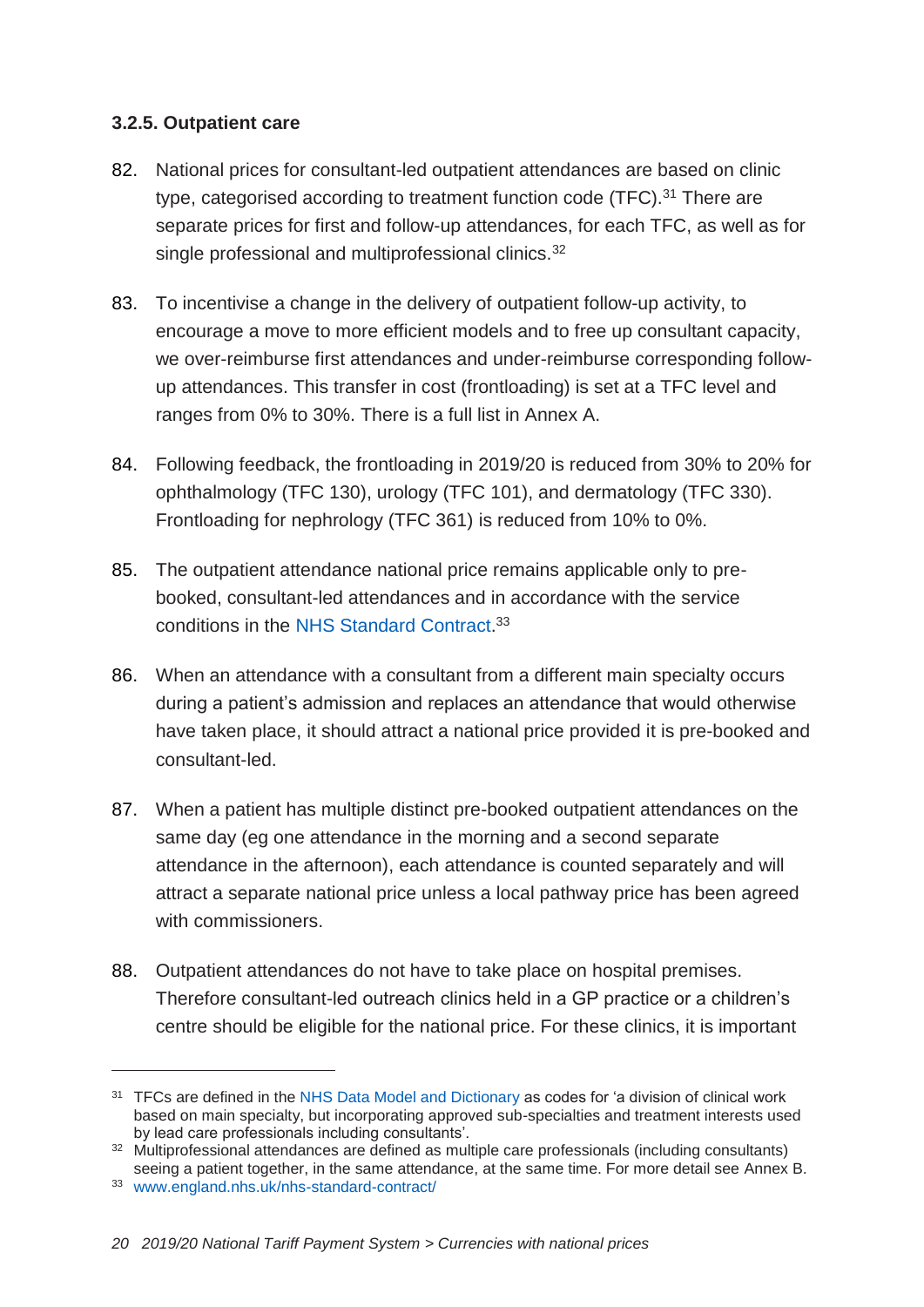### 3.2.5. Outpatient care

82. National prices for consultant-led outpatient attendances are based on clinic type, categorised according to treatment function code (TFC).[31] There are separate prices for first and follow-up attendances, for each TFC, as well as for single professional and multiprofessional clinics.[32]

83. To incentivise a change in the delivery of outpatient follow-up activity, to encourage a move to more efficient models and to free up consultant capacity, we over-reimburse first attendances and under-reimburse corresponding follow-up attendances. This transfer in cost (frontloading) is set at a TFC level and ranges from 0% to 30%. There is a full list in Annex A.

84. Following feedback, the frontloading in 2019/20 is reduced from 30% to 20% for ophthalmology (TFC 130), urology (TFC 101), and dermatology (TFC 330). Frontloading for nephrology (TFC 361) is reduced from 10% to 0%.

85. The outpatient attendance national price remains applicable only to pre-booked, consultant-led attendances and in accordance with the service conditions in the NHS Standard Contract.[33]

86. When an attendance with a consultant from a different main specialty occurs during a patient's admission and replaces an attendance that would otherwise have taken place, it should attract a national price provided it is pre-booked and consultant-led.

87. When a patient has multiple distinct pre-booked outpatient attendances on the same day (eg one attendance in the morning and a second separate attendance in the afternoon), each attendance is counted separately and will attract a separate national price unless a local pathway price has been agreed with commissioners.

88. Outpatient attendances do not have to take place on hospital premises. Therefore consultant-led outreach clinics held in a GP practice or a children's centre should be eligible for the national price. For these clinics, it is important

---

[31] TFCs are defined in the NHS Data Model and Dictionary as codes for 'a division of clinical work based on main specialty, but incorporating approved sub-specialties and treatment interests used by lead care professionals including consultants'.

[32] Multiprofessional attendances are defined as multiple care professionals (including consultants) seeing a patient together, in the same attendance, at the same time. For more detail see Annex B.

[33] www.england.nhs.uk/nhs-standard-contract/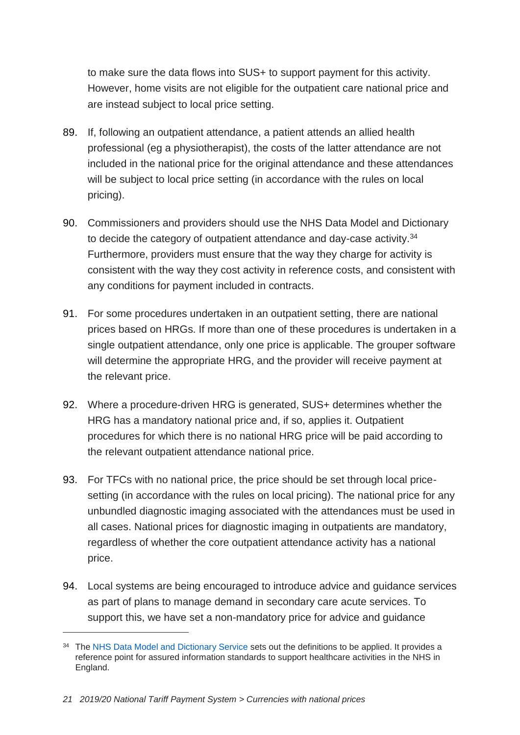to make sure the data flows into SUS+ to support payment for this activity. However, home visits are not eligible for the outpatient care national price and are instead subject to local price setting.

89. If, following an outpatient attendance, a patient attends an allied health professional (eg a physiotherapist), the costs of the latter attendance are not included in the national price for the original attendance and these attendances will be subject to local price setting (in accordance with the rules on local pricing).

90. Commissioners and providers should use the NHS Data Model and Dictionary to decide the category of outpatient attendance and day-case activity.[34] Furthermore, providers must ensure that the way they charge for activity is consistent with the way they cost activity in reference costs, and consistent with any conditions for payment included in contracts.

91. For some procedures undertaken in an outpatient setting, there are national prices based on HRGs. If more than one of these procedures is undertaken in a single outpatient attendance, only one price is applicable. The grouper software will determine the appropriate HRG, and the provider will receive payment at the relevant price.

92. Where a procedure-driven HRG is generated, SUS+ determines whether the HRG has a mandatory national price and, if so, applies it. Outpatient procedures for which there is no national HRG price will be paid according to the relevant outpatient attendance national price.

93. For TFCs with no national price, the price should be set through local price-setting (in accordance with the rules on local pricing). The national price for any unbundled diagnostic imaging associated with the attendances must be used in all cases. National prices for diagnostic imaging in outpatients are mandatory, regardless of whether the core outpatient attendance activity has a national price.

94. Local systems are being encouraged to introduce advice and guidance services as part of plans to manage demand in secondary care acute services. To support this, we have set a non-mandatory price for advice and guidance

---

[34] The NHS Data Model and Dictionary Service sets out the definitions to be applied. It provides a reference point for assured information standards to support healthcare activities in the NHS in England.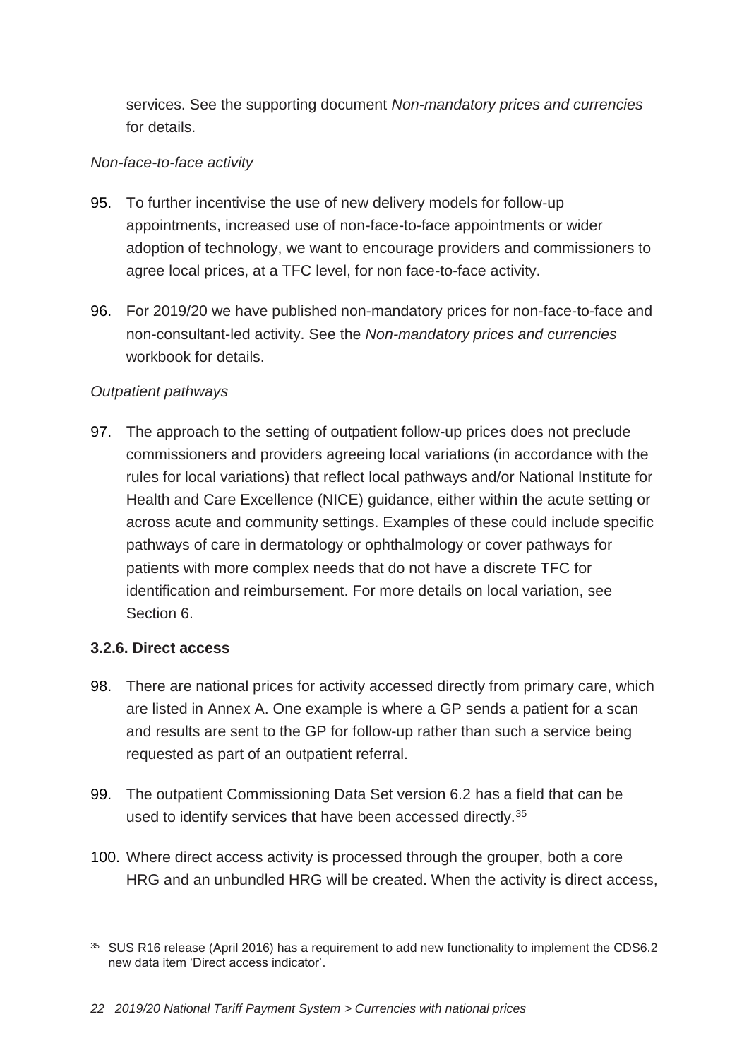services. See the supporting document *Non-mandatory prices and currencies* for details.

*Non-face-to-face activity*

95. To further incentivise the use of new delivery models for follow-up appointments, increased use of non-face-to-face appointments or wider adoption of technology, we want to encourage providers and commissioners to agree local prices, at a TFC level, for non face-to-face activity.

96. For 2019/20 we have published non-mandatory prices for non-face-to-face and non-consultant-led activity. See the *Non-mandatory prices and currencies* workbook for details.

*Outpatient pathways*

97. The approach to the setting of outpatient follow-up prices does not preclude commissioners and providers agreeing local variations (in accordance with the rules for local variations) that reflect local pathways and/or National Institute for Health and Care Excellence (NICE) guidance, either within the acute setting or across acute and community settings. Examples of these could include specific pathways of care in dermatology or ophthalmology or cover pathways for patients with more complex needs that do not have a discrete TFC for identification and reimbursement. For more details on local variation, see Section 6.

### 3.2.6. Direct access

98. There are national prices for activity accessed directly from primary care, which are listed in Annex A. One example is where a GP sends a patient for a scan and results are sent to the GP for follow-up rather than such a service being requested as part of an outpatient referral.

99. The outpatient Commissioning Data Set version 6.2 has a field that can be used to identify services that have been accessed directly.[35]

100. Where direct access activity is processed through the grouper, both a core HRG and an unbundled HRG will be created. When the activity is direct access,

---

[35] SUS R16 release (April 2016) has a requirement to add new functionality to implement the CDS6.2 new data item 'Direct access indicator'.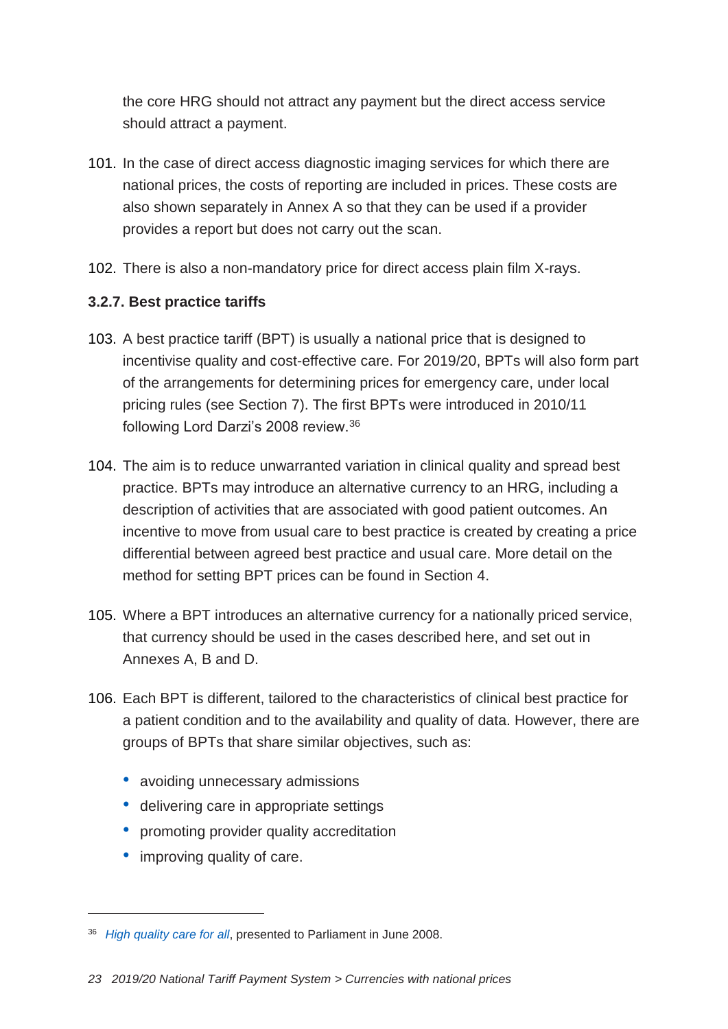the core HRG should not attract any payment but the direct access service should attract a payment.

101. In the case of direct access diagnostic imaging services for which there are national prices, the costs of reporting are included in prices. These costs are also shown separately in Annex A so that they can be used if a provider provides a report but does not carry out the scan.

102. There is also a non-mandatory price for direct access plain film X-rays.

### 3.2.7. Best practice tariffs

103. A best practice tariff (BPT) is usually a national price that is designed to incentivise quality and cost-effective care. For 2019/20, BPTs will also form part of the arrangements for determining prices for emergency care, under local pricing rules (see Section 7). The first BPTs were introduced in 2010/11 following Lord Darzi's 2008 review.[36]

104. The aim is to reduce unwarranted variation in clinical quality and spread best practice. BPTs may introduce an alternative currency to an HRG, including a description of activities that are associated with good patient outcomes. An incentive to move from usual care to best practice is created by creating a price differential between agreed best practice and usual care. More detail on the method for setting BPT prices can be found in Section 4.

105. Where a BPT introduces an alternative currency for a nationally priced service, that currency should be used in the cases described here, and set out in Annexes A, B and D.

106. Each BPT is different, tailored to the characteristics of clinical best practice for a patient condition and to the availability and quality of data. However, there are groups of BPTs that share similar objectives, such as:

- avoiding unnecessary admissions
- delivering care in appropriate settings
- promoting provider quality accreditation
- improving quality of care.

---

[36] *High quality care for all*, presented to Parliament in June 2008.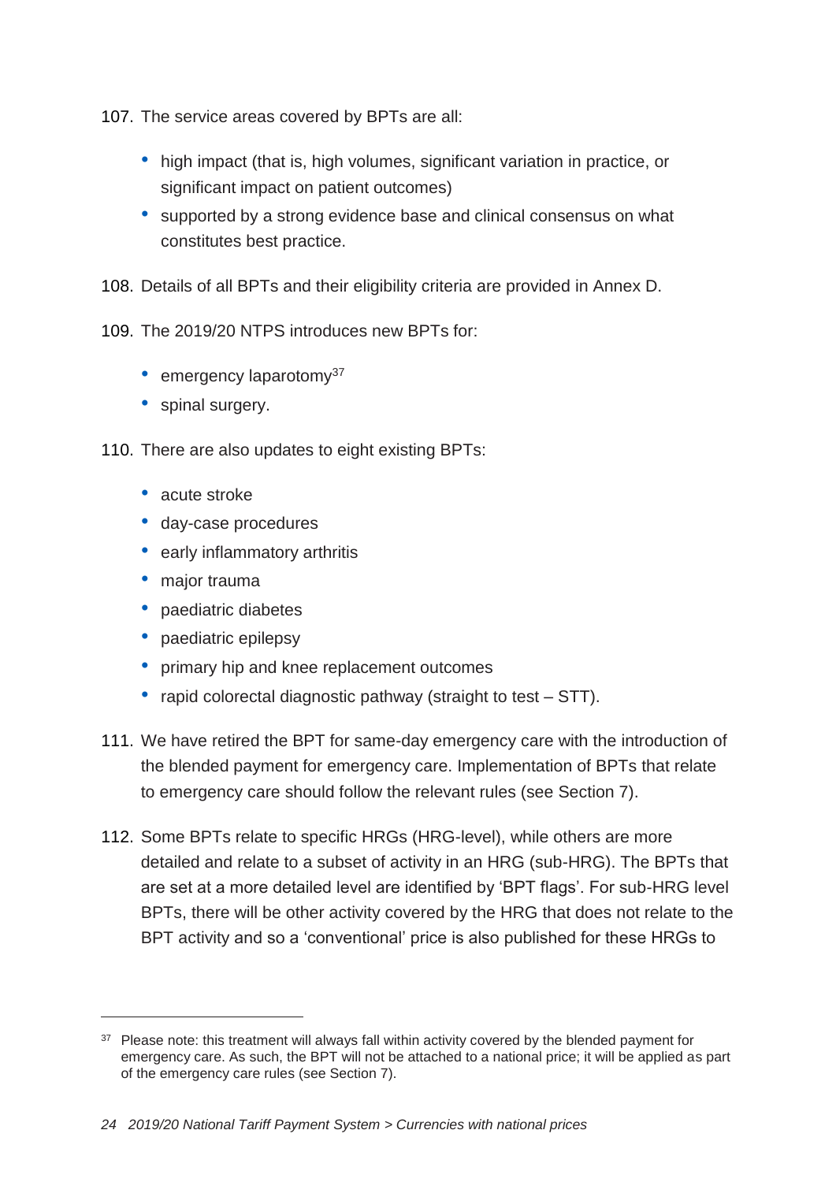107. The service areas covered by BPTs are all:

- high impact (that is, high volumes, significant variation in practice, or significant impact on patient outcomes)
- supported by a strong evidence base and clinical consensus on what constitutes best practice.

108. Details of all BPTs and their eligibility criteria are provided in Annex D.

109. The 2019/20 NTPS introduces new BPTs for:

- emergency laparotomy[37]
- spinal surgery.

110. There are also updates to eight existing BPTs:

- acute stroke
- day-case procedures
- early inflammatory arthritis
- major trauma
- paediatric diabetes
- paediatric epilepsy
- primary hip and knee replacement outcomes
- rapid colorectal diagnostic pathway (straight to test – STT).

111. We have retired the BPT for same-day emergency care with the introduction of the blended payment for emergency care. Implementation of BPTs that relate to emergency care should follow the relevant rules (see Section 7).

112. Some BPTs relate to specific HRGs (HRG-level), while others are more detailed and relate to a subset of activity in an HRG (sub-HRG). The BPTs that are set at a more detailed level are identified by 'BPT flags'. For sub-HRG level BPTs, there will be other activity covered by the HRG that does not relate to the BPT activity and so a 'conventional' price is also published for these HRGs to

[37] Please note: this treatment will always fall within activity covered by the blended payment for emergency care. As such, the BPT will not be attached to a national price; it will be applied as part of the emergency care rules (see Section 7).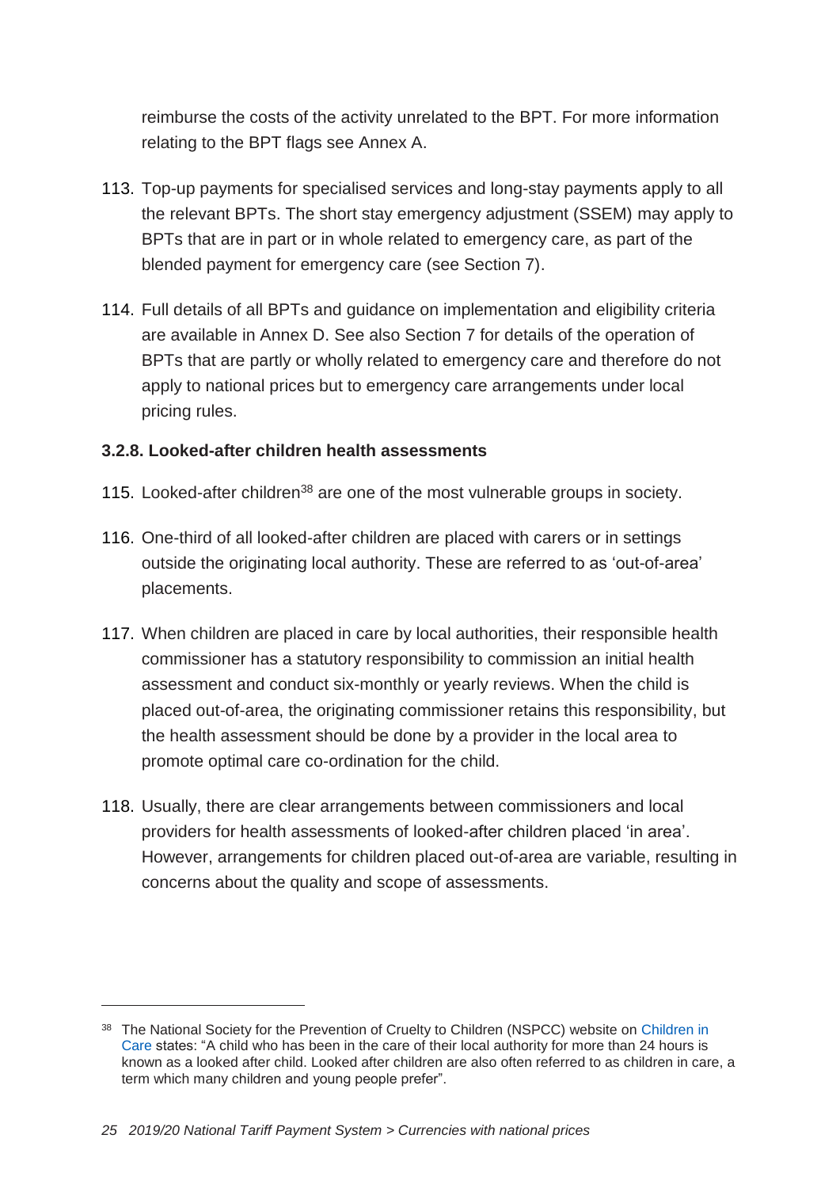reimburse the costs of the activity unrelated to the BPT. For more information relating to the BPT flags see Annex A.

113. Top-up payments for specialised services and long-stay payments apply to all the relevant BPTs. The short stay emergency adjustment (SSEM) may apply to BPTs that are in part or in whole related to emergency care, as part of the blended payment for emergency care (see Section 7).

114. Full details of all BPTs and guidance on implementation and eligibility criteria are available in Annex D. See also Section 7 for details of the operation of BPTs that are partly or wholly related to emergency care and therefore do not apply to national prices but to emergency care arrangements under local pricing rules.

### 3.2.8. Looked-after children health assessments

115. Looked-after children[38] are one of the most vulnerable groups in society.

116. One-third of all looked-after children are placed with carers or in settings outside the originating local authority. These are referred to as 'out-of-area' placements.

117. When children are placed in care by local authorities, their responsible health commissioner has a statutory responsibility to commission an initial health assessment and conduct six-monthly or yearly reviews. When the child is placed out-of-area, the originating commissioner retains this responsibility, but the health assessment should be done by a provider in the local area to promote optimal care co-ordination for the child.

118. Usually, there are clear arrangements between commissioners and local providers for health assessments of looked-after children placed 'in area'. However, arrangements for children placed out-of-area are variable, resulting in concerns about the quality and scope of assessments.

---

[38] The National Society for the Prevention of Cruelty to Children (NSPCC) website on Children in Care states: "A child who has been in the care of their local authority for more than 24 hours is known as a looked after child. Looked after children are also often referred to as children in care, a term which many children and young people prefer".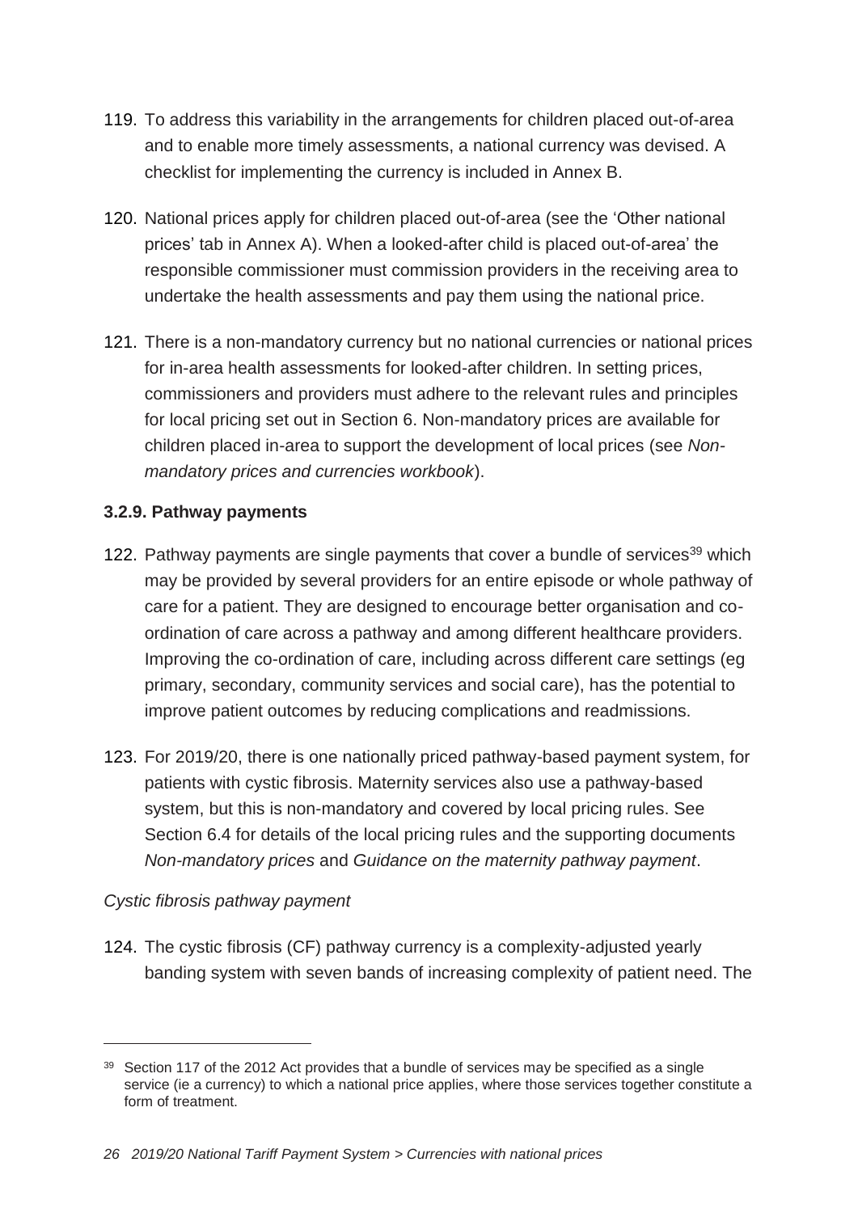119. To address this variability in the arrangements for children placed out-of-area and to enable more timely assessments, a national currency was devised. A checklist for implementing the currency is included in Annex B.

120. National prices apply for children placed out-of-area (see the 'Other national prices' tab in Annex A). When a looked-after child is placed out-of-area' the responsible commissioner must commission providers in the receiving area to undertake the health assessments and pay them using the national price.

121. There is a non-mandatory currency but no national currencies or national prices for in-area health assessments for looked-after children. In setting prices, commissioners and providers must adhere to the relevant rules and principles for local pricing set out in Section 6. Non-mandatory prices are available for children placed in-area to support the development of local prices (see *Non-mandatory prices and currencies workbook*).

### 3.2.9. Pathway payments

122. Pathway payments are single payments that cover a bundle of services[39] which may be provided by several providers for an entire episode or whole pathway of care for a patient. They are designed to encourage better organisation and co-ordination of care across a pathway and among different healthcare providers. Improving the co-ordination of care, including across different care settings (eg primary, secondary, community services and social care), has the potential to improve patient outcomes by reducing complications and readmissions.

123. For 2019/20, there is one nationally priced pathway-based payment system, for patients with cystic fibrosis. Maternity services also use a pathway-based system, but this is non-mandatory and covered by local pricing rules. See Section 6.4 for details of the local pricing rules and the supporting documents *Non-mandatory prices* and *Guidance on the maternity pathway payment*.

*Cystic fibrosis pathway payment*

124. The cystic fibrosis (CF) pathway currency is a complexity-adjusted yearly banding system with seven bands of increasing complexity of patient need. The

---

[39] Section 117 of the 2012 Act provides that a bundle of services may be specified as a single service (ie a currency) to which a national price applies, where those services together constitute a form of treatment.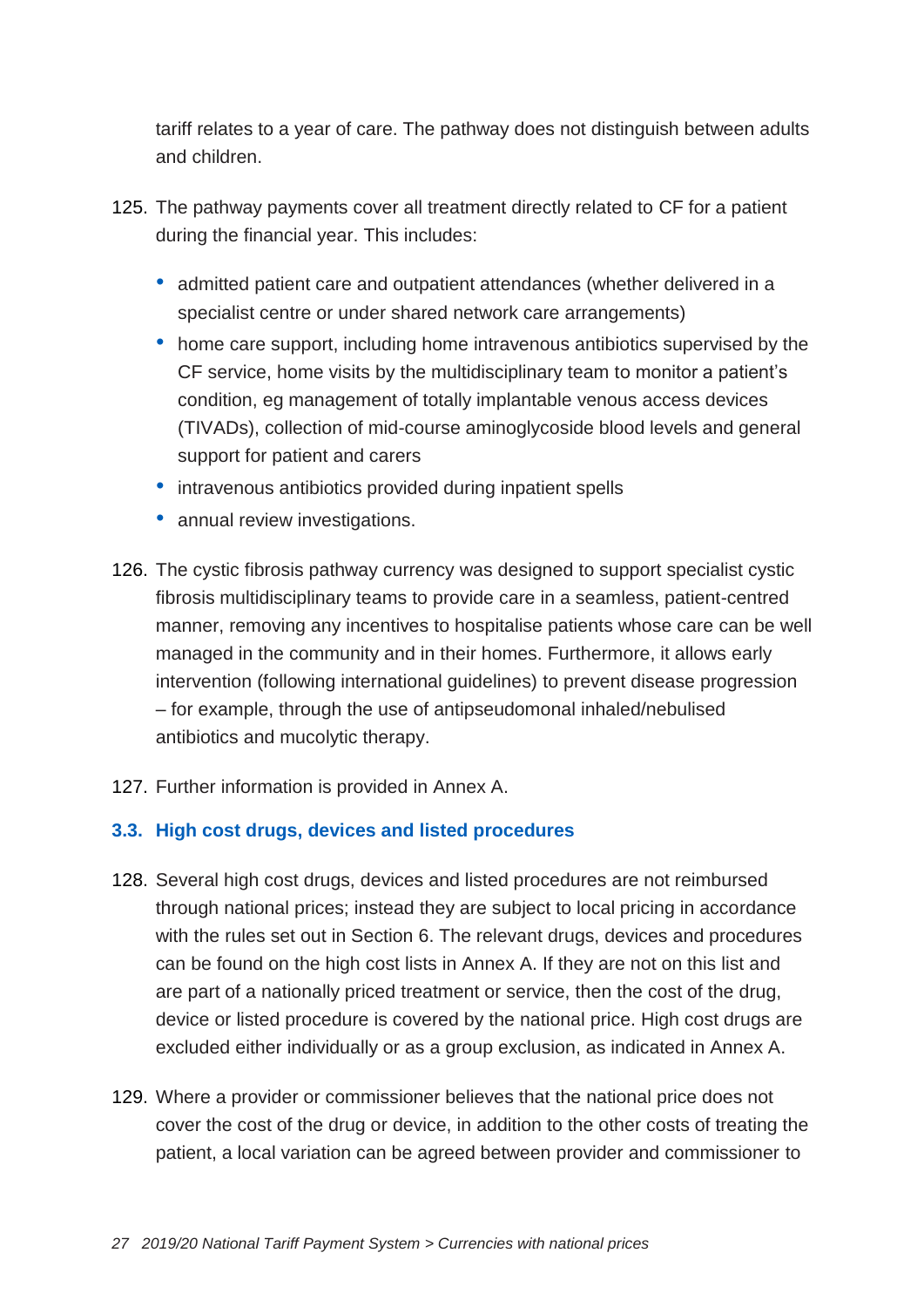tariff relates to a year of care. The pathway does not distinguish between adults and children.

125. The pathway payments cover all treatment directly related to CF for a patient during the financial year. This includes:

    - admitted patient care and outpatient attendances (whether delivered in a specialist centre or under shared network care arrangements)
    - home care support, including home intravenous antibiotics supervised by the CF service, home visits by the multidisciplinary team to monitor a patient's condition, eg management of totally implantable venous access devices (TIVADs), collection of mid-course aminoglycoside blood levels and general support for patient and carers
    - intravenous antibiotics provided during inpatient spells
    - annual review investigations.

126. The cystic fibrosis pathway currency was designed to support specialist cystic fibrosis multidisciplinary teams to provide care in a seamless, patient-centred manner, removing any incentives to hospitalise patients whose care can be well managed in the community and in their homes. Furthermore, it allows early intervention (following international guidelines) to prevent disease progression – for example, through the use of antipseudomonal inhaled/nebulised antibiotics and mucolytic therapy.

127. Further information is provided in Annex A.

## 3.3. High cost drugs, devices and listed procedures

128. Several high cost drugs, devices and listed procedures are not reimbursed through national prices; instead they are subject to local pricing in accordance with the rules set out in Section 6. The relevant drugs, devices and procedures can be found on the high cost lists in Annex A. If they are not on this list and are part of a nationally priced treatment or service, then the cost of the drug, device or listed procedure is covered by the national price. High cost drugs are excluded either individually or as a group exclusion, as indicated in Annex A.

129. Where a provider or commissioner believes that the national price does not cover the cost of the drug or device, in addition to the other costs of treating the patient, a local variation can be agreed between provider and commissioner to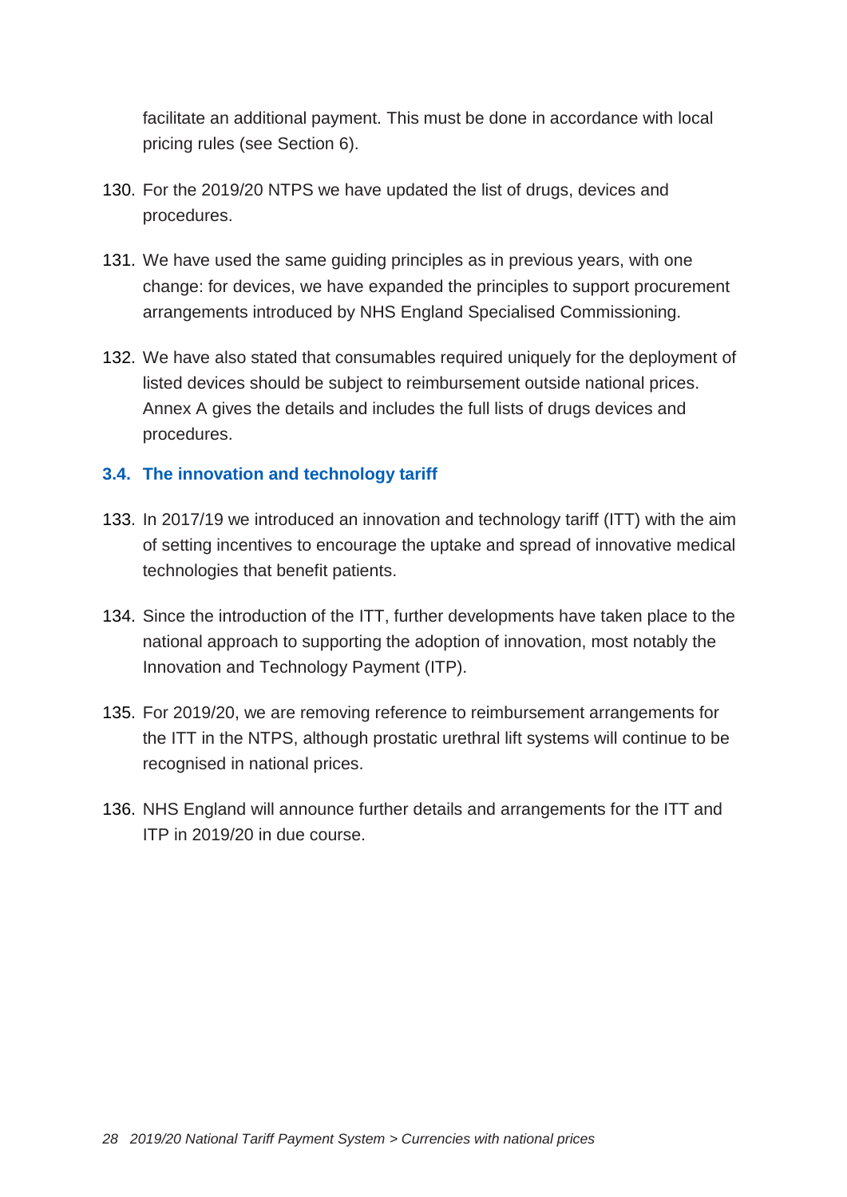facilitate an additional payment. This must be done in accordance with local pricing rules (see Section 6).

130. For the 2019/20 NTPS we have updated the list of drugs, devices and procedures.

131. We have used the same guiding principles as in previous years, with one change: for devices, we have expanded the principles to support procurement arrangements introduced by NHS England Specialised Commissioning.

132. We have also stated that consumables required uniquely for the deployment of listed devices should be subject to reimbursement outside national prices. Annex A gives the details and includes the full lists of drugs devices and procedures.

### 3.4. The innovation and technology tariff

133. In 2017/19 we introduced an innovation and technology tariff (ITT) with the aim of setting incentives to encourage the uptake and spread of innovative medical technologies that benefit patients.

134. Since the introduction of the ITT, further developments have taken place to the national approach to supporting the adoption of innovation, most notably the Innovation and Technology Payment (ITP).

135. For 2019/20, we are removing reference to reimbursement arrangements for the ITT in the NTPS, although prostatic urethral lift systems will continue to be recognised in national prices.

136. NHS England will announce further details and arrangements for the ITT and ITP in 2019/20 in due course.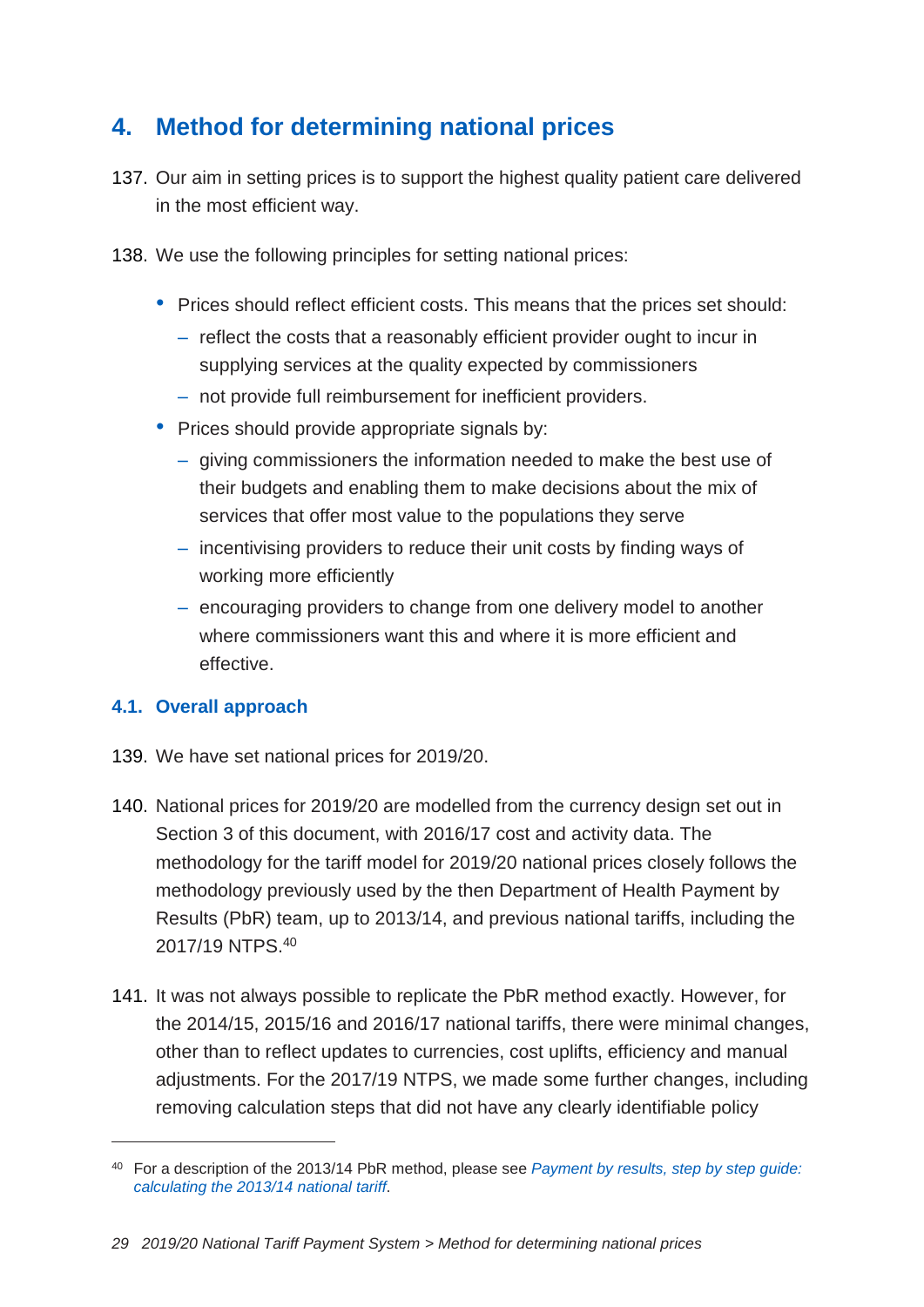# 4. Method for determining national prices

137. Our aim in setting prices is to support the highest quality patient care delivered in the most efficient way.

138. We use the following principles for setting national prices:

- Prices should reflect efficient costs. This means that the prices set should:
  - reflect the costs that a reasonably efficient provider ought to incur in supplying services at the quality expected by commissioners
  - not provide full reimbursement for inefficient providers.
- Prices should provide appropriate signals by:
  - giving commissioners the information needed to make the best use of their budgets and enabling them to make decisions about the mix of services that offer most value to the populations they serve
  - incentivising providers to reduce their unit costs by finding ways of working more efficiently
  - encouraging providers to change from one delivery model to another where commissioners want this and where it is more efficient and effective.

## 4.1. Overall approach

139. We have set national prices for 2019/20.

140. National prices for 2019/20 are modelled from the currency design set out in Section 3 of this document, with 2016/17 cost and activity data. The methodology for the tariff model for 2019/20 national prices closely follows the methodology previously used by the then Department of Health Payment by Results (PbR) team, up to 2013/14, and previous national tariffs, including the 2017/19 NTPS.[40]

141. It was not always possible to replicate the PbR method exactly. However, for the 2014/15, 2015/16 and 2016/17 national tariffs, there were minimal changes, other than to reflect updates to currencies, cost uplifts, efficiency and manual adjustments. For the 2017/19 NTPS, we made some further changes, including removing calculation steps that did not have any clearly identifiable policy

---

[40] For a description of the 2013/14 PbR method, please see *Payment by results, step by step guide: calculating the 2013/14 national tariff*.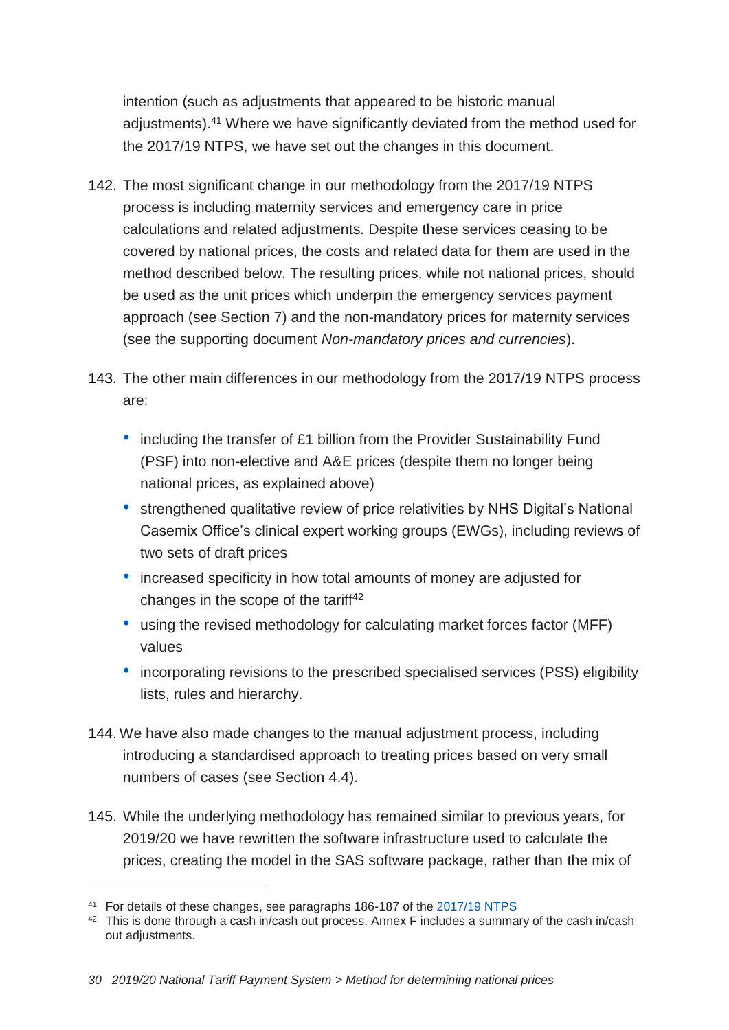intention (such as adjustments that appeared to be historic manual adjustments).[41] Where we have significantly deviated from the method used for the 2017/19 NTPS, we have set out the changes in this document.

142. The most significant change in our methodology from the 2017/19 NTPS process is including maternity services and emergency care in price calculations and related adjustments. Despite these services ceasing to be covered by national prices, the costs and related data for them are used in the method described below. The resulting prices, while not national prices, should be used as the unit prices which underpin the emergency services payment approach (see Section 7) and the non-mandatory prices for maternity services (see the supporting document *Non-mandatory prices and currencies*).

143. The other main differences in our methodology from the 2017/19 NTPS process are:

- including the transfer of £1 billion from the Provider Sustainability Fund (PSF) into non-elective and A&E prices (despite them no longer being national prices, as explained above)
- strengthened qualitative review of price relativities by NHS Digital's National Casemix Office's clinical expert working groups (EWGs), including reviews of two sets of draft prices
- increased specificity in how total amounts of money are adjusted for changes in the scope of the tariff[42]
- using the revised methodology for calculating market forces factor (MFF) values
- incorporating revisions to the prescribed specialised services (PSS) eligibility lists, rules and hierarchy.

144. We have also made changes to the manual adjustment process, including introducing a standardised approach to treating prices based on very small numbers of cases (see Section 4.4).

145. While the underlying methodology has remained similar to previous years, for 2019/20 we have rewritten the software infrastructure used to calculate the prices, creating the model in the SAS software package, rather than the mix of

[41] For details of these changes, see paragraphs 186-187 of the 2017/19 NTPS

[42] This is done through a cash in/cash out process. Annex F includes a summary of the cash in/cash out adjustments.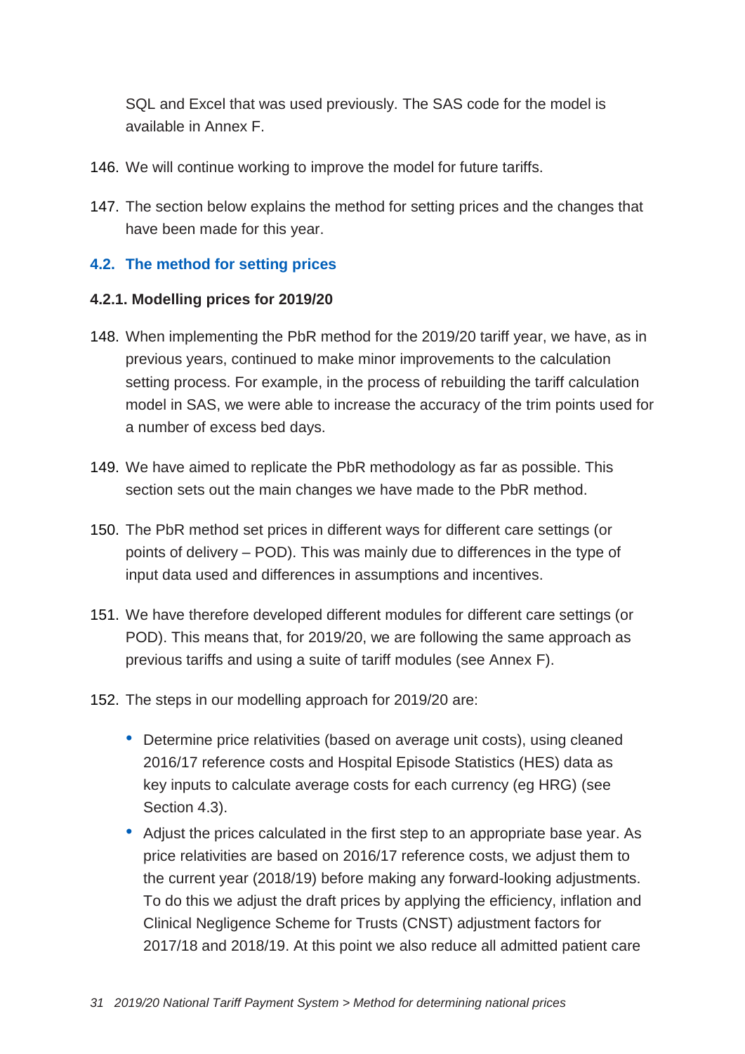SQL and Excel that was used previously. The SAS code for the model is available in Annex F.

146. We will continue working to improve the model for future tariffs.

147. The section below explains the method for setting prices and the changes that have been made for this year.

## 4.2. The method for setting prices

### 4.2.1. Modelling prices for 2019/20

148. When implementing the PbR method for the 2019/20 tariff year, we have, as in previous years, continued to make minor improvements to the calculation setting process. For example, in the process of rebuilding the tariff calculation model in SAS, we were able to increase the accuracy of the trim points used for a number of excess bed days.

149. We have aimed to replicate the PbR methodology as far as possible. This section sets out the main changes we have made to the PbR method.

150. The PbR method set prices in different ways for different care settings (or points of delivery – POD). This was mainly due to differences in the type of input data used and differences in assumptions and incentives.

151. We have therefore developed different modules for different care settings (or POD). This means that, for 2019/20, we are following the same approach as previous tariffs and using a suite of tariff modules (see Annex F).

152. The steps in our modelling approach for 2019/20 are:

- Determine price relativities (based on average unit costs), using cleaned 2016/17 reference costs and Hospital Episode Statistics (HES) data as key inputs to calculate average costs for each currency (eg HRG) (see Section 4.3).
- Adjust the prices calculated in the first step to an appropriate base year. As price relativities are based on 2016/17 reference costs, we adjust them to the current year (2018/19) before making any forward-looking adjustments. To do this we adjust the draft prices by applying the efficiency, inflation and Clinical Negligence Scheme for Trusts (CNST) adjustment factors for 2017/18 and 2018/19. At this point we also reduce all admitted patient care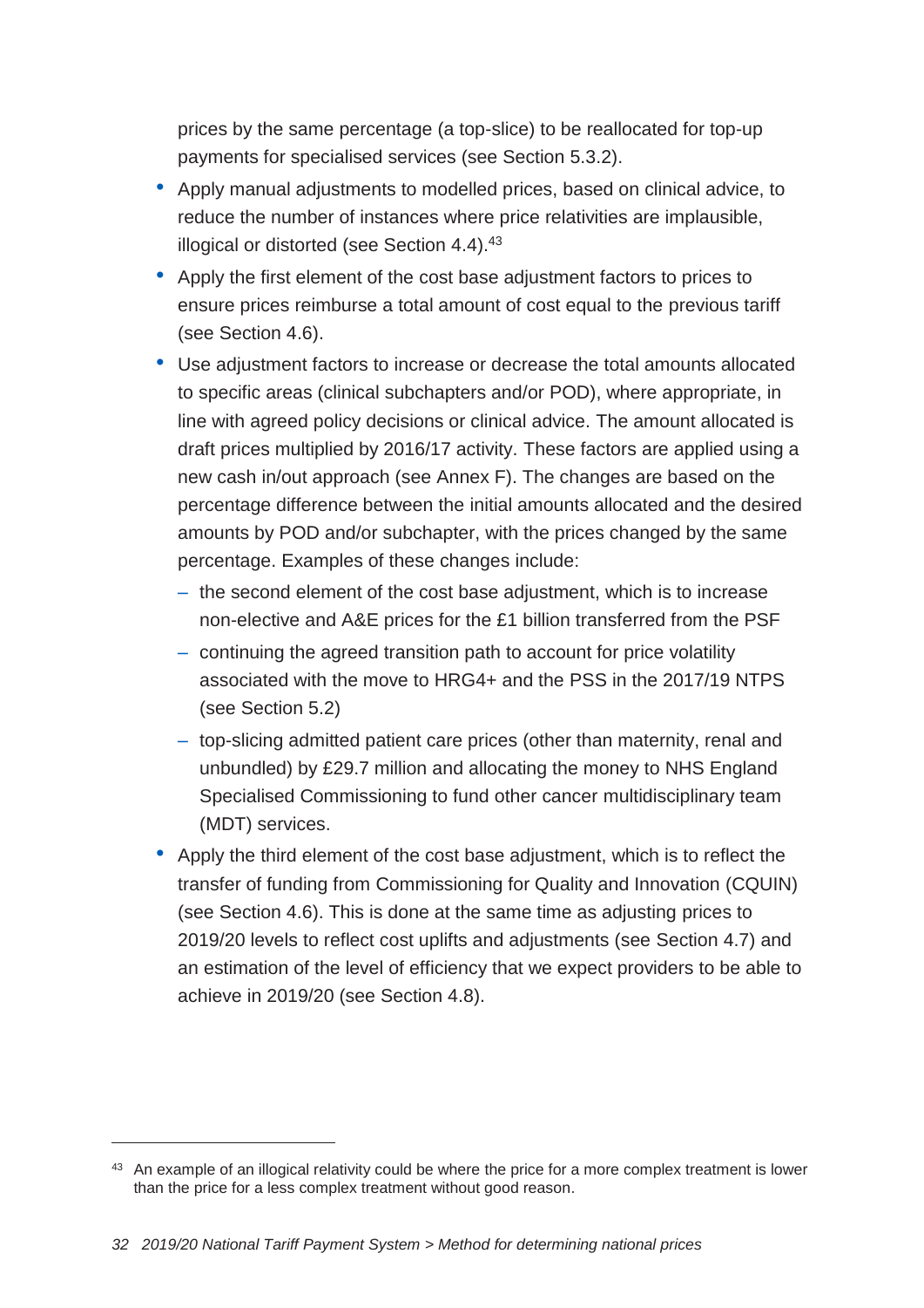prices by the same percentage (a top-slice) to be reallocated for top-up payments for specialised services (see Section 5.3.2).

- Apply manual adjustments to modelled prices, based on clinical advice, to reduce the number of instances where price relativities are implausible, illogical or distorted (see Section 4.4).[43]
- Apply the first element of the cost base adjustment factors to prices to ensure prices reimburse a total amount of cost equal to the previous tariff (see Section 4.6).
- Use adjustment factors to increase or decrease the total amounts allocated to specific areas (clinical subchapters and/or POD), where appropriate, in line with agreed policy decisions or clinical advice. The amount allocated is draft prices multiplied by 2016/17 activity. These factors are applied using a new cash in/out approach (see Annex F). The changes are based on the percentage difference between the initial amounts allocated and the desired amounts by POD and/or subchapter, with the prices changed by the same percentage. Examples of these changes include:
  - the second element of the cost base adjustment, which is to increase non-elective and A&E prices for the £1 billion transferred from the PSF
  - continuing the agreed transition path to account for price volatility associated with the move to HRG4+ and the PSS in the 2017/19 NTPS (see Section 5.2)
  - top-slicing admitted patient care prices (other than maternity, renal and unbundled) by £29.7 million and allocating the money to NHS England Specialised Commissioning to fund other cancer multidisciplinary team (MDT) services.
- Apply the third element of the cost base adjustment, which is to reflect the transfer of funding from Commissioning for Quality and Innovation (CQUIN) (see Section 4.6). This is done at the same time as adjusting prices to 2019/20 levels to reflect cost uplifts and adjustments (see Section 4.7) and an estimation of the level of efficiency that we expect providers to be able to achieve in 2019/20 (see Section 4.8).

[43] An example of an illogical relativity could be where the price for a more complex treatment is lower than the price for a less complex treatment without good reason.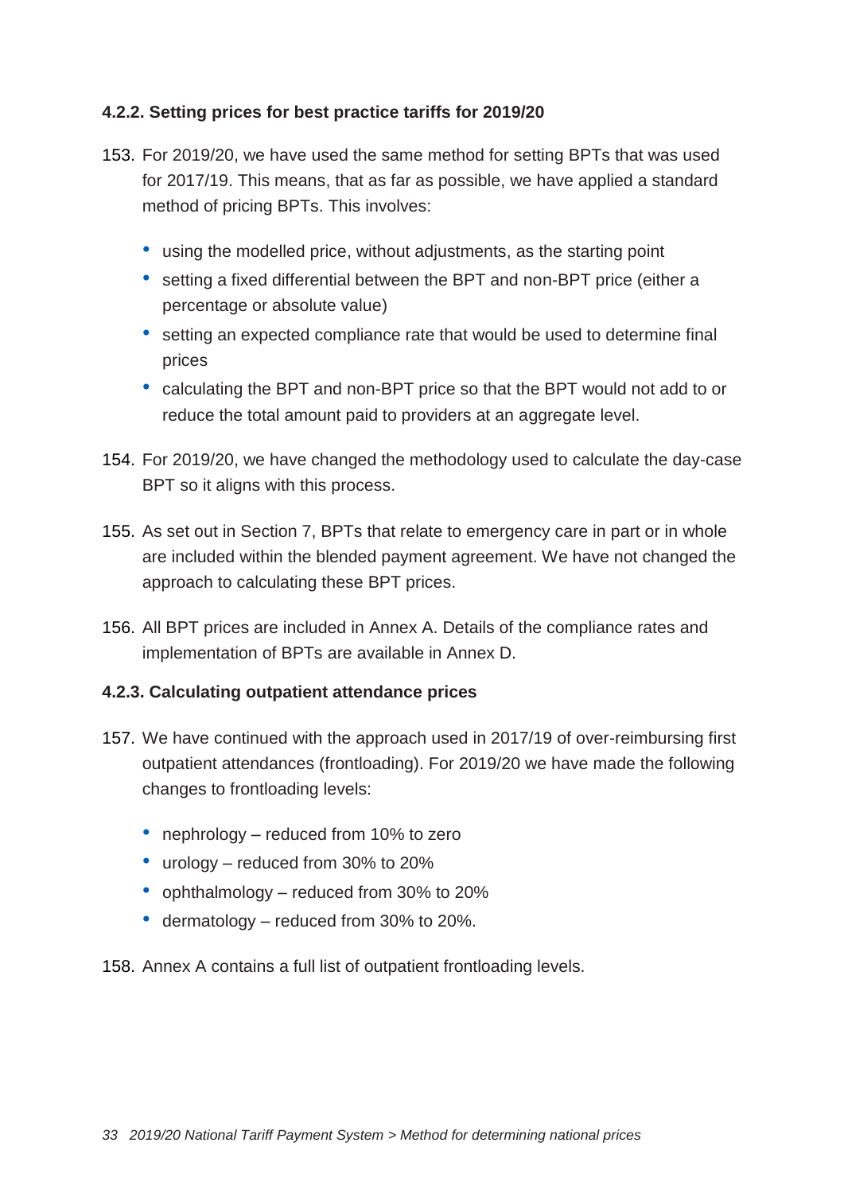#### 4.2.2. Setting prices for best practice tariffs for 2019/20

153. For 2019/20, we have used the same method for setting BPTs that was used for 2017/19. This means, that as far as possible, we have applied a standard method of pricing BPTs. This involves:

    - using the modelled price, without adjustments, as the starting point
    - setting a fixed differential between the BPT and non-BPT price (either a percentage or absolute value)
    - setting an expected compliance rate that would be used to determine final prices
    - calculating the BPT and non-BPT price so that the BPT would not add to or reduce the total amount paid to providers at an aggregate level.

154. For 2019/20, we have changed the methodology used to calculate the day-case BPT so it aligns with this process.

155. As set out in Section 7, BPTs that relate to emergency care in part or in whole are included within the blended payment agreement. We have not changed the approach to calculating these BPT prices.

156. All BPT prices are included in Annex A. Details of the compliance rates and implementation of BPTs are available in Annex D.

#### 4.2.3. Calculating outpatient attendance prices

157. We have continued with the approach used in 2017/19 of over-reimbursing first outpatient attendances (frontloading). For 2019/20 we have made the following changes to frontloading levels:

    - nephrology – reduced from 10% to zero
    - urology – reduced from 30% to 20%
    - ophthalmology – reduced from 30% to 20%
    - dermatology – reduced from 30% to 20%.

158. Annex A contains a full list of outpatient frontloading levels.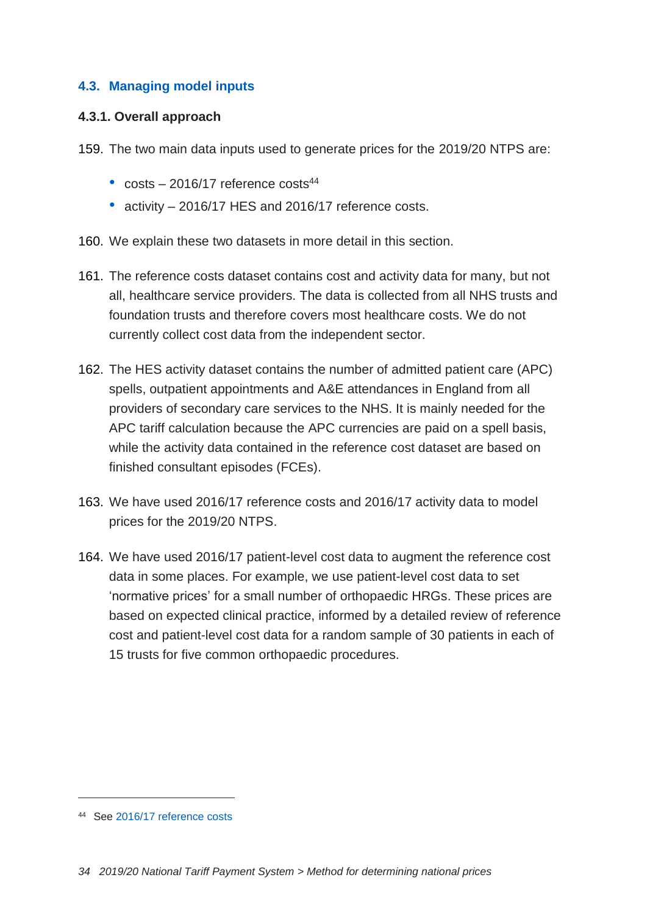## 4.3. Managing model inputs

### 4.3.1. Overall approach

159. The two main data inputs used to generate prices for the 2019/20 NTPS are:

- costs – 2016/17 reference costs[44]
- activity – 2016/17 HES and 2016/17 reference costs.

160. We explain these two datasets in more detail in this section.

161. The reference costs dataset contains cost and activity data for many, but not all, healthcare service providers. The data is collected from all NHS trusts and foundation trusts and therefore covers most healthcare costs. We do not currently collect cost data from the independent sector.

162. The HES activity dataset contains the number of admitted patient care (APC) spells, outpatient appointments and A&E attendances in England from all providers of secondary care services to the NHS. It is mainly needed for the APC tariff calculation because the APC currencies are paid on a spell basis, while the activity data contained in the reference cost dataset are based on finished consultant episodes (FCEs).

163. We have used 2016/17 reference costs and 2016/17 activity data to model prices for the 2019/20 NTPS.

164. We have used 2016/17 patient-level cost data to augment the reference cost data in some places. For example, we use patient-level cost data to set 'normative prices' for a small number of orthopaedic HRGs. These prices are based on expected clinical practice, informed by a detailed review of reference cost and patient-level cost data for a random sample of 30 patients in each of 15 trusts for five common orthopaedic procedures.

---

[44] See 2016/17 reference costs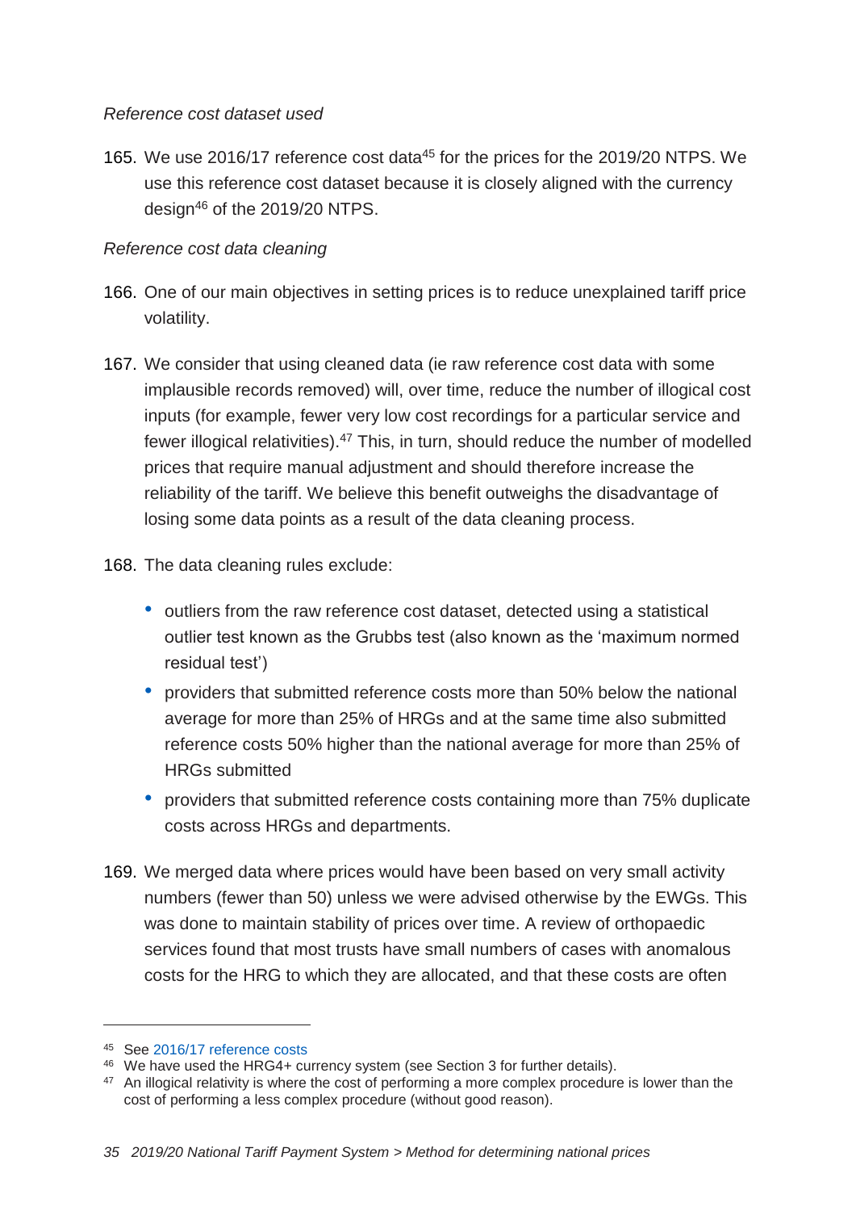*Reference cost dataset used*

165. We use 2016/17 reference cost data[45] for the prices for the 2019/20 NTPS. We use this reference cost dataset because it is closely aligned with the currency design[46] of the 2019/20 NTPS.

*Reference cost data cleaning*

166. One of our main objectives in setting prices is to reduce unexplained tariff price volatility.

167. We consider that using cleaned data (ie raw reference cost data with some implausible records removed) will, over time, reduce the number of illogical cost inputs (for example, fewer very low cost recordings for a particular service and fewer illogical relativities).[47] This, in turn, should reduce the number of modelled prices that require manual adjustment and should therefore increase the reliability of the tariff. We believe this benefit outweighs the disadvantage of losing some data points as a result of the data cleaning process.

168. The data cleaning rules exclude:

    - outliers from the raw reference cost dataset, detected using a statistical outlier test known as the Grubbs test (also known as the 'maximum normed residual test')
    - providers that submitted reference costs more than 50% below the national average for more than 25% of HRGs and at the same time also submitted reference costs 50% higher than the national average for more than 25% of HRGs submitted
    - providers that submitted reference costs containing more than 75% duplicate costs across HRGs and departments.

169. We merged data where prices would have been based on very small activity numbers (fewer than 50) unless we were advised otherwise by the EWGs. This was done to maintain stability of prices over time. A review of orthopaedic services found that most trusts have small numbers of cases with anomalous costs for the HRG to which they are allocated, and that these costs are often

---

45 See 2016/17 reference costs

46 We have used the HRG4+ currency system (see Section 3 for further details).

47 An illogical relativity is where the cost of performing a more complex procedure is lower than the cost of performing a less complex procedure (without good reason).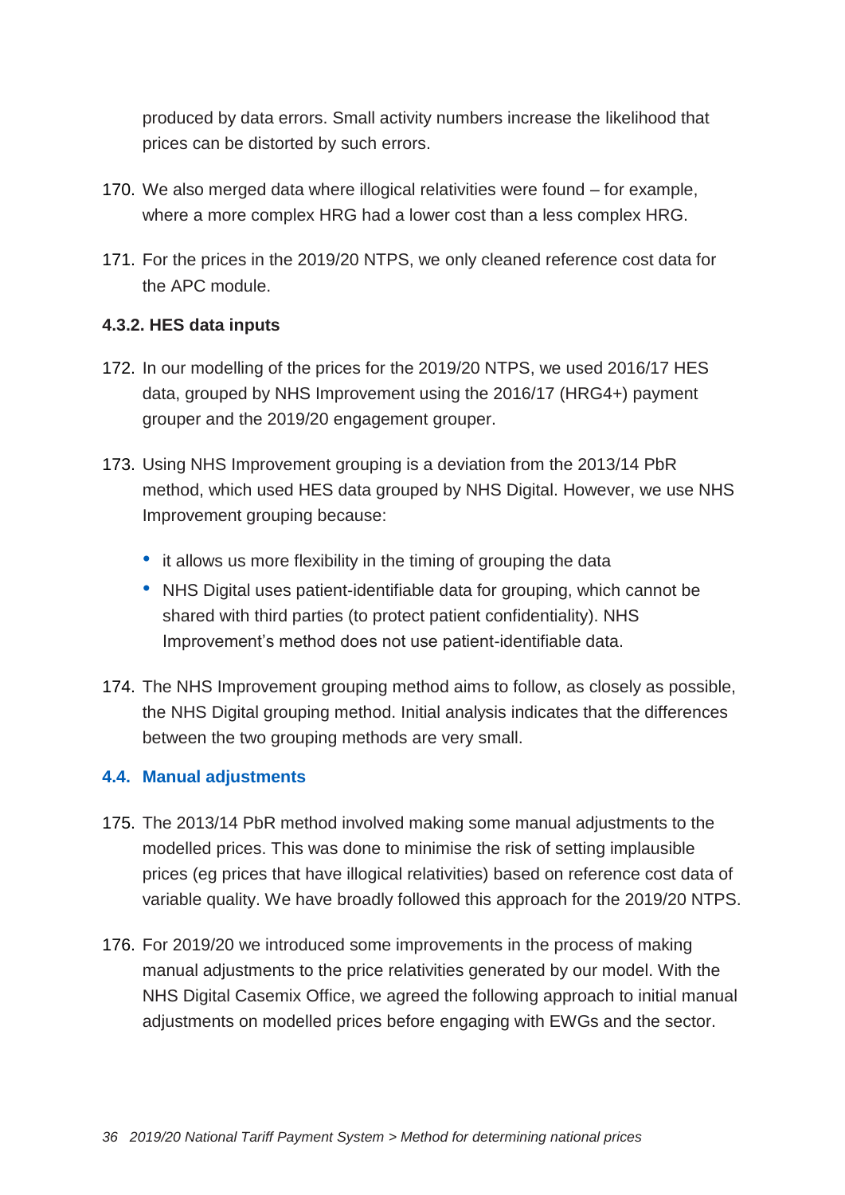produced by data errors. Small activity numbers increase the likelihood that prices can be distorted by such errors.

170. We also merged data where illogical relativities were found – for example, where a more complex HRG had a lower cost than a less complex HRG.

171. For the prices in the 2019/20 NTPS, we only cleaned reference cost data for the APC module.

#### 4.3.2. HES data inputs

172. In our modelling of the prices for the 2019/20 NTPS, we used 2016/17 HES data, grouped by NHS Improvement using the 2016/17 (HRG4+) payment grouper and the 2019/20 engagement grouper.

173. Using NHS Improvement grouping is a deviation from the 2013/14 PbR method, which used HES data grouped by NHS Digital. However, we use NHS Improvement grouping because:

  - it allows us more flexibility in the timing of grouping the data
  - NHS Digital uses patient-identifiable data for grouping, which cannot be shared with third parties (to protect patient confidentiality). NHS Improvement's method does not use patient-identifiable data.

174. The NHS Improvement grouping method aims to follow, as closely as possible, the NHS Digital grouping method. Initial analysis indicates that the differences between the two grouping methods are very small.

### 4.4. Manual adjustments

175. The 2013/14 PbR method involved making some manual adjustments to the modelled prices. This was done to minimise the risk of setting implausible prices (eg prices that have illogical relativities) based on reference cost data of variable quality. We have broadly followed this approach for the 2019/20 NTPS.

176. For 2019/20 we introduced some improvements in the process of making manual adjustments to the price relativities generated by our model. With the NHS Digital Casemix Office, we agreed the following approach to initial manual adjustments on modelled prices before engaging with EWGs and the sector.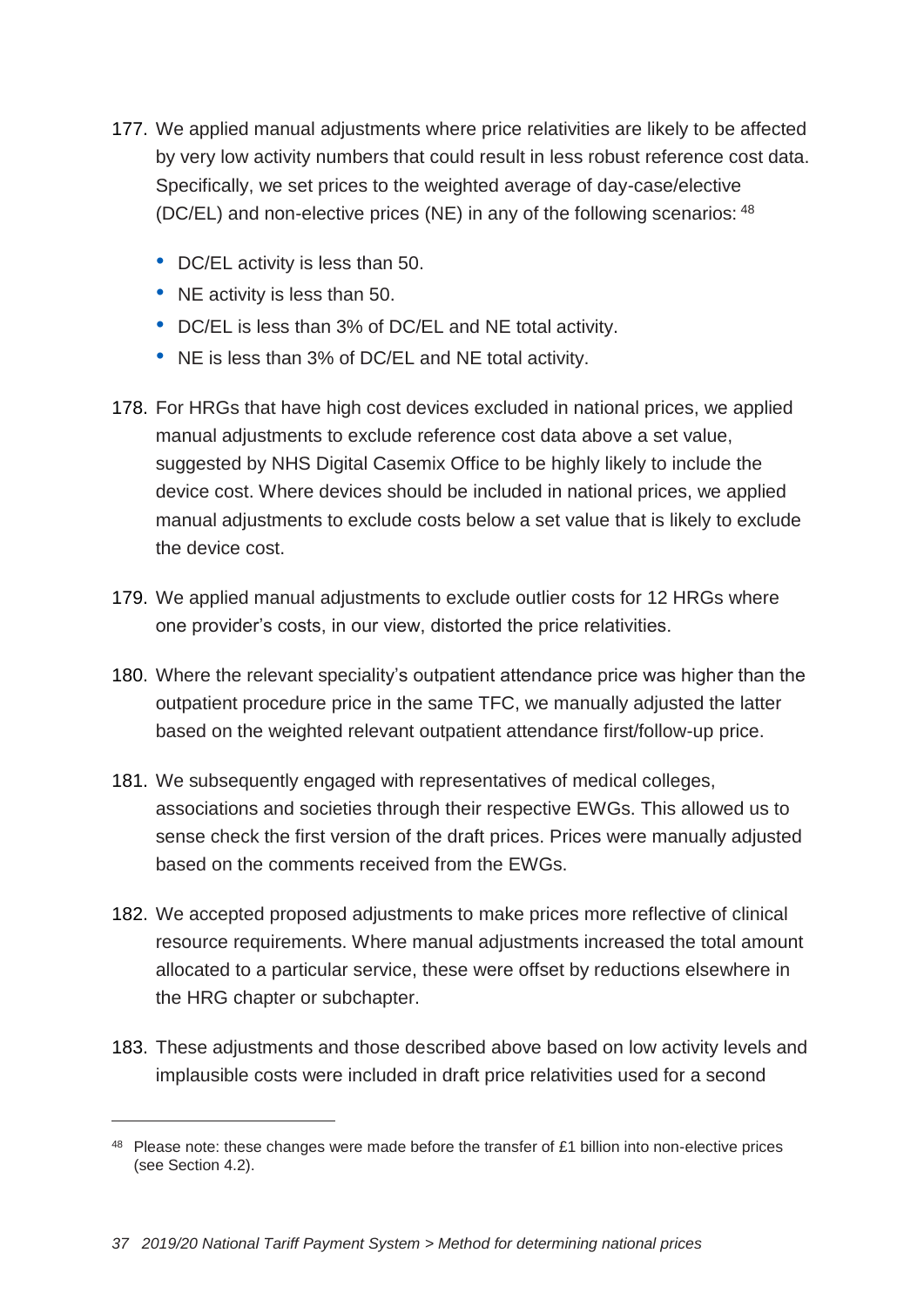177. We applied manual adjustments where price relativities are likely to be affected by very low activity numbers that could result in less robust reference cost data. Specifically, we set prices to the weighted average of day-case/elective (DC/EL) and non-elective prices (NE) in any of the following scenarios: [48]

   - DC/EL activity is less than 50.
   - NE activity is less than 50.
   - DC/EL is less than 3% of DC/EL and NE total activity.
   - NE is less than 3% of DC/EL and NE total activity.

178. For HRGs that have high cost devices excluded in national prices, we applied manual adjustments to exclude reference cost data above a set value, suggested by NHS Digital Casemix Office to be highly likely to include the device cost. Where devices should be included in national prices, we applied manual adjustments to exclude costs below a set value that is likely to exclude the device cost.

179. We applied manual adjustments to exclude outlier costs for 12 HRGs where one provider's costs, in our view, distorted the price relativities.

180. Where the relevant speciality's outpatient attendance price was higher than the outpatient procedure price in the same TFC, we manually adjusted the latter based on the weighted relevant outpatient attendance first/follow-up price.

181. We subsequently engaged with representatives of medical colleges, associations and societies through their respective EWGs. This allowed us to sense check the first version of the draft prices. Prices were manually adjusted based on the comments received from the EWGs.

182. We accepted proposed adjustments to make prices more reflective of clinical resource requirements. Where manual adjustments increased the total amount allocated to a particular service, these were offset by reductions elsewhere in the HRG chapter or subchapter.

183. These adjustments and those described above based on low activity levels and implausible costs were included in draft price relativities used for a second

---

[48] Please note: these changes were made before the transfer of £1 billion into non-elective prices (see Section 4.2).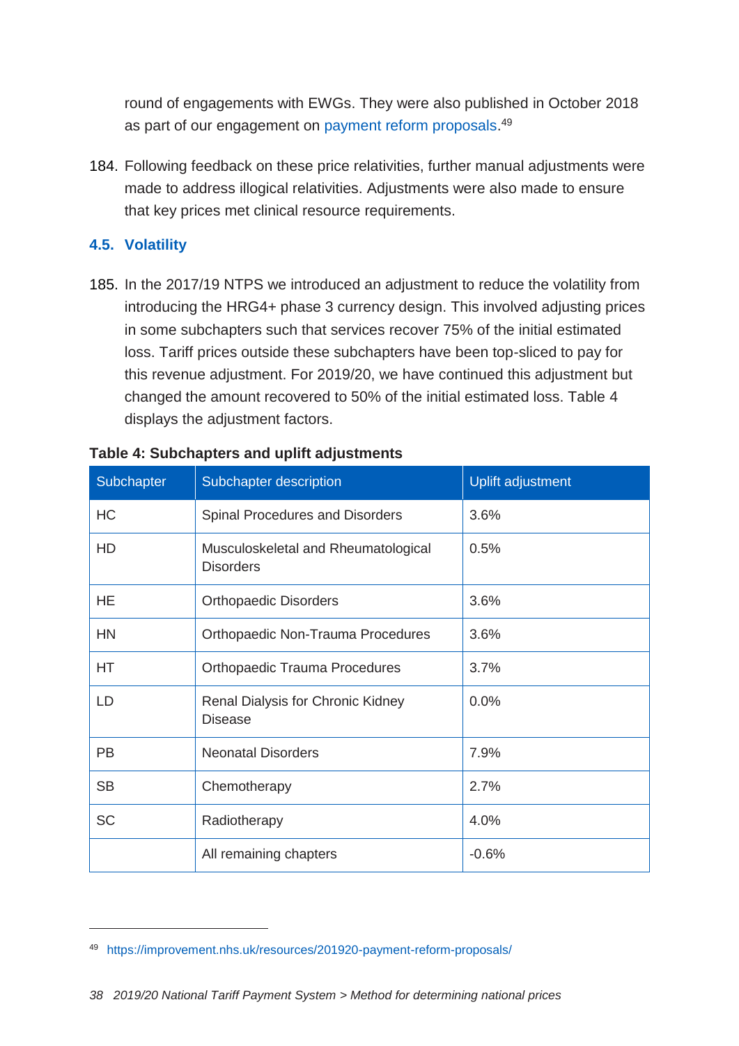round of engagements with EWGs. They were also published in October 2018 as part of our engagement on payment reform proposals.[49]

184. Following feedback on these price relativities, further manual adjustments were made to address illogical relativities. Adjustments were also made to ensure that key prices met clinical resource requirements.

## 4.5. Volatility

185. In the 2017/19 NTPS we introduced an adjustment to reduce the volatility from introducing the HRG4+ phase 3 currency design. This involved adjusting prices in some subchapters such that services recover 75% of the initial estimated loss. Tariff prices outside these subchapters have been top-sliced to pay for this revenue adjustment. For 2019/20, we have continued this adjustment but changed the amount recovered to 50% of the initial estimated loss. Table 4 displays the adjustment factors.

**Table 4: Subchapters and uplift adjustments**

| Subchapter | Subchapter description | Uplift adjustment |
|---|---|---|
| HC | Spinal Procedures and Disorders | 3.6% |
| HD | Musculoskeletal and Rheumatological Disorders | 0.5% |
| HE | Orthopaedic Disorders | 3.6% |
| HN | Orthopaedic Non-Trauma Procedures | 3.6% |
| HT | Orthopaedic Trauma Procedures | 3.7% |
| LD | Renal Dialysis for Chronic Kidney Disease | 0.0% |
| PB | Neonatal Disorders | 7.9% |
| SB | Chemotherapy | 2.7% |
| SC | Radiotherapy | 4.0% |
| | All remaining chapters | -0.6% |

[49] https://improvement.nhs.uk/resources/201920-payment-reform-proposals/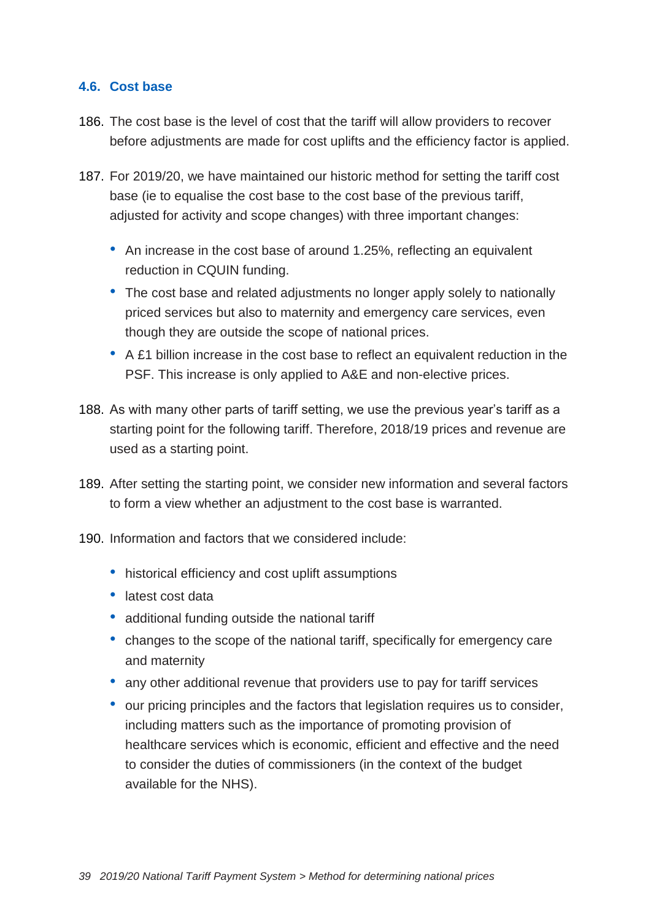### 4.6. Cost base

186. The cost base is the level of cost that the tariff will allow providers to recover before adjustments are made for cost uplifts and the efficiency factor is applied.

187. For 2019/20, we have maintained our historic method for setting the tariff cost base (ie to equalise the cost base to the cost base of the previous tariff, adjusted for activity and scope changes) with three important changes:

    - An increase in the cost base of around 1.25%, reflecting an equivalent reduction in CQUIN funding.
    - The cost base and related adjustments no longer apply solely to nationally priced services but also to maternity and emergency care services, even though they are outside the scope of national prices.
    - A £1 billion increase in the cost base to reflect an equivalent reduction in the PSF. This increase is only applied to A&E and non-elective prices.

188. As with many other parts of tariff setting, we use the previous year's tariff as a starting point for the following tariff. Therefore, 2018/19 prices and revenue are used as a starting point.

189. After setting the starting point, we consider new information and several factors to form a view whether an adjustment to the cost base is warranted.

190. Information and factors that we considered include:

    - historical efficiency and cost uplift assumptions
    - latest cost data
    - additional funding outside the national tariff
    - changes to the scope of the national tariff, specifically for emergency care and maternity
    - any other additional revenue that providers use to pay for tariff services
    - our pricing principles and the factors that legislation requires us to consider, including matters such as the importance of promoting provision of healthcare services which is economic, efficient and effective and the need to consider the duties of commissioners (in the context of the budget available for the NHS).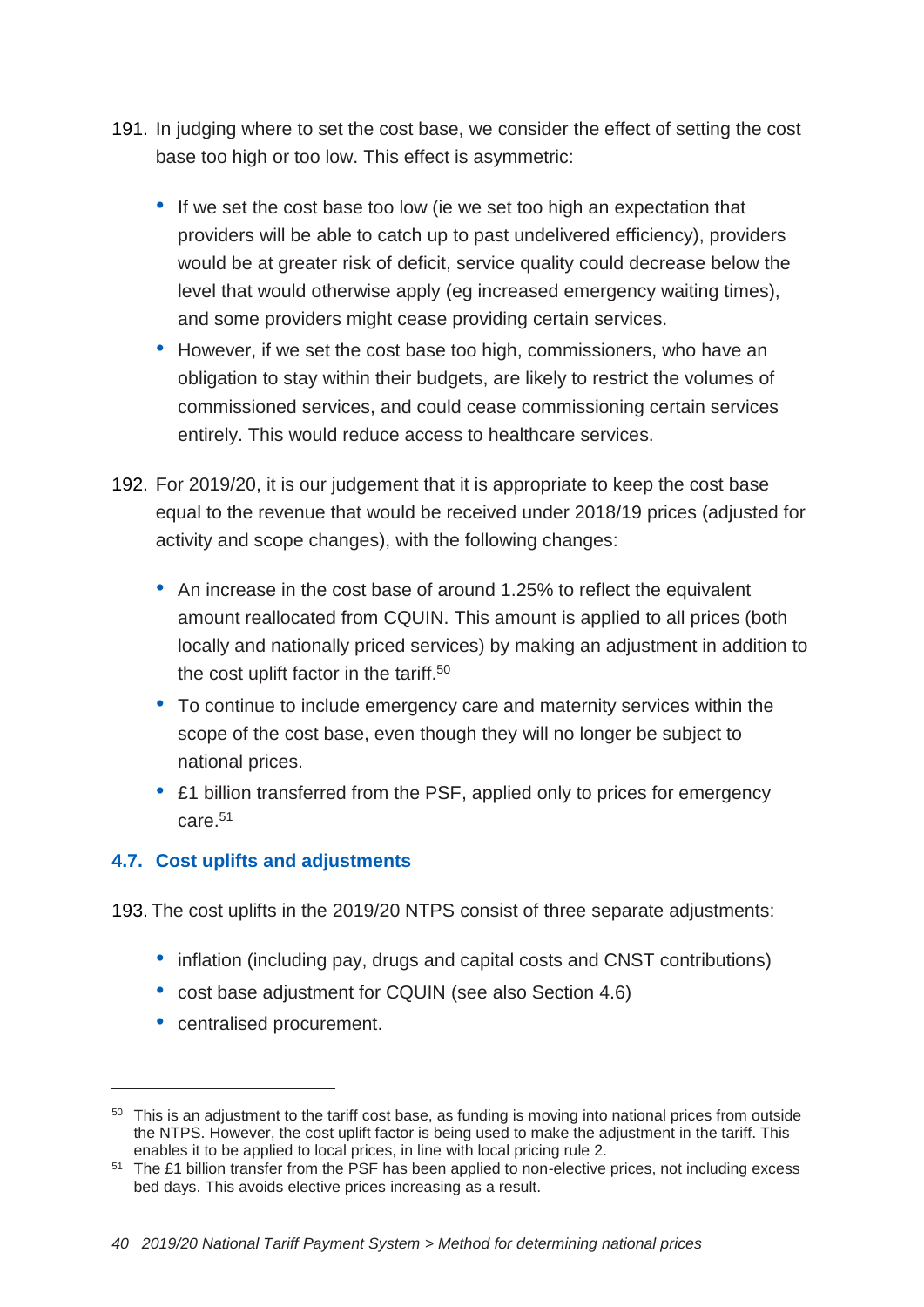191. In judging where to set the cost base, we consider the effect of setting the cost base too high or too low. This effect is asymmetric:

- If we set the cost base too low (ie we set too high an expectation that providers will be able to catch up to past undelivered efficiency), providers would be at greater risk of deficit, service quality could decrease below the level that would otherwise apply (eg increased emergency waiting times), and some providers might cease providing certain services.
- However, if we set the cost base too high, commissioners, who have an obligation to stay within their budgets, are likely to restrict the volumes of commissioned services, and could cease commissioning certain services entirely. This would reduce access to healthcare services.

192. For 2019/20, it is our judgement that it is appropriate to keep the cost base equal to the revenue that would be received under 2018/19 prices (adjusted for activity and scope changes), with the following changes:

- An increase in the cost base of around 1.25% to reflect the equivalent amount reallocated from CQUIN. This amount is applied to all prices (both locally and nationally priced services) by making an adjustment in addition to the cost uplift factor in the tariff.[50]
- To continue to include emergency care and maternity services within the scope of the cost base, even though they will no longer be subject to national prices.
- £1 billion transferred from the PSF, applied only to prices for emergency care.[51]

### 4.7. Cost uplifts and adjustments

193. The cost uplifts in the 2019/20 NTPS consist of three separate adjustments:

- inflation (including pay, drugs and capital costs and CNST contributions)
- cost base adjustment for CQUIN (see also Section 4.6)
- centralised procurement.

---

[50] This is an adjustment to the tariff cost base, as funding is moving into national prices from outside the NTPS. However, the cost uplift factor is being used to make the adjustment in the tariff. This enables it to be applied to local prices, in line with local pricing rule 2.

[51] The £1 billion transfer from the PSF has been applied to non-elective prices, not including excess bed days. This avoids elective prices increasing as a result.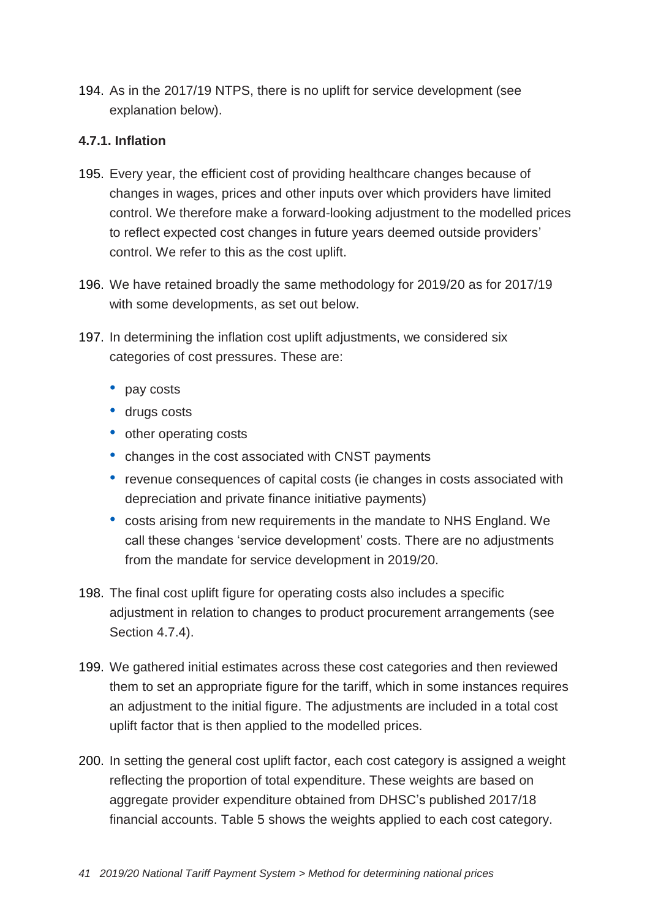194. As in the 2017/19 NTPS, there is no uplift for service development (see explanation below).

#### 4.7.1. Inflation

195. Every year, the efficient cost of providing healthcare changes because of changes in wages, prices and other inputs over which providers have limited control. We therefore make a forward-looking adjustment to the modelled prices to reflect expected cost changes in future years deemed outside providers' control. We refer to this as the cost uplift.

196. We have retained broadly the same methodology for 2019/20 as for 2017/19 with some developments, as set out below.

197. In determining the inflation cost uplift adjustments, we considered six categories of cost pressures. These are:

    - pay costs
    - drugs costs
    - other operating costs
    - changes in the cost associated with CNST payments
    - revenue consequences of capital costs (ie changes in costs associated with depreciation and private finance initiative payments)
    - costs arising from new requirements in the mandate to NHS England. We call these changes 'service development' costs. There are no adjustments from the mandate for service development in 2019/20.

198. The final cost uplift figure for operating costs also includes a specific adjustment in relation to changes to product procurement arrangements (see Section 4.7.4).

199. We gathered initial estimates across these cost categories and then reviewed them to set an appropriate figure for the tariff, which in some instances requires an adjustment to the initial figure. The adjustments are included in a total cost uplift factor that is then applied to the modelled prices.

200. In setting the general cost uplift factor, each cost category is assigned a weight reflecting the proportion of total expenditure. These weights are based on aggregate provider expenditure obtained from DHSC's published 2017/18 financial accounts. Table 5 shows the weights applied to each cost category.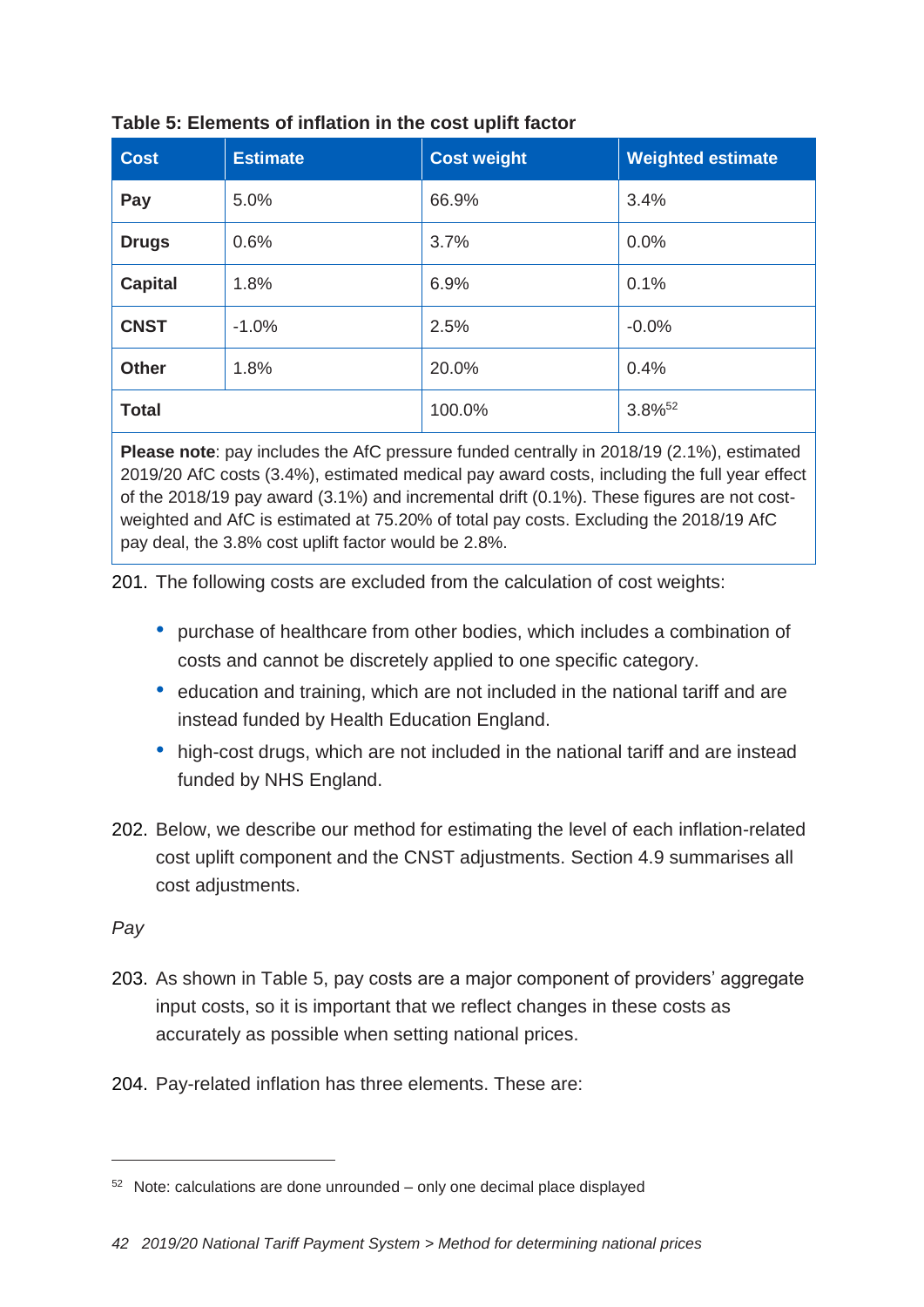**Table 5: Elements of inflation in the cost uplift factor**

| Cost | Estimate | Cost weight | Weighted estimate |
|---|---|---|---|
| **Pay** | 5.0% | 66.9% | 3.4% |
| **Drugs** | 0.6% | 3.7% | 0.0% |
| **Capital** | 1.8% | 6.9% | 0.1% |
| **CNST** | -1.0% | 2.5% | -0.0% |
| **Other** | 1.8% | 20.0% | 0.4% |
| **Total** | | 100.0% | 3.8%[52] |

**Please note**: pay includes the AfC pressure funded centrally in 2018/19 (2.1%), estimated 2019/20 AfC costs (3.4%), estimated medical pay award costs, including the full year effect of the 2018/19 pay award (3.1%) and incremental drift (0.1%). These figures are not cost-weighted and AfC is estimated at 75.20% of total pay costs. Excluding the 2018/19 AfC pay deal, the 3.8% cost uplift factor would be 2.8%.

201. The following costs are excluded from the calculation of cost weights:

- purchase of healthcare from other bodies, which includes a combination of costs and cannot be discretely applied to one specific category.
- education and training, which are not included in the national tariff and are instead funded by Health Education England.
- high-cost drugs, which are not included in the national tariff and are instead funded by NHS England.

202. Below, we describe our method for estimating the level of each inflation-related cost uplift component and the CNST adjustments. Section 4.9 summarises all cost adjustments.

*Pay*

203. As shown in Table 5, pay costs are a major component of providers' aggregate input costs, so it is important that we reflect changes in these costs as accurately as possible when setting national prices.

204. Pay-related inflation has three elements. These are:

---

[52] Note: calculations are done unrounded – only one decimal place displayed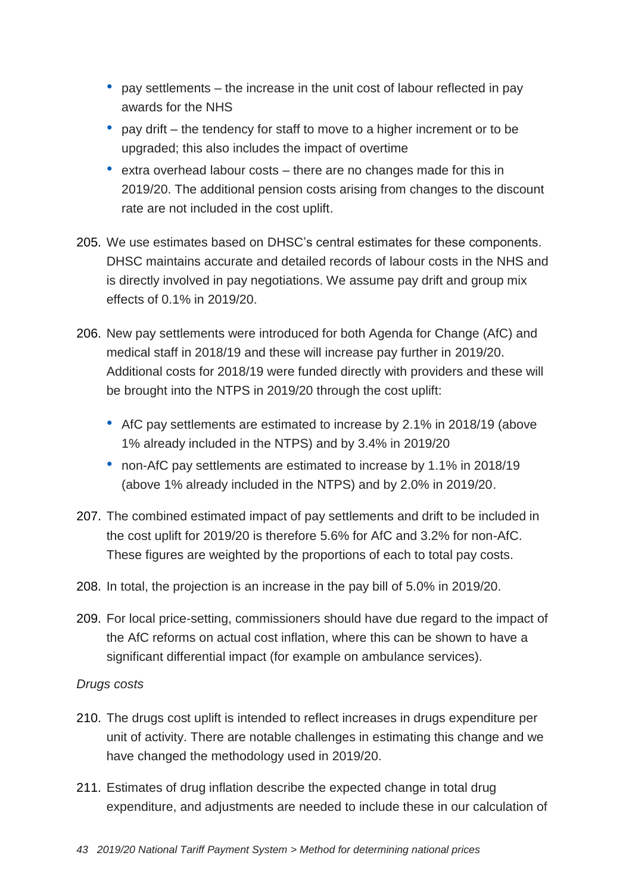- pay settlements – the increase in the unit cost of labour reflected in pay awards for the NHS
- pay drift – the tendency for staff to move to a higher increment or to be upgraded; this also includes the impact of overtime
- extra overhead labour costs – there are no changes made for this in 2019/20. The additional pension costs arising from changes to the discount rate are not included in the cost uplift.

205. We use estimates based on DHSC's central estimates for these components. DHSC maintains accurate and detailed records of labour costs in the NHS and is directly involved in pay negotiations. We assume pay drift and group mix effects of 0.1% in 2019/20.

206. New pay settlements were introduced for both Agenda for Change (AfC) and medical staff in 2018/19 and these will increase pay further in 2019/20. Additional costs for 2018/19 were funded directly with providers and these will be brought into the NTPS in 2019/20 through the cost uplift:

    - AfC pay settlements are estimated to increase by 2.1% in 2018/19 (above 1% already included in the NTPS) and by 3.4% in 2019/20
    - non-AfC pay settlements are estimated to increase by 1.1% in 2018/19 (above 1% already included in the NTPS) and by 2.0% in 2019/20.

207. The combined estimated impact of pay settlements and drift to be included in the cost uplift for 2019/20 is therefore 5.6% for AfC and 3.2% for non-AfC. These figures are weighted by the proportions of each to total pay costs.

208. In total, the projection is an increase in the pay bill of 5.0% in 2019/20.

209. For local price-setting, commissioners should have due regard to the impact of the AfC reforms on actual cost inflation, where this can be shown to have a significant differential impact (for example on ambulance services).

*Drugs costs*

210. The drugs cost uplift is intended to reflect increases in drugs expenditure per unit of activity. There are notable challenges in estimating this change and we have changed the methodology used in 2019/20.

211. Estimates of drug inflation describe the expected change in total drug expenditure, and adjustments are needed to include these in our calculation of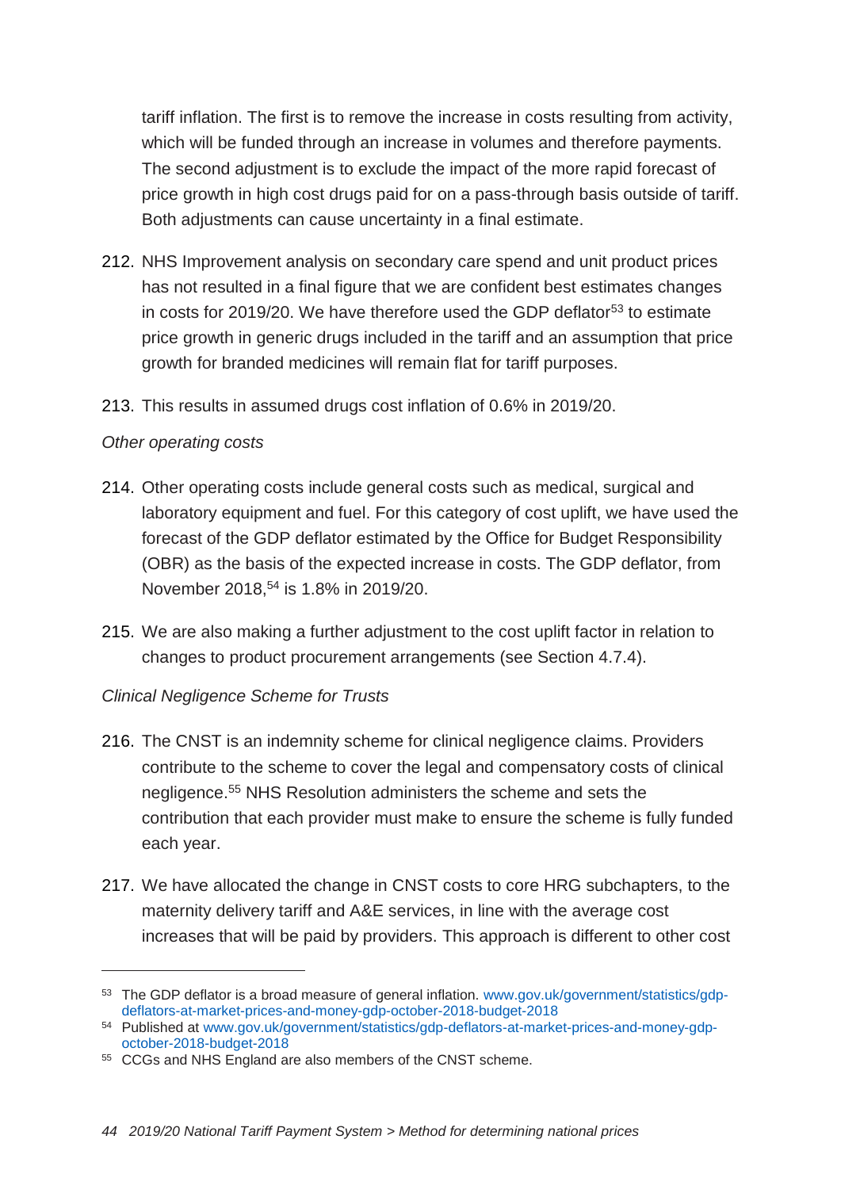tariff inflation. The first is to remove the increase in costs resulting from activity, which will be funded through an increase in volumes and therefore payments. The second adjustment is to exclude the impact of the more rapid forecast of price growth in high cost drugs paid for on a pass-through basis outside of tariff. Both adjustments can cause uncertainty in a final estimate.

212. NHS Improvement analysis on secondary care spend and unit product prices has not resulted in a final figure that we are confident best estimates changes in costs for 2019/20. We have therefore used the GDP deflator[53] to estimate price growth in generic drugs included in the tariff and an assumption that price growth for branded medicines will remain flat for tariff purposes.

213. This results in assumed drugs cost inflation of 0.6% in 2019/20.

*Other operating costs*

214. Other operating costs include general costs such as medical, surgical and laboratory equipment and fuel. For this category of cost uplift, we have used the forecast of the GDP deflator estimated by the Office for Budget Responsibility (OBR) as the basis of the expected increase in costs. The GDP deflator, from November 2018,[54] is 1.8% in 2019/20.

215. We are also making a further adjustment to the cost uplift factor in relation to changes to product procurement arrangements (see Section 4.7.4).

*Clinical Negligence Scheme for Trusts*

216. The CNST is an indemnity scheme for clinical negligence claims. Providers contribute to the scheme to cover the legal and compensatory costs of clinical negligence.[55] NHS Resolution administers the scheme and sets the contribution that each provider must make to ensure the scheme is fully funded each year.

217. We have allocated the change in CNST costs to core HRG subchapters, to the maternity delivery tariff and A&E services, in line with the average cost increases that will be paid by providers. This approach is different to other cost

---

[53] The GDP deflator is a broad measure of general inflation. www.gov.uk/government/statistics/gdp-deflators-at-market-prices-and-money-gdp-october-2018-budget-2018

[54] Published at www.gov.uk/government/statistics/gdp-deflators-at-market-prices-and-money-gdp-october-2018-budget-2018

[55] CCGs and NHS England are also members of the CNST scheme.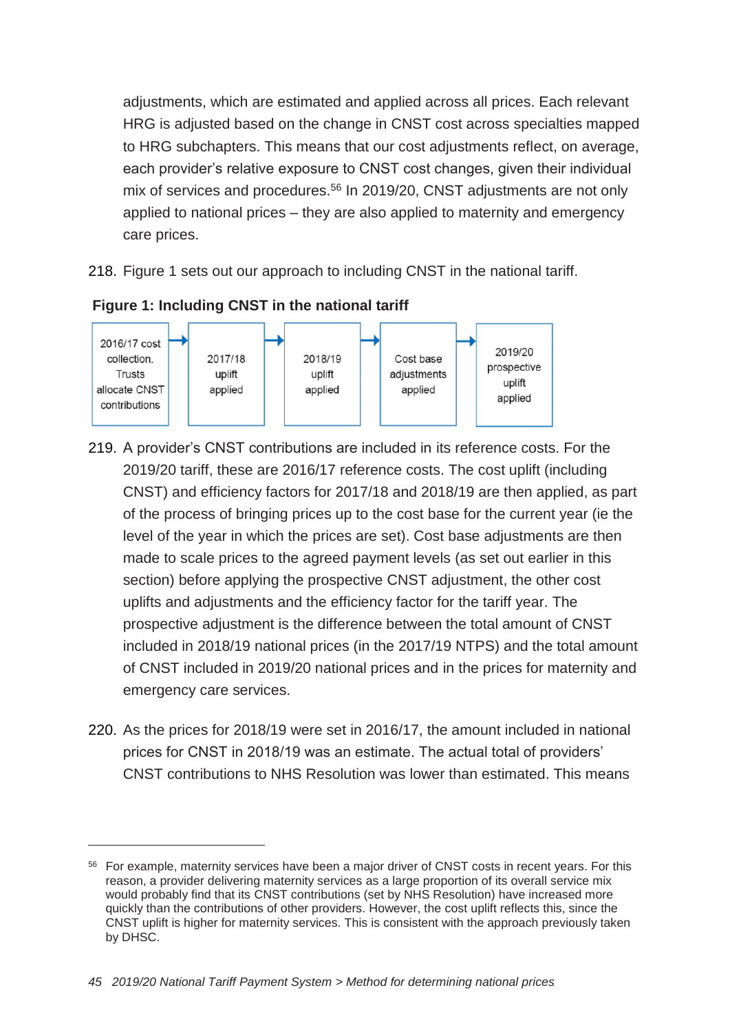adjustments, which are estimated and applied across all prices. Each relevant HRG is adjusted based on the change in CNST cost across specialties mapped to HRG subchapters. This means that our cost adjustments reflect, on average, each provider's relative exposure to CNST cost changes, given their individual mix of services and procedures.[56] In 2019/20, CNST adjustments are not only applied to national prices – they are also applied to maternity and emergency care prices.

218. Figure 1 sets out our approach to including CNST in the national tariff.

**Figure 1: Including CNST in the national tariff**

2016/17 cost collection. Trusts allocate CNST contributions → 2017/18 uplift applied → 2018/19 uplift applied → Cost base adjustments applied → 2019/20 prospective uplift applied

219. A provider's CNST contributions are included in its reference costs. For the 2019/20 tariff, these are 2016/17 reference costs. The cost uplift (including CNST) and efficiency factors for 2017/18 and 2018/19 are then applied, as part of the process of bringing prices up to the cost base for the current year (ie the level of the year in which the prices are set). Cost base adjustments are then made to scale prices to the agreed payment levels (as set out earlier in this section) before applying the prospective CNST adjustment, the other cost uplifts and adjustments and the efficiency factor for the tariff year. The prospective adjustment is the difference between the total amount of CNST included in 2018/19 national prices (in the 2017/19 NTPS) and the total amount of CNST included in 2019/20 national prices and in the prices for maternity and emergency care services.

220. As the prices for 2018/19 were set in 2016/17, the amount included in national prices for CNST in 2018/19 was an estimate. The actual total of providers' CNST contributions to NHS Resolution was lower than estimated. This means

[56] For example, maternity services have been a major driver of CNST costs in recent years. For this reason, a provider delivering maternity services as a large proportion of its overall service mix would probably find that its CNST contributions (set by NHS Resolution) have increased more quickly than the contributions of other providers. However, the cost uplift reflects this, since the CNST uplift is higher for maternity services. This is consistent with the approach previously taken by DHSC.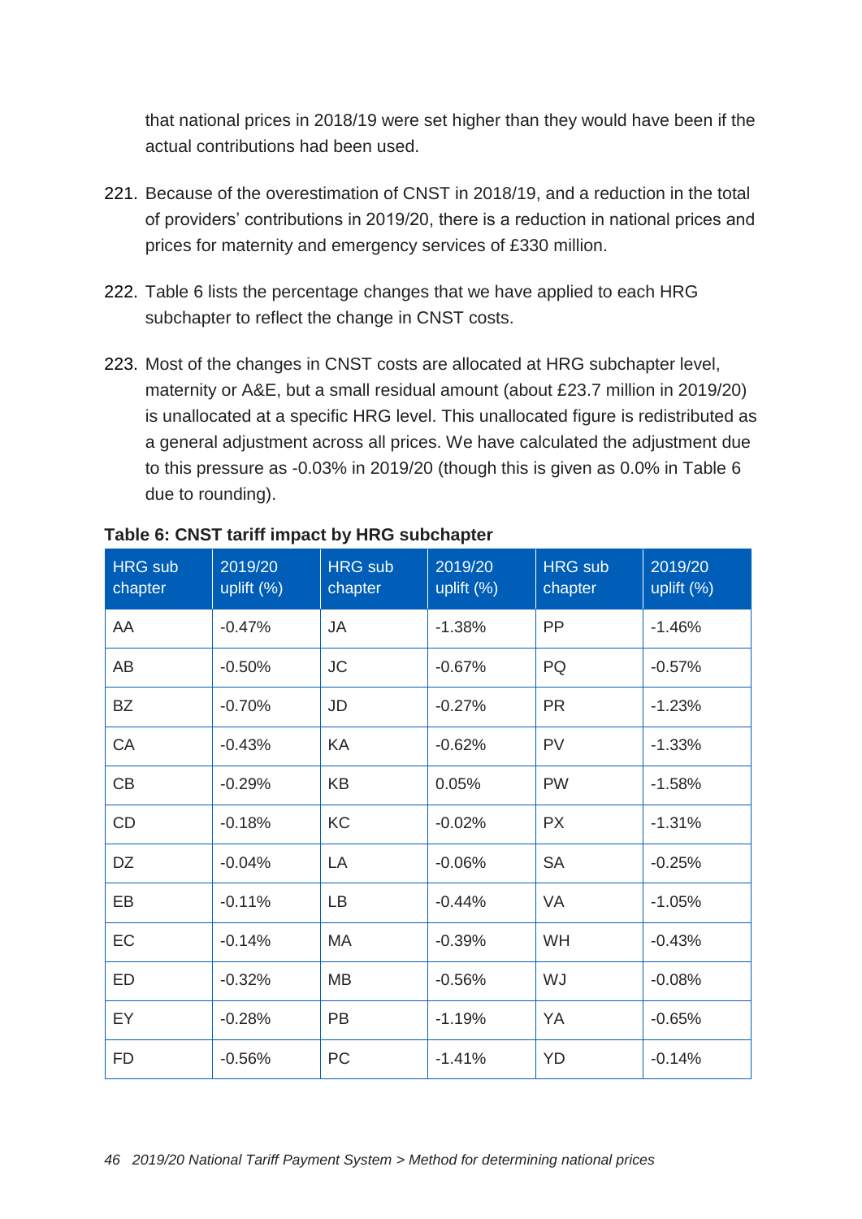that national prices in 2018/19 were set higher than they would have been if the actual contributions had been used.

221. Because of the overestimation of CNST in 2018/19, and a reduction in the total of providers' contributions in 2019/20, there is a reduction in national prices and prices for maternity and emergency services of £330 million.

222. Table 6 lists the percentage changes that we have applied to each HRG subchapter to reflect the change in CNST costs.

223. Most of the changes in CNST costs are allocated at HRG subchapter level, maternity or A&E, but a small residual amount (about £23.7 million in 2019/20) is unallocated at a specific HRG level. This unallocated figure is redistributed as a general adjustment across all prices. We have calculated the adjustment due to this pressure as -0.03% in 2019/20 (though this is given as 0.0% in Table 6 due to rounding).

**Table 6: CNST tariff impact by HRG subchapter**

| HRG sub chapter | 2019/20 uplift (%) | HRG sub chapter | 2019/20 uplift (%) | HRG sub chapter | 2019/20 uplift (%) |
|---|---|---|---|---|---|
| AA | -0.47% | JA | -1.38% | PP | -1.46% |
| AB | -0.50% | JC | -0.67% | PQ | -0.57% |
| BZ | -0.70% | JD | -0.27% | PR | -1.23% |
| CA | -0.43% | KA | -0.62% | PV | -1.33% |
| CB | -0.29% | KB | 0.05% | PW | -1.58% |
| CD | -0.18% | KC | -0.02% | PX | -1.31% |
| DZ | -0.04% | LA | -0.06% | SA | -0.25% |
| EB | -0.11% | LB | -0.44% | VA | -1.05% |
| EC | -0.14% | MA | -0.39% | WH | -0.43% |
| ED | -0.32% | MB | -0.56% | WJ | -0.08% |
| EY | -0.28% | PB | -1.19% | YA | -0.65% |
| FD | -0.56% | PC | -1.41% | YD | -0.14% |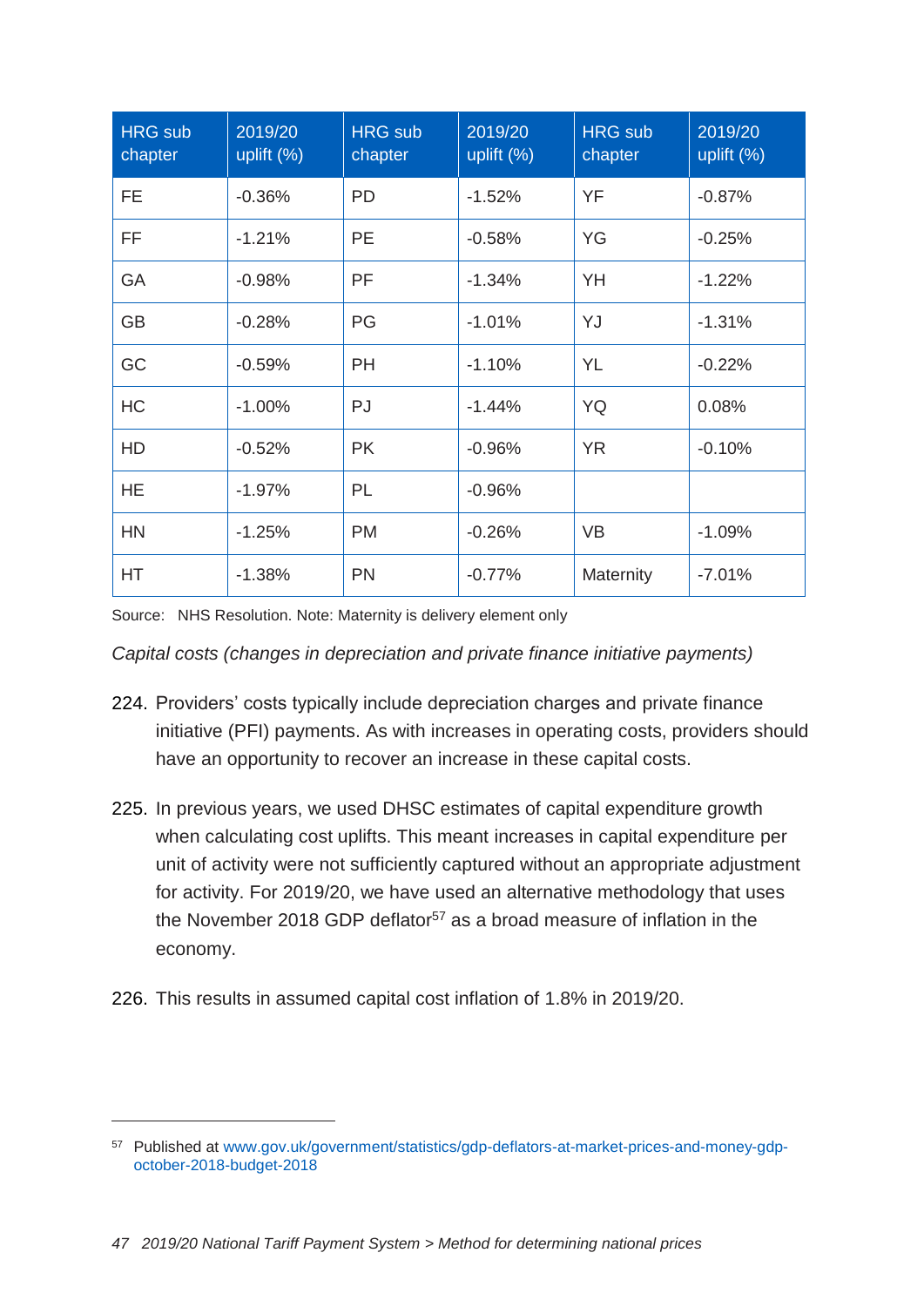| HRG sub chapter | 2019/20 uplift (%) | HRG sub chapter | 2019/20 uplift (%) | HRG sub chapter | 2019/20 uplift (%) |
|---|---|---|---|---|---|
| FE | -0.36% | PD | -1.52% | YF | -0.87% |
| FF | -1.21% | PE | -0.58% | YG | -0.25% |
| GA | -0.98% | PF | -1.34% | YH | -1.22% |
| GB | -0.28% | PG | -1.01% | YJ | -1.31% |
| GC | -0.59% | PH | -1.10% | YL | -0.22% |
| HC | -1.00% | PJ | -1.44% | YQ | 0.08% |
| HD | -0.52% | PK | -0.96% | YR | -0.10% |
| HE | -1.97% | PL | -0.96% | | |
| HN | -1.25% | PM | -0.26% | VB | -1.09% |
| HT | -1.38% | PN | -0.77% | Maternity | -7.01% |

Source: NHS Resolution. Note: Maternity is delivery element only

*Capital costs (changes in depreciation and private finance initiative payments)*

224. Providers' costs typically include depreciation charges and private finance initiative (PFI) payments. As with increases in operating costs, providers should have an opportunity to recover an increase in these capital costs.

225. In previous years, we used DHSC estimates of capital expenditure growth when calculating cost uplifts. This meant increases in capital expenditure per unit of activity were not sufficiently captured without an appropriate adjustment for activity. For 2019/20, we have used an alternative methodology that uses the November 2018 GDP deflator[57] as a broad measure of inflation in the economy.

226. This results in assumed capital cost inflation of 1.8% in 2019/20.

---

[57] Published at www.gov.uk/government/statistics/gdp-deflators-at-market-prices-and-money-gdp-october-2018-budget-2018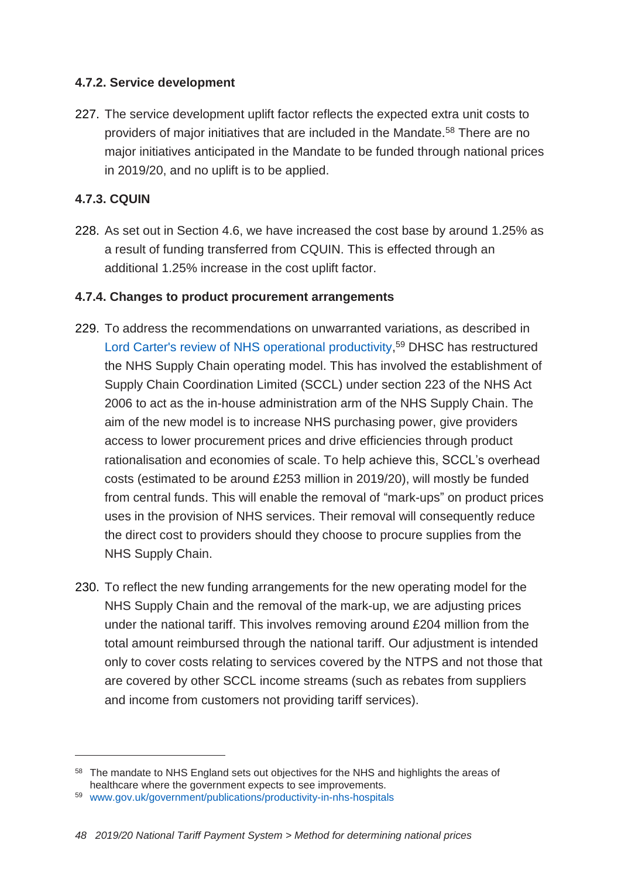#### 4.7.2. Service development

227. The service development uplift factor reflects the expected extra unit costs to providers of major initiatives that are included in the Mandate.[58] There are no major initiatives anticipated in the Mandate to be funded through national prices in 2019/20, and no uplift is to be applied.

#### 4.7.3. CQUIN

228. As set out in Section 4.6, we have increased the cost base by around 1.25% as a result of funding transferred from CQUIN. This is effected through an additional 1.25% increase in the cost uplift factor.

#### 4.7.4. Changes to product procurement arrangements

229. To address the recommendations on unwarranted variations, as described in Lord Carter's review of NHS operational productivity,[59] DHSC has restructured the NHS Supply Chain operating model. This has involved the establishment of Supply Chain Coordination Limited (SCCL) under section 223 of the NHS Act 2006 to act as the in-house administration arm of the NHS Supply Chain. The aim of the new model is to increase NHS purchasing power, give providers access to lower procurement prices and drive efficiencies through product rationalisation and economies of scale. To help achieve this, SCCL's overhead costs (estimated to be around £253 million in 2019/20), will mostly be funded from central funds. This will enable the removal of "mark-ups" on product prices uses in the provision of NHS services. Their removal will consequently reduce the direct cost to providers should they choose to procure supplies from the NHS Supply Chain.

230. To reflect the new funding arrangements for the new operating model for the NHS Supply Chain and the removal of the mark-up, we are adjusting prices under the national tariff. This involves removing around £204 million from the total amount reimbursed through the national tariff. Our adjustment is intended only to cover costs relating to services covered by the NTPS and not those that are covered by other SCCL income streams (such as rebates from suppliers and income from customers not providing tariff services).

---

[58] The mandate to NHS England sets out objectives for the NHS and highlights the areas of healthcare where the government expects to see improvements.

[59] www.gov.uk/government/publications/productivity-in-nhs-hospitals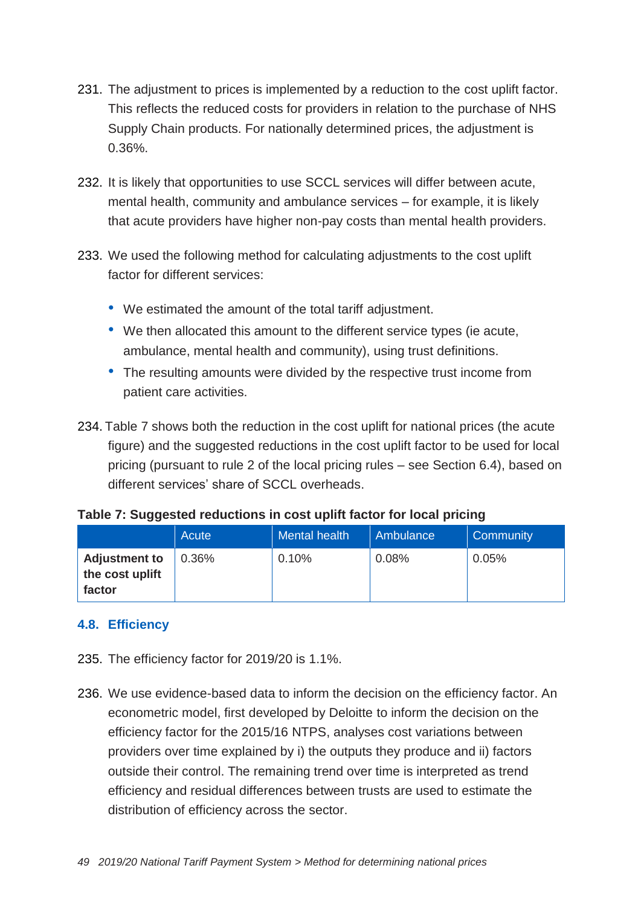231. The adjustment to prices is implemented by a reduction to the cost uplift factor. This reflects the reduced costs for providers in relation to the purchase of NHS Supply Chain products. For nationally determined prices, the adjustment is 0.36%.

232. It is likely that opportunities to use SCCL services will differ between acute, mental health, community and ambulance services – for example, it is likely that acute providers have higher non-pay costs than mental health providers.

233. We used the following method for calculating adjustments to the cost uplift factor for different services:

- We estimated the amount of the total tariff adjustment.
- We then allocated this amount to the different service types (ie acute, ambulance, mental health and community), using trust definitions.
- The resulting amounts were divided by the respective trust income from patient care activities.

234. Table 7 shows both the reduction in the cost uplift for national prices (the acute figure) and the suggested reductions in the cost uplift factor to be used for local pricing (pursuant to rule 2 of the local pricing rules – see Section 6.4), based on different services' share of SCCL overheads.

**Table 7: Suggested reductions in cost uplift factor for local pricing**

| | Acute | Mental health | Ambulance | Community |
|---|---|---|---|---|
| **Adjustment to the cost uplift factor** | 0.36% | 0.10% | 0.08% | 0.05% |

## 4.8. Efficiency

235. The efficiency factor for 2019/20 is 1.1%.

236. We use evidence-based data to inform the decision on the efficiency factor. An econometric model, first developed by Deloitte to inform the decision on the efficiency factor for the 2015/16 NTPS, analyses cost variations between providers over time explained by i) the outputs they produce and ii) factors outside their control. The remaining trend over time is interpreted as trend efficiency and residual differences between trusts are used to estimate the distribution of efficiency across the sector.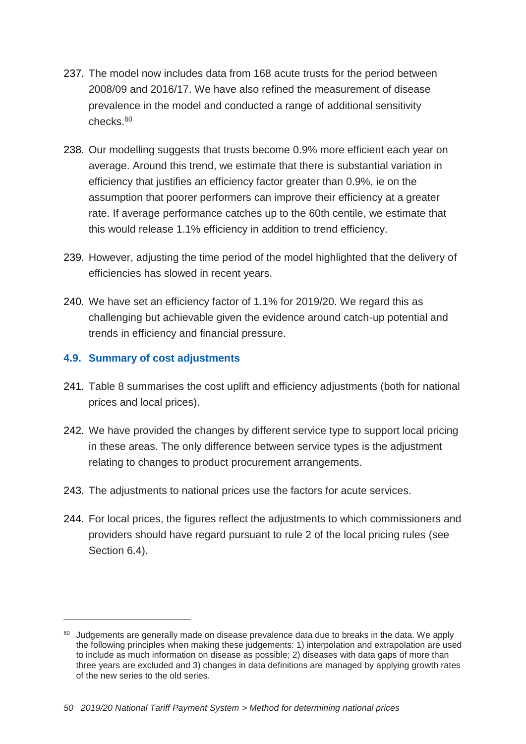237. The model now includes data from 168 acute trusts for the period between 2008/09 and 2016/17. We have also refined the measurement of disease prevalence in the model and conducted a range of additional sensitivity checks.[60]

238. Our modelling suggests that trusts become 0.9% more efficient each year on average. Around this trend, we estimate that there is substantial variation in efficiency that justifies an efficiency factor greater than 0.9%, ie on the assumption that poorer performers can improve their efficiency at a greater rate. If average performance catches up to the 60th centile, we estimate that this would release 1.1% efficiency in addition to trend efficiency.

239. However, adjusting the time period of the model highlighted that the delivery of efficiencies has slowed in recent years.

240. We have set an efficiency factor of 1.1% for 2019/20. We regard this as challenging but achievable given the evidence around catch-up potential and trends in efficiency and financial pressure.

### 4.9. Summary of cost adjustments

241. Table 8 summarises the cost uplift and efficiency adjustments (both for national prices and local prices).

242. We have provided the changes by different service type to support local pricing in these areas. The only difference between service types is the adjustment relating to changes to product procurement arrangements.

243. The adjustments to national prices use the factors for acute services.

244. For local prices, the figures reflect the adjustments to which commissioners and providers should have regard pursuant to rule 2 of the local pricing rules (see Section 6.4).

[60] Judgements are generally made on disease prevalence data due to breaks in the data. We apply the following principles when making these judgements: 1) interpolation and extrapolation are used to include as much information on disease as possible; 2) diseases with data gaps of more than three years are excluded and 3) changes in data definitions are managed by applying growth rates of the new series to the old series.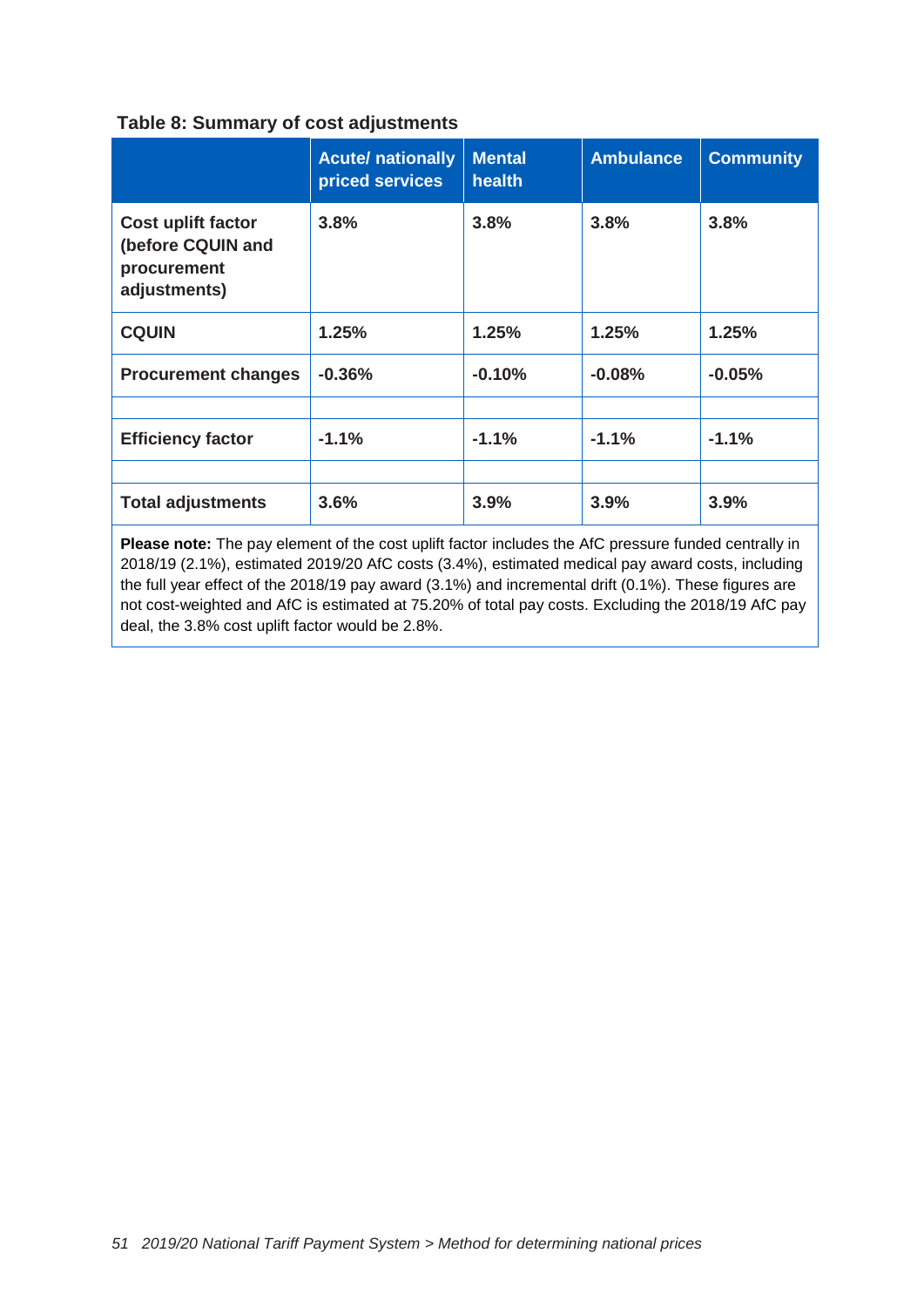**Table 8: Summary of cost adjustments**

| | Acute/ nationally priced services | Mental health | Ambulance | Community |
|---|---|---|---|---|
| **Cost uplift factor (before CQUIN and procurement adjustments)** | 3.8% | 3.8% | 3.8% | 3.8% |
| **CQUIN** | 1.25% | 1.25% | 1.25% | 1.25% |
| **Procurement changes** | -0.36% | -0.10% | -0.08% | -0.05% |
| | | | | |
| **Efficiency factor** | -1.1% | -1.1% | -1.1% | -1.1% |
| | | | | |
| **Total adjustments** | 3.6% | 3.9% | 3.9% | 3.9% |

**Please note:** The pay element of the cost uplift factor includes the AfC pressure funded centrally in 2018/19 (2.1%), estimated 2019/20 AfC costs (3.4%), estimated medical pay award costs, including the full year effect of the 2018/19 pay award (3.1%) and incremental drift (0.1%). These figures are not cost-weighted and AfC is estimated at 75.20% of total pay costs. Excluding the 2018/19 AfC pay deal, the 3.8% cost uplift factor would be 2.8%.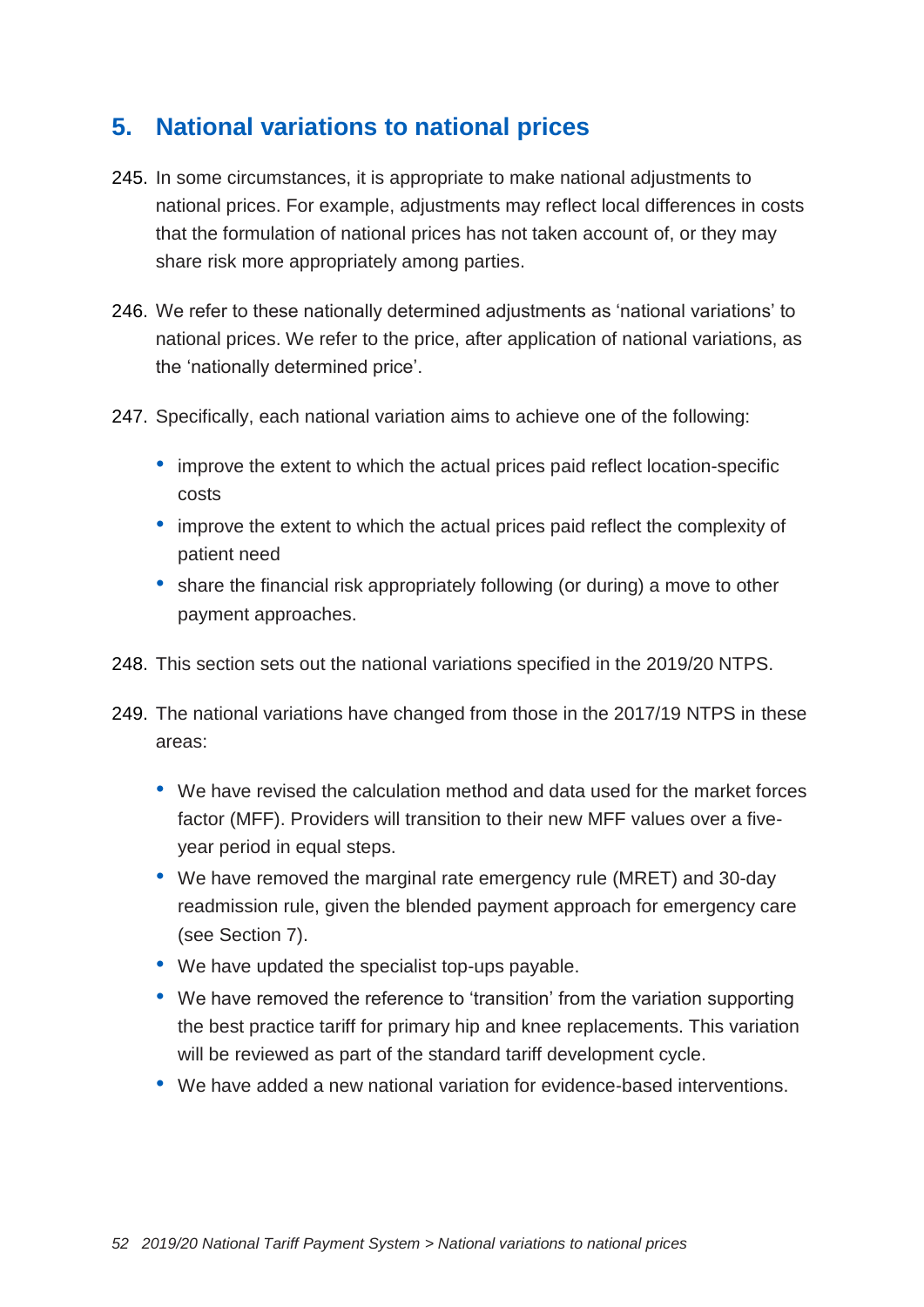# 5. National variations to national prices

245. In some circumstances, it is appropriate to make national adjustments to national prices. For example, adjustments may reflect local differences in costs that the formulation of national prices has not taken account of, or they may share risk more appropriately among parties.

246. We refer to these nationally determined adjustments as 'national variations' to national prices. We refer to the price, after application of national variations, as the 'nationally determined price'.

247. Specifically, each national variation aims to achieve one of the following:

   - improve the extent to which the actual prices paid reflect location-specific costs
   - improve the extent to which the actual prices paid reflect the complexity of patient need
   - share the financial risk appropriately following (or during) a move to other payment approaches.

248. This section sets out the national variations specified in the 2019/20 NTPS.

249. The national variations have changed from those in the 2017/19 NTPS in these areas:

   - We have revised the calculation method and data used for the market forces factor (MFF). Providers will transition to their new MFF values over a five-year period in equal steps.
   - We have removed the marginal rate emergency rule (MRET) and 30-day readmission rule, given the blended payment approach for emergency care (see Section 7).
   - We have updated the specialist top-ups payable.
   - We have removed the reference to 'transition' from the variation supporting the best practice tariff for primary hip and knee replacements. This variation will be reviewed as part of the standard tariff development cycle.
   - We have added a new national variation for evidence-based interventions.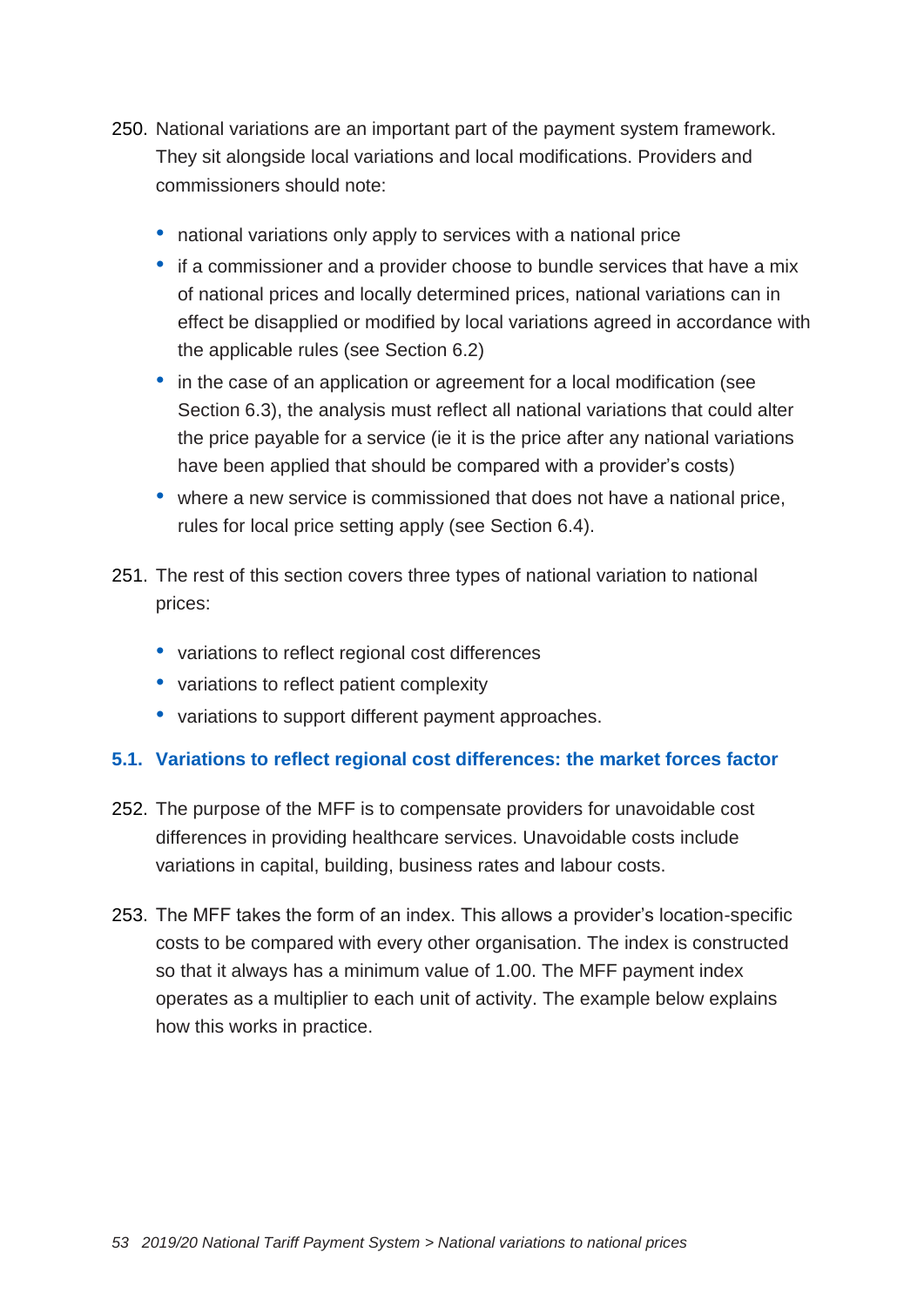250. National variations are an important part of the payment system framework. They sit alongside local variations and local modifications. Providers and commissioners should note:

- national variations only apply to services with a national price
- if a commissioner and a provider choose to bundle services that have a mix of national prices and locally determined prices, national variations can in effect be disapplied or modified by local variations agreed in accordance with the applicable rules (see Section 6.2)
- in the case of an application or agreement for a local modification (see Section 6.3), the analysis must reflect all national variations that could alter the price payable for a service (ie it is the price after any national variations have been applied that should be compared with a provider's costs)
- where a new service is commissioned that does not have a national price, rules for local price setting apply (see Section 6.4).

251. The rest of this section covers three types of national variation to national prices:

- variations to reflect regional cost differences
- variations to reflect patient complexity
- variations to support different payment approaches.

## 5.1. Variations to reflect regional cost differences: the market forces factor

252. The purpose of the MFF is to compensate providers for unavoidable cost differences in providing healthcare services. Unavoidable costs include variations in capital, building, business rates and labour costs.

253. The MFF takes the form of an index. This allows a provider's location-specific costs to be compared with every other organisation. The index is constructed so that it always has a minimum value of 1.00. The MFF payment index operates as a multiplier to each unit of activity. The example below explains how this works in practice.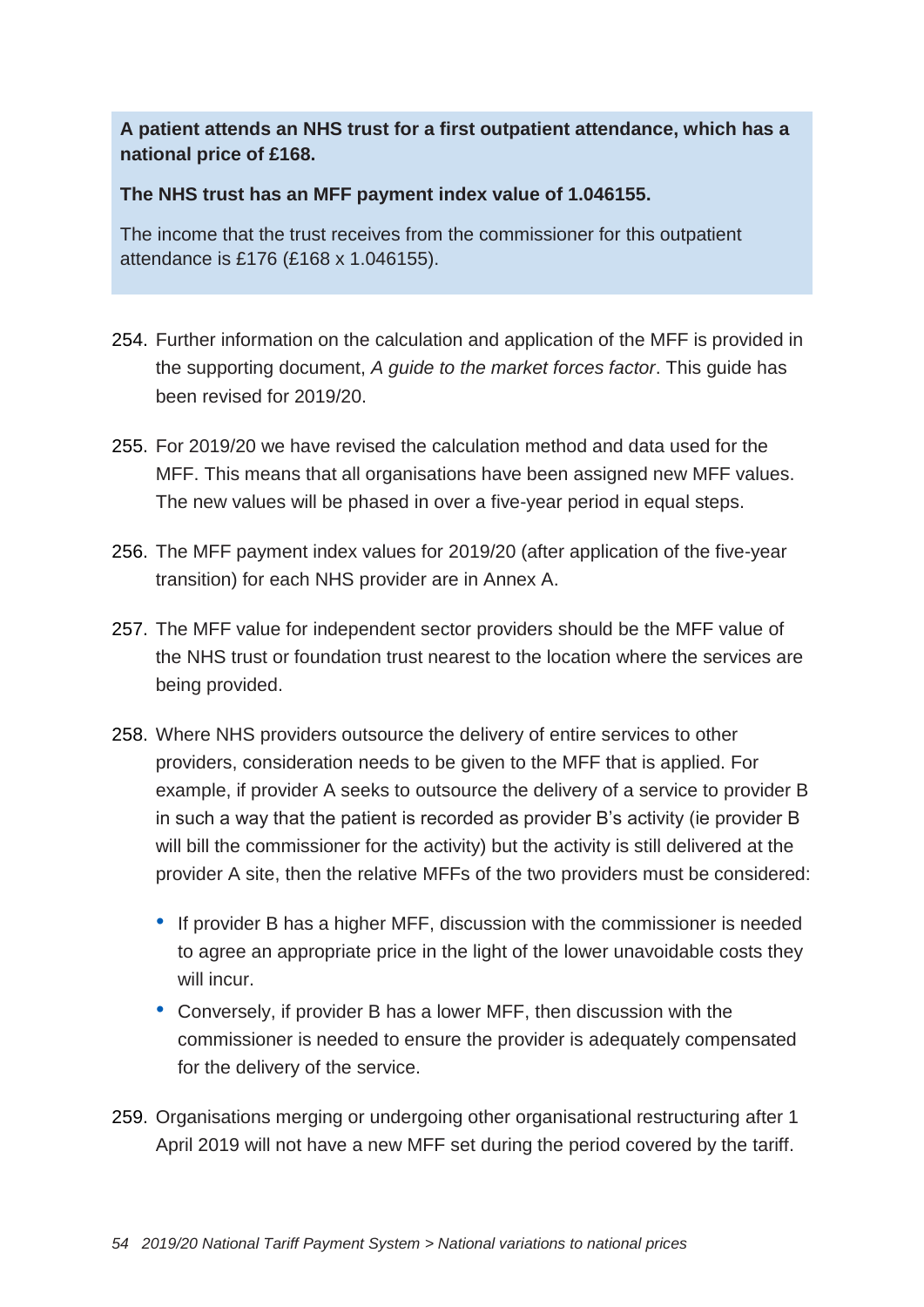**A patient attends an NHS trust for a first outpatient attendance, which has a national price of £168.**

**The NHS trust has an MFF payment index value of 1.046155.**

The income that the trust receives from the commissioner for this outpatient attendance is £176 (£168 x 1.046155).

254. Further information on the calculation and application of the MFF is provided in the supporting document, *A guide to the market forces factor*. This guide has been revised for 2019/20.

255. For 2019/20 we have revised the calculation method and data used for the MFF. This means that all organisations have been assigned new MFF values. The new values will be phased in over a five-year period in equal steps.

256. The MFF payment index values for 2019/20 (after application of the five-year transition) for each NHS provider are in Annex A.

257. The MFF value for independent sector providers should be the MFF value of the NHS trust or foundation trust nearest to the location where the services are being provided.

258. Where NHS providers outsource the delivery of entire services to other providers, consideration needs to be given to the MFF that is applied. For example, if provider A seeks to outsource the delivery of a service to provider B in such a way that the patient is recorded as provider B's activity (ie provider B will bill the commissioner for the activity) but the activity is still delivered at the provider A site, then the relative MFFs of the two providers must be considered:

   - If provider B has a higher MFF, discussion with the commissioner is needed to agree an appropriate price in the light of the lower unavoidable costs they will incur.
   - Conversely, if provider B has a lower MFF, then discussion with the commissioner is needed to ensure the provider is adequately compensated for the delivery of the service.

259. Organisations merging or undergoing other organisational restructuring after 1 April 2019 will not have a new MFF set during the period covered by the tariff.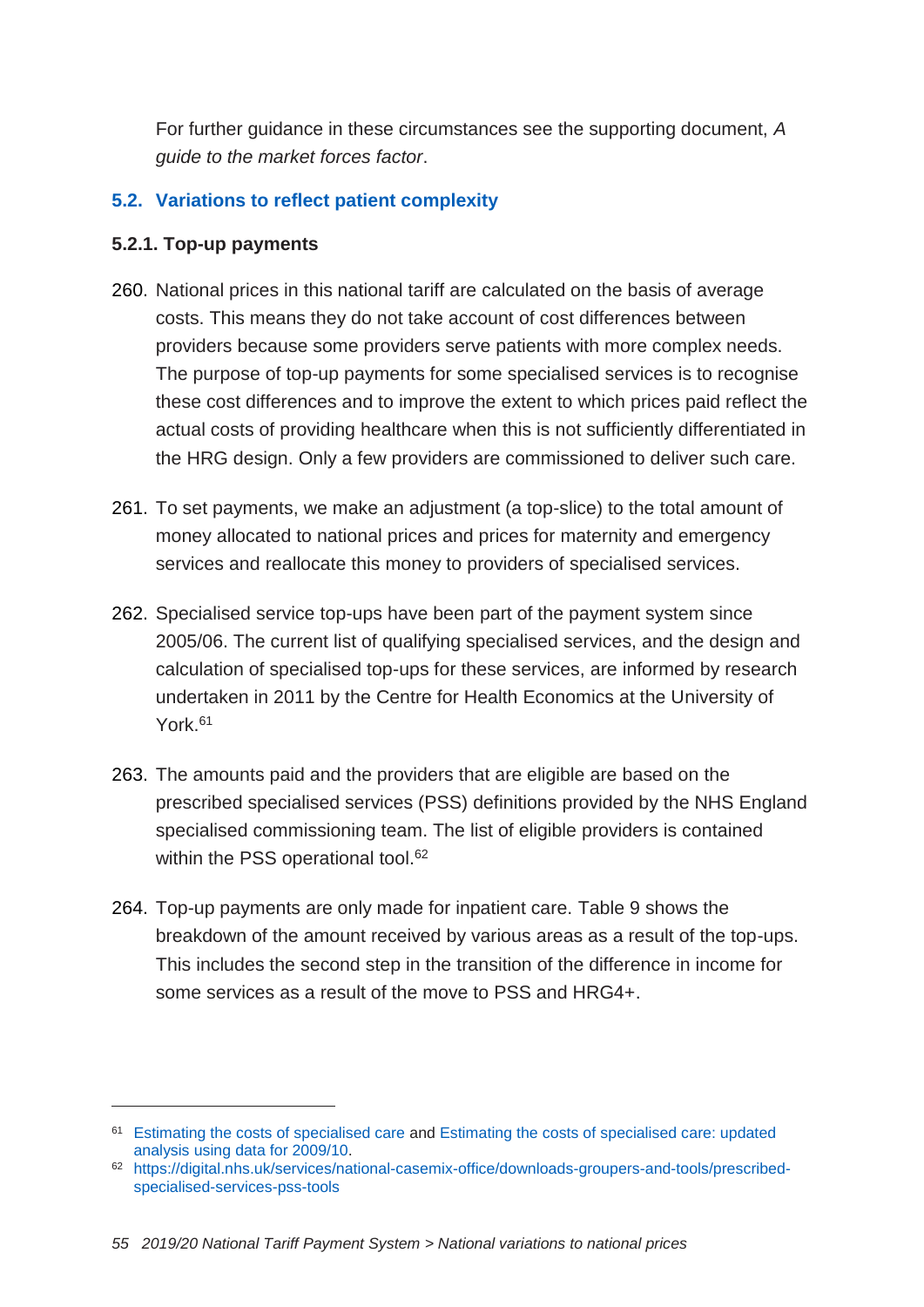For further guidance in these circumstances see the supporting document, *A guide to the market forces factor*.

## 5.2. Variations to reflect patient complexity

### 5.2.1. Top-up payments

260. National prices in this national tariff are calculated on the basis of average costs. This means they do not take account of cost differences between providers because some providers serve patients with more complex needs. The purpose of top-up payments for some specialised services is to recognise these cost differences and to improve the extent to which prices paid reflect the actual costs of providing healthcare when this is not sufficiently differentiated in the HRG design. Only a few providers are commissioned to deliver such care.

261. To set payments, we make an adjustment (a top-slice) to the total amount of money allocated to national prices and prices for maternity and emergency services and reallocate this money to providers of specialised services.

262. Specialised service top-ups have been part of the payment system since 2005/06. The current list of qualifying specialised services, and the design and calculation of specialised top-ups for these services, are informed by research undertaken in 2011 by the Centre for Health Economics at the University of York.[61]

263. The amounts paid and the providers that are eligible are based on the prescribed specialised services (PSS) definitions provided by the NHS England specialised commissioning team. The list of eligible providers is contained within the PSS operational tool.[62]

264. Top-up payments are only made for inpatient care. Table 9 shows the breakdown of the amount received by various areas as a result of the top-ups. This includes the second step in the transition of the difference in income for some services as a result of the move to PSS and HRG4+.

---

[61] Estimating the costs of specialised care and Estimating the costs of specialised care: updated analysis using data for 2009/10.

[62] https://digital.nhs.uk/services/national-casemix-office/downloads-groupers-and-tools/prescribed-specialised-services-pss-tools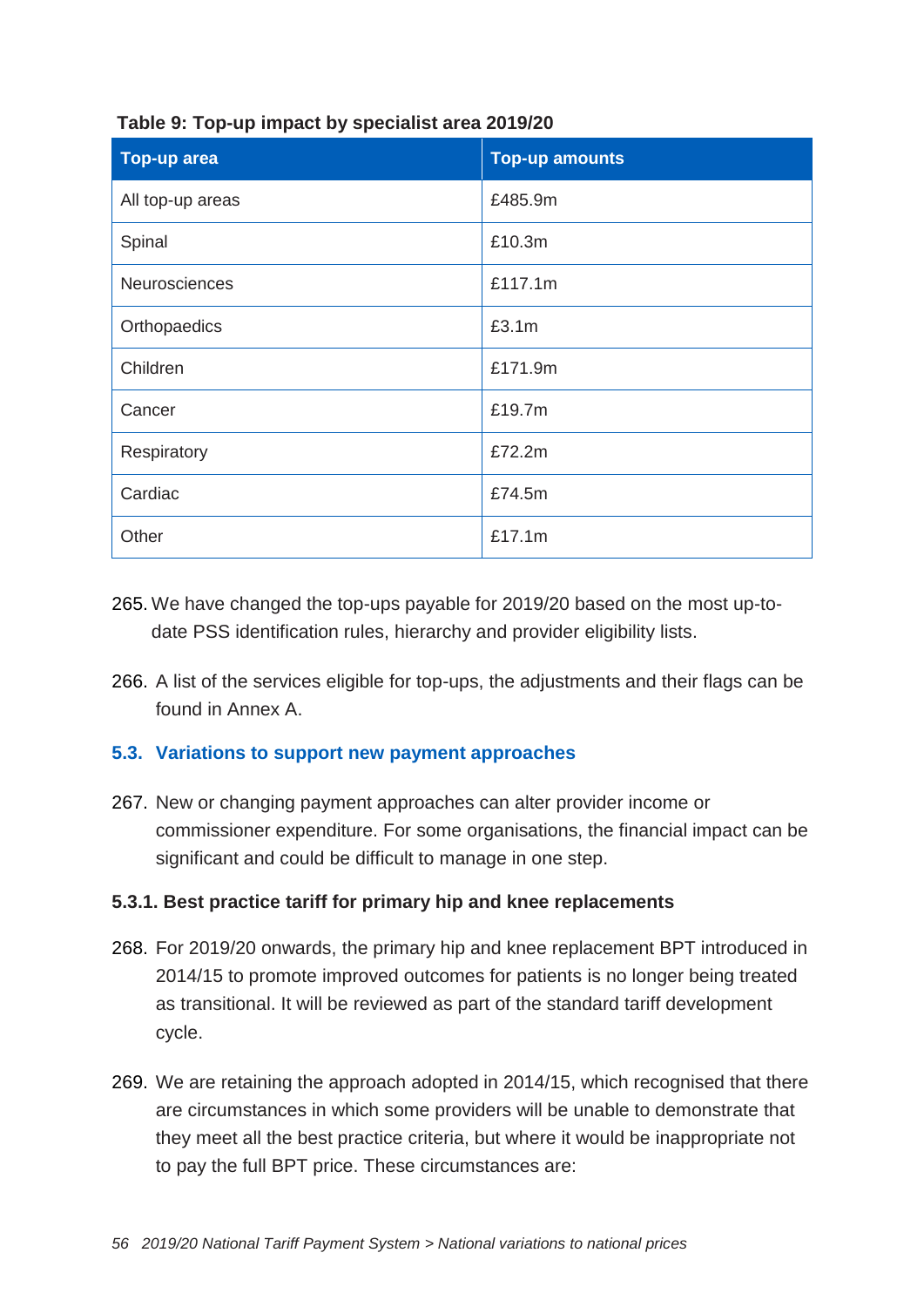**Table 9: Top-up impact by specialist area 2019/20**

| Top-up area | Top-up amounts |
| --- | --- |
| All top-up areas | £485.9m |
| Spinal | £10.3m |
| Neurosciences | £117.1m |
| Orthopaedics | £3.1m |
| Children | £171.9m |
| Cancer | £19.7m |
| Respiratory | £72.2m |
| Cardiac | £74.5m |
| Other | £17.1m |

265. We have changed the top-ups payable for 2019/20 based on the most up-to-date PSS identification rules, hierarchy and provider eligibility lists.

266. A list of the services eligible for top-ups, the adjustments and their flags can be found in Annex A.

### 5.3. Variations to support new payment approaches

267. New or changing payment approaches can alter provider income or commissioner expenditure. For some organisations, the financial impact can be significant and could be difficult to manage in one step.

#### 5.3.1. Best practice tariff for primary hip and knee replacements

268. For 2019/20 onwards, the primary hip and knee replacement BPT introduced in 2014/15 to promote improved outcomes for patients is no longer being treated as transitional. It will be reviewed as part of the standard tariff development cycle.

269. We are retaining the approach adopted in 2014/15, which recognised that there are circumstances in which some providers will be unable to demonstrate that they meet all the best practice criteria, but where it would be inappropriate not to pay the full BPT price. These circumstances are: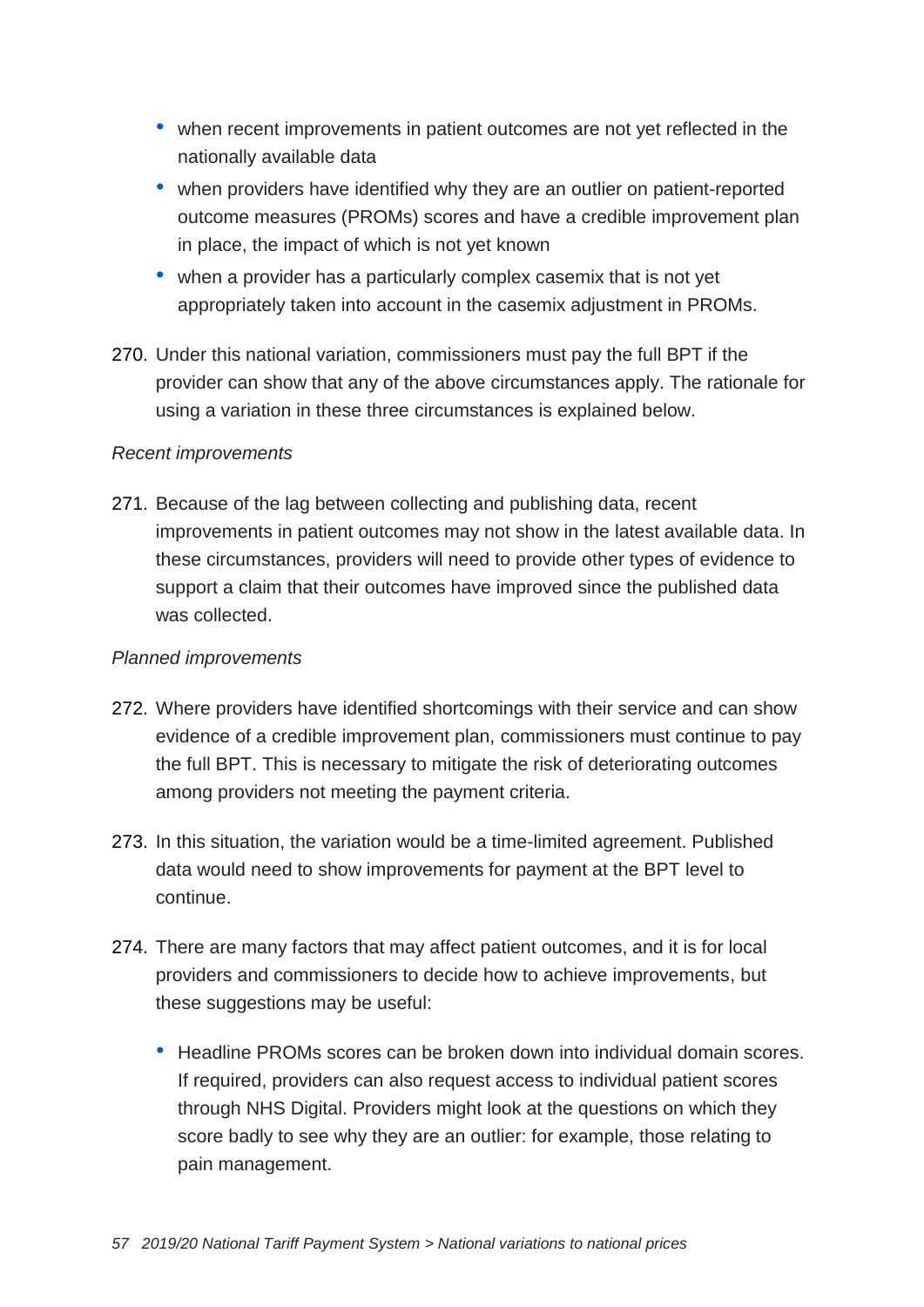- when recent improvements in patient outcomes are not yet reflected in the nationally available data
- when providers have identified why they are an outlier on patient-reported outcome measures (PROMs) scores and have a credible improvement plan in place, the impact of which is not yet known
- when a provider has a particularly complex casemix that is not yet appropriately taken into account in the casemix adjustment in PROMs.

270. Under this national variation, commissioners must pay the full BPT if the provider can show that any of the above circumstances apply. The rationale for using a variation in these three circumstances is explained below.

*Recent improvements*

271. Because of the lag between collecting and publishing data, recent improvements in patient outcomes may not show in the latest available data. In these circumstances, providers will need to provide other types of evidence to support a claim that their outcomes have improved since the published data was collected.

*Planned improvements*

272. Where providers have identified shortcomings with their service and can show evidence of a credible improvement plan, commissioners must continue to pay the full BPT. This is necessary to mitigate the risk of deteriorating outcomes among providers not meeting the payment criteria.

273. In this situation, the variation would be a time-limited agreement. Published data would need to show improvements for payment at the BPT level to continue.

274. There are many factors that may affect patient outcomes, and it is for local providers and commissioners to decide how to achieve improvements, but these suggestions may be useful:

    - Headline PROMs scores can be broken down into individual domain scores. If required, providers can also request access to individual patient scores through NHS Digital. Providers might look at the questions on which they score badly to see why they are an outlier: for example, those relating to pain management.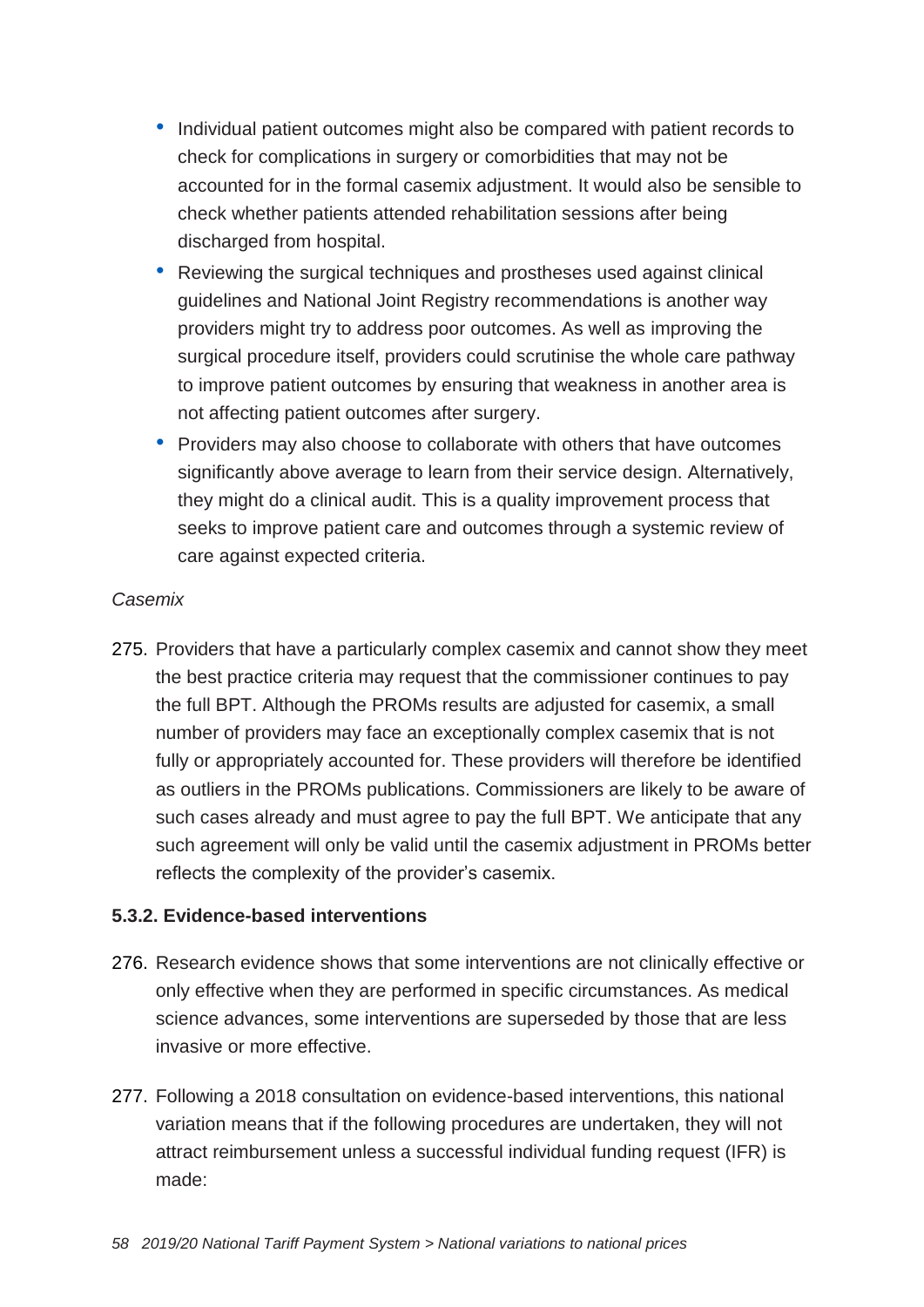- Individual patient outcomes might also be compared with patient records to check for complications in surgery or comorbidities that may not be accounted for in the formal casemix adjustment. It would also be sensible to check whether patients attended rehabilitation sessions after being discharged from hospital.
- Reviewing the surgical techniques and prostheses used against clinical guidelines and National Joint Registry recommendations is another way providers might try to address poor outcomes. As well as improving the surgical procedure itself, providers could scrutinise the whole care pathway to improve patient outcomes by ensuring that weakness in another area is not affecting patient outcomes after surgery.
- Providers may also choose to collaborate with others that have outcomes significantly above average to learn from their service design. Alternatively, they might do a clinical audit. This is a quality improvement process that seeks to improve patient care and outcomes through a systemic review of care against expected criteria.

*Casemix*

275. Providers that have a particularly complex casemix and cannot show they meet the best practice criteria may request that the commissioner continues to pay the full BPT. Although the PROMs results are adjusted for casemix, a small number of providers may face an exceptionally complex casemix that is not fully or appropriately accounted for. These providers will therefore be identified as outliers in the PROMs publications. Commissioners are likely to be aware of such cases already and must agree to pay the full BPT. We anticipate that any such agreement will only be valid until the casemix adjustment in PROMs better reflects the complexity of the provider's casemix.

#### 5.3.2. Evidence-based interventions

276. Research evidence shows that some interventions are not clinically effective or only effective when they are performed in specific circumstances. As medical science advances, some interventions are superseded by those that are less invasive or more effective.

277. Following a 2018 consultation on evidence-based interventions, this national variation means that if the following procedures are undertaken, they will not attract reimbursement unless a successful individual funding request (IFR) is made: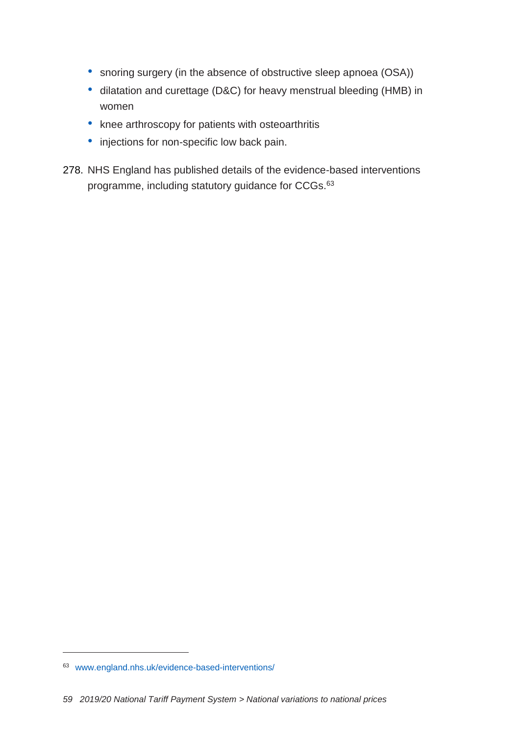- snoring surgery (in the absence of obstructive sleep apnoea (OSA))
- dilatation and curettage (D&C) for heavy menstrual bleeding (HMB) in women
- knee arthroscopy for patients with osteoarthritis
- injections for non-specific low back pain.

278. NHS England has published details of the evidence-based interventions programme, including statutory guidance for CCGs.[63]

[63] www.england.nhs.uk/evidence-based-interventions/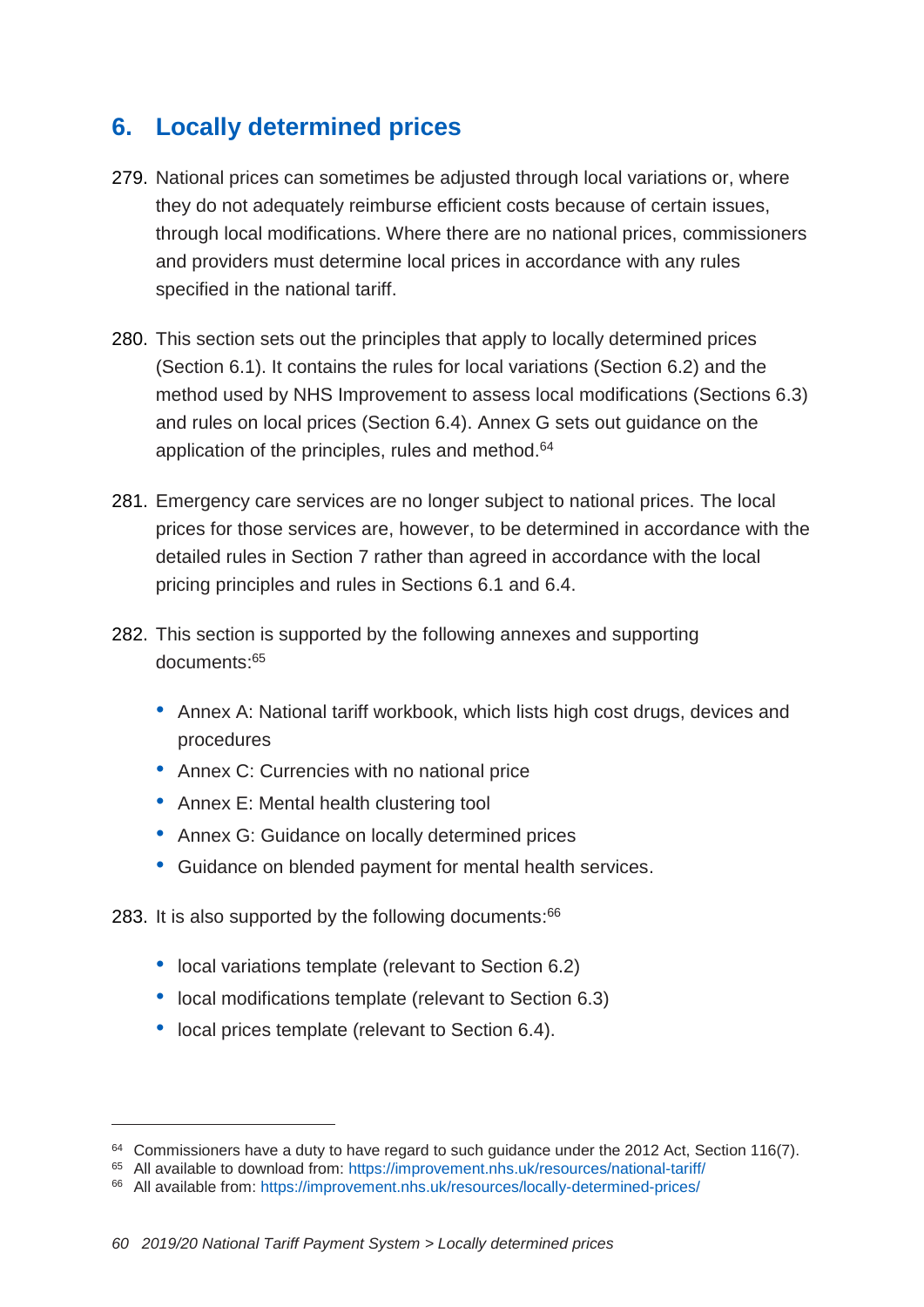## 6. Locally determined prices

279. National prices can sometimes be adjusted through local variations or, where they do not adequately reimburse efficient costs because of certain issues, through local modifications. Where there are no national prices, commissioners and providers must determine local prices in accordance with any rules specified in the national tariff.

280. This section sets out the principles that apply to locally determined prices (Section 6.1). It contains the rules for local variations (Section 6.2) and the method used by NHS Improvement to assess local modifications (Sections 6.3) and rules on local prices (Section 6.4). Annex G sets out guidance on the application of the principles, rules and method.[64]

281. Emergency care services are no longer subject to national prices. The local prices for those services are, however, to be determined in accordance with the detailed rules in Section 7 rather than agreed in accordance with the local pricing principles and rules in Sections 6.1 and 6.4.

282. This section is supported by the following annexes and supporting documents:[65]

    - Annex A: National tariff workbook, which lists high cost drugs, devices and procedures
    - Annex C: Currencies with no national price
    - Annex E: Mental health clustering tool
    - Annex G: Guidance on locally determined prices
    - Guidance on blended payment for mental health services.

283. It is also supported by the following documents:[66]

    - local variations template (relevant to Section 6.2)
    - local modifications template (relevant to Section 6.3)
    - local prices template (relevant to Section 6.4).

---

[64] Commissioners have a duty to have regard to such guidance under the 2012 Act, Section 116(7).

[65] All available to download from: https://improvement.nhs.uk/resources/national-tariff/

[66] All available from: https://improvement.nhs.uk/resources/locally-determined-prices/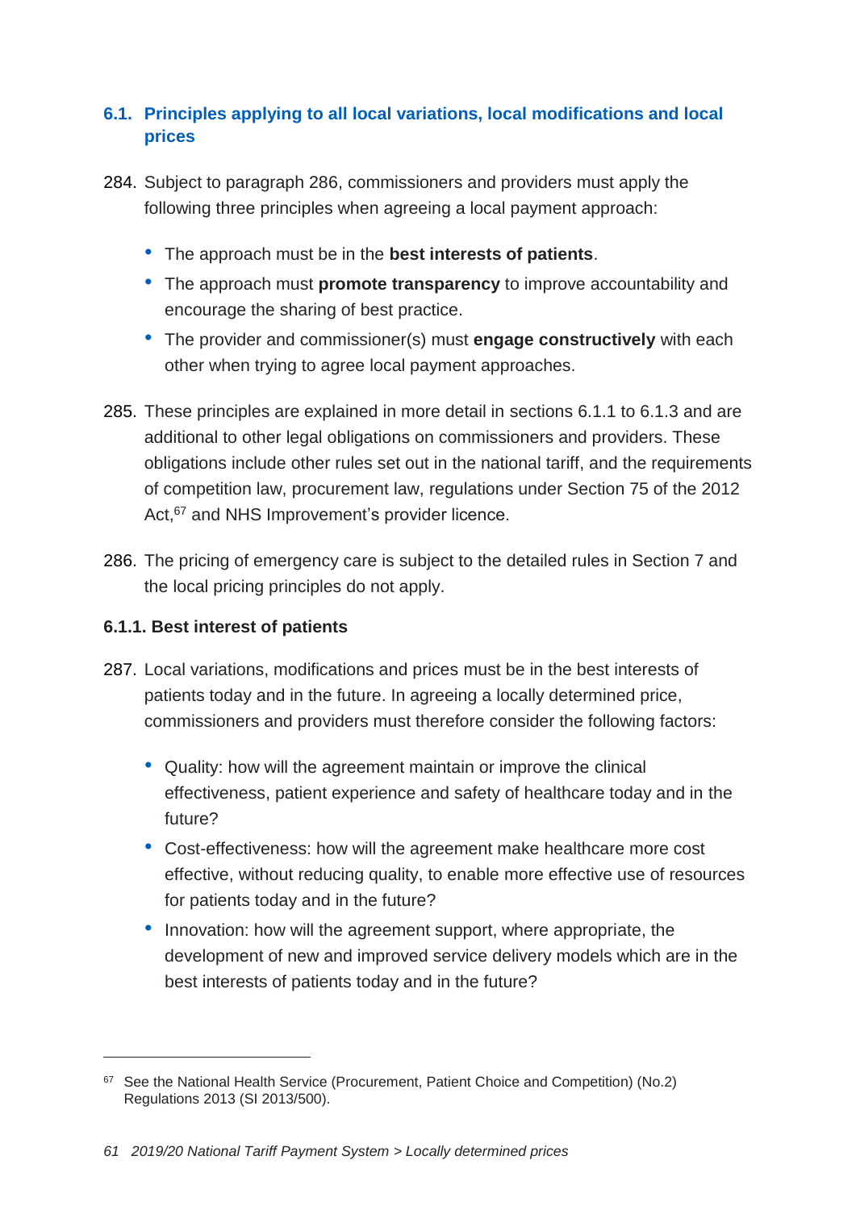## 6.1. Principles applying to all local variations, local modifications and local prices

284. Subject to paragraph 286, commissioners and providers must apply the following three principles when agreeing a local payment approach:

   - The approach must be in the **best interests of patients**.
   - The approach must **promote transparency** to improve accountability and encourage the sharing of best practice.
   - The provider and commissioner(s) must **engage constructively** with each other when trying to agree local payment approaches.

285. These principles are explained in more detail in sections 6.1.1 to 6.1.3 and are additional to other legal obligations on commissioners and providers. These obligations include other rules set out in the national tariff, and the requirements of competition law, procurement law, regulations under Section 75 of the 2012 Act,[67] and NHS Improvement's provider licence.

286. The pricing of emergency care is subject to the detailed rules in Section 7 and the local pricing principles do not apply.

### 6.1.1. Best interest of patients

287. Local variations, modifications and prices must be in the best interests of patients today and in the future. In agreeing a locally determined price, commissioners and providers must therefore consider the following factors:

   - Quality: how will the agreement maintain or improve the clinical effectiveness, patient experience and safety of healthcare today and in the future?
   - Cost-effectiveness: how will the agreement make healthcare more cost effective, without reducing quality, to enable more effective use of resources for patients today and in the future?
   - Innovation: how will the agreement support, where appropriate, the development of new and improved service delivery models which are in the best interests of patients today and in the future?

---

[67] See the National Health Service (Procurement, Patient Choice and Competition) (No.2) Regulations 2013 (SI 2013/500).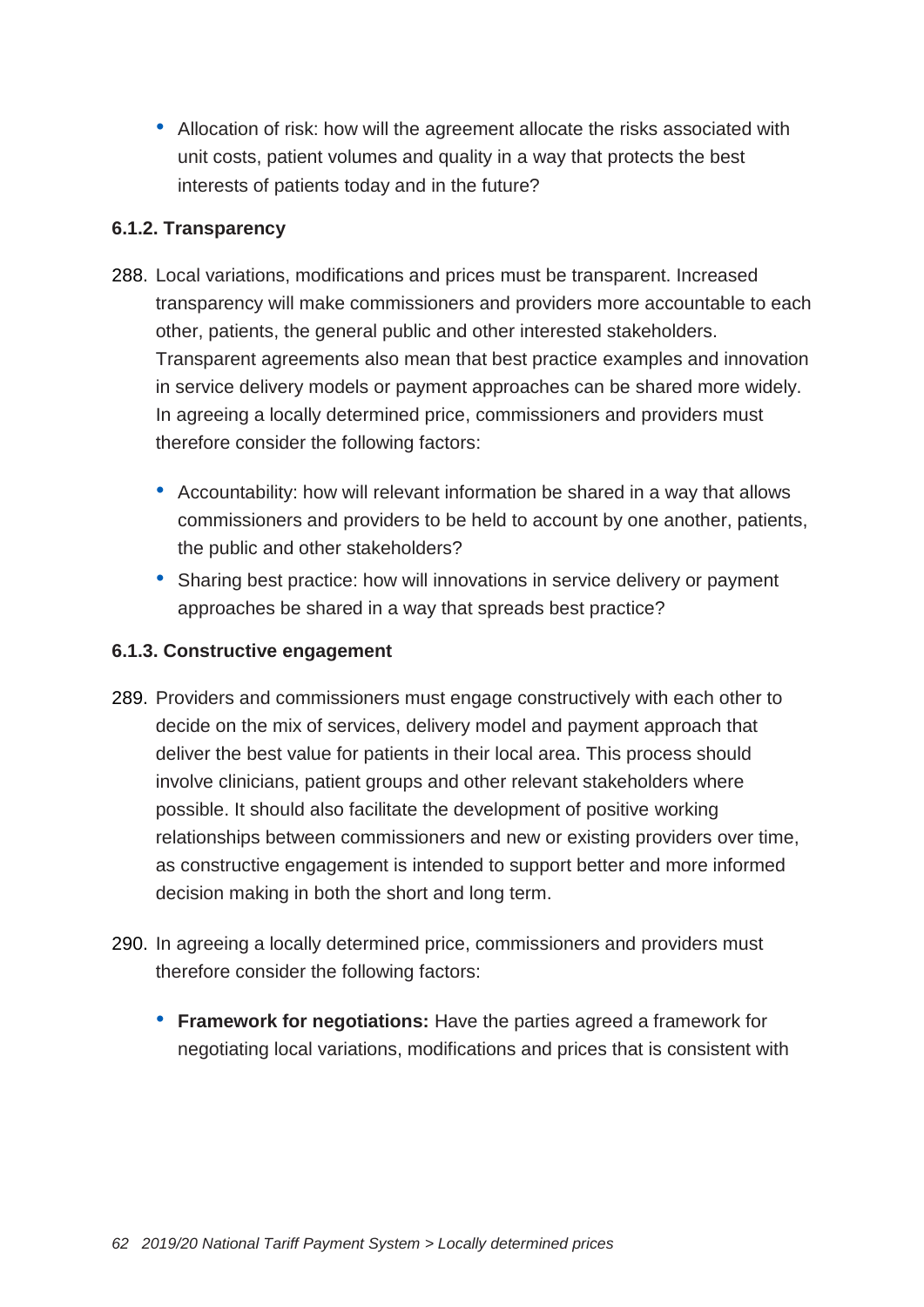- Allocation of risk: how will the agreement allocate the risks associated with unit costs, patient volumes and quality in a way that protects the best interests of patients today and in the future?

#### 6.1.2. Transparency

288. Local variations, modifications and prices must be transparent. Increased transparency will make commissioners and providers more accountable to each other, patients, the general public and other interested stakeholders. Transparent agreements also mean that best practice examples and innovation in service delivery models or payment approaches can be shared more widely. In agreeing a locally determined price, commissioners and providers must therefore consider the following factors:

    - Accountability: how will relevant information be shared in a way that allows commissioners and providers to be held to account by one another, patients, the public and other stakeholders?
    - Sharing best practice: how will innovations in service delivery or payment approaches be shared in a way that spreads best practice?

#### 6.1.3. Constructive engagement

289. Providers and commissioners must engage constructively with each other to decide on the mix of services, delivery model and payment approach that deliver the best value for patients in their local area. This process should involve clinicians, patient groups and other relevant stakeholders where possible. It should also facilitate the development of positive working relationships between commissioners and new or existing providers over time, as constructive engagement is intended to support better and more informed decision making in both the short and long term.

290. In agreeing a locally determined price, commissioners and providers must therefore consider the following factors:

    - **Framework for negotiations:** Have the parties agreed a framework for negotiating local variations, modifications and prices that is consistent with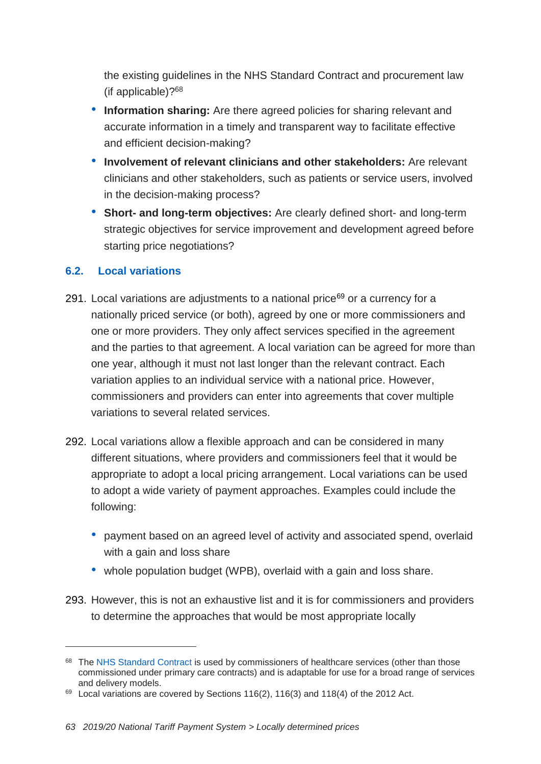the existing guidelines in the NHS Standard Contract and procurement law (if applicable)?[68]

- **Information sharing:** Are there agreed policies for sharing relevant and accurate information in a timely and transparent way to facilitate effective and efficient decision-making?
- **Involvement of relevant clinicians and other stakeholders:** Are relevant clinicians and other stakeholders, such as patients or service users, involved in the decision-making process?
- **Short- and long-term objectives:** Are clearly defined short- and long-term strategic objectives for service improvement and development agreed before starting price negotiations?

## 6.2. Local variations

291. Local variations are adjustments to a national price[69] or a currency for a nationally priced service (or both), agreed by one or more commissioners and one or more providers. They only affect services specified in the agreement and the parties to that agreement. A local variation can be agreed for more than one year, although it must not last longer than the relevant contract. Each variation applies to an individual service with a national price. However, commissioners and providers can enter into agreements that cover multiple variations to several related services.

292. Local variations allow a flexible approach and can be considered in many different situations, where providers and commissioners feel that it would be appropriate to adopt a local pricing arrangement. Local variations can be used to adopt a wide variety of payment approaches. Examples could include the following:

    - payment based on an agreed level of activity and associated spend, overlaid with a gain and loss share
    - whole population budget (WPB), overlaid with a gain and loss share.

293. However, this is not an exhaustive list and it is for commissioners and providers to determine the approaches that would be most appropriate locally

---

[68] The NHS Standard Contract is used by commissioners of healthcare services (other than those commissioned under primary care contracts) and is adaptable for use for a broad range of services and delivery models.

[69] Local variations are covered by Sections 116(2), 116(3) and 118(4) of the 2012 Act.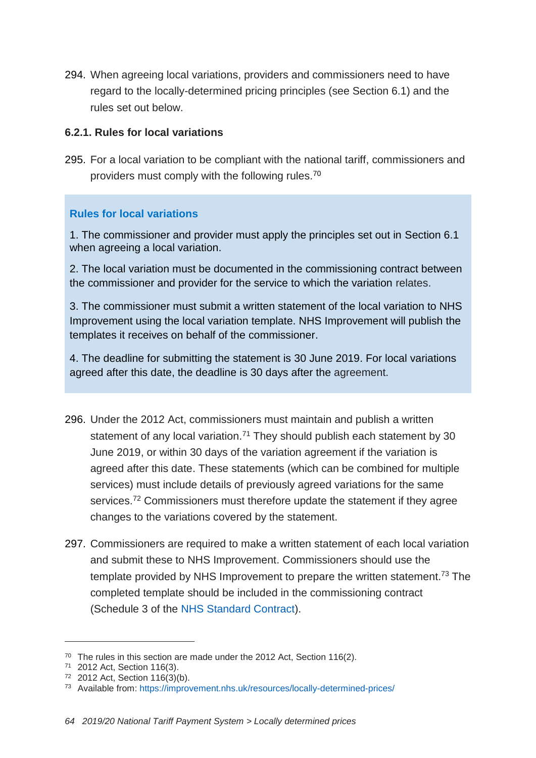294. When agreeing local variations, providers and commissioners need to have regard to the locally-determined pricing principles (see Section 6.1) and the rules set out below.

### 6.2.1. Rules for local variations

295. For a local variation to be compliant with the national tariff, commissioners and providers must comply with the following rules.[70]

> **Rules for local variations**
>
> 1. The commissioner and provider must apply the principles set out in Section 6.1 when agreeing a local variation.
>
> 2. The local variation must be documented in the commissioning contract between the commissioner and provider for the service to which the variation relates.
>
> 3. The commissioner must submit a written statement of the local variation to NHS Improvement using the local variation template. NHS Improvement will publish the templates it receives on behalf of the commissioner.
>
> 4. The deadline for submitting the statement is 30 June 2019. For local variations agreed after this date, the deadline is 30 days after the agreement.

296. Under the 2012 Act, commissioners must maintain and publish a written statement of any local variation.[71] They should publish each statement by 30 June 2019, or within 30 days of the variation agreement if the variation is agreed after this date. These statements (which can be combined for multiple services) must include details of previously agreed variations for the same services.[72] Commissioners must therefore update the statement if they agree changes to the variations covered by the statement.

297. Commissioners are required to make a written statement of each local variation and submit these to NHS Improvement. Commissioners should use the template provided by NHS Improvement to prepare the written statement.[73] The completed template should be included in the commissioning contract (Schedule 3 of the NHS Standard Contract).

---

[70] The rules in this section are made under the 2012 Act, Section 116(2).

[71] 2012 Act, Section 116(3).

[72] 2012 Act, Section 116(3)(b).

[73] Available from: https://improvement.nhs.uk/resources/locally-determined-prices/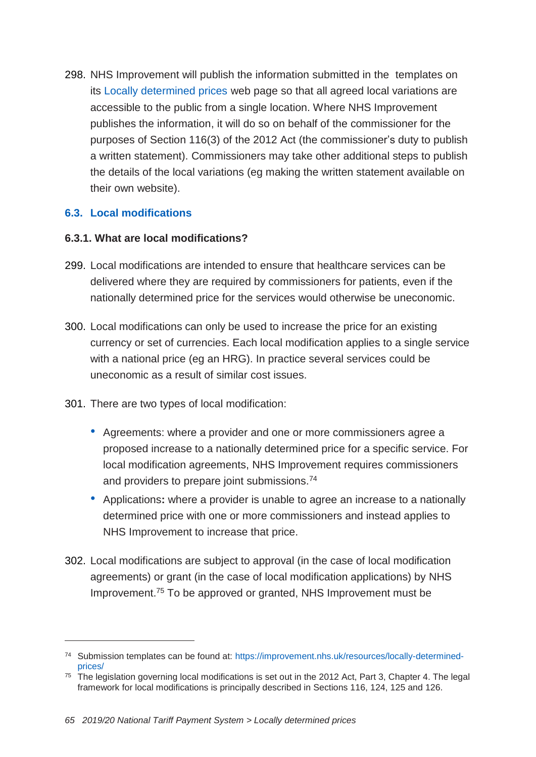298. NHS Improvement will publish the information submitted in the templates on its Locally determined prices web page so that all agreed local variations are accessible to the public from a single location. Where NHS Improvement publishes the information, it will do so on behalf of the commissioner for the purposes of Section 116(3) of the 2012 Act (the commissioner's duty to publish a written statement). Commissioners may take other additional steps to publish the details of the local variations (eg making the written statement available on their own website).

## 6.3. Local modifications

### 6.3.1. What are local modifications?

299. Local modifications are intended to ensure that healthcare services can be delivered where they are required by commissioners for patients, even if the nationally determined price for the services would otherwise be uneconomic.

300. Local modifications can only be used to increase the price for an existing currency or set of currencies. Each local modification applies to a single service with a national price (eg an HRG). In practice several services could be uneconomic as a result of similar cost issues.

301. There are two types of local modification:

- Agreements: where a provider and one or more commissioners agree a proposed increase to a nationally determined price for a specific service. For local modification agreements, NHS Improvement requires commissioners and providers to prepare joint submissions.[74]
- Applications**:** where a provider is unable to agree an increase to a nationally determined price with one or more commissioners and instead applies to NHS Improvement to increase that price.

302. Local modifications are subject to approval (in the case of local modification agreements) or grant (in the case of local modification applications) by NHS Improvement.[75] To be approved or granted, NHS Improvement must be

---

[74] Submission templates can be found at: https://improvement.nhs.uk/resources/locally-determined-prices/

[75] The legislation governing local modifications is set out in the 2012 Act, Part 3, Chapter 4. The legal framework for local modifications is principally described in Sections 116, 124, 125 and 126.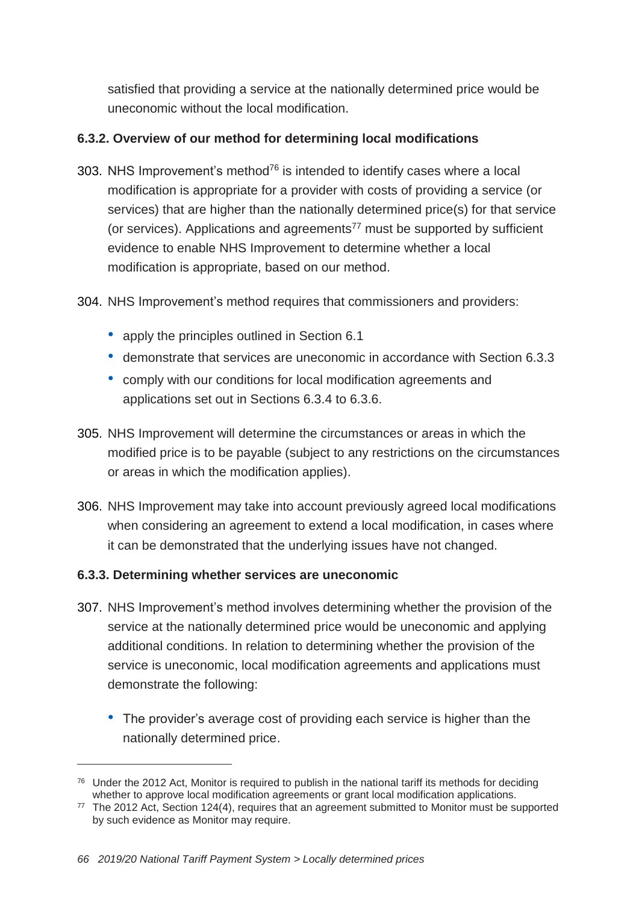satisfied that providing a service at the nationally determined price would be uneconomic without the local modification.

#### 6.3.2. Overview of our method for determining local modifications

303. NHS Improvement's method[76] is intended to identify cases where a local modification is appropriate for a provider with costs of providing a service (or services) that are higher than the nationally determined price(s) for that service (or services). Applications and agreements[77] must be supported by sufficient evidence to enable NHS Improvement to determine whether a local modification is appropriate, based on our method.

304. NHS Improvement's method requires that commissioners and providers:

    - apply the principles outlined in Section 6.1
    - demonstrate that services are uneconomic in accordance with Section 6.3.3
    - comply with our conditions for local modification agreements and applications set out in Sections 6.3.4 to 6.3.6.

305. NHS Improvement will determine the circumstances or areas in which the modified price is to be payable (subject to any restrictions on the circumstances or areas in which the modification applies).

306. NHS Improvement may take into account previously agreed local modifications when considering an agreement to extend a local modification, in cases where it can be demonstrated that the underlying issues have not changed.

#### 6.3.3. Determining whether services are uneconomic

307. NHS Improvement's method involves determining whether the provision of the service at the nationally determined price would be uneconomic and applying additional conditions. In relation to determining whether the provision of the service is uneconomic, local modification agreements and applications must demonstrate the following:

    - The provider's average cost of providing each service is higher than the nationally determined price.

---

[76] Under the 2012 Act, Monitor is required to publish in the national tariff its methods for deciding whether to approve local modification agreements or grant local modification applications.

[77] The 2012 Act, Section 124(4), requires that an agreement submitted to Monitor must be supported by such evidence as Monitor may require.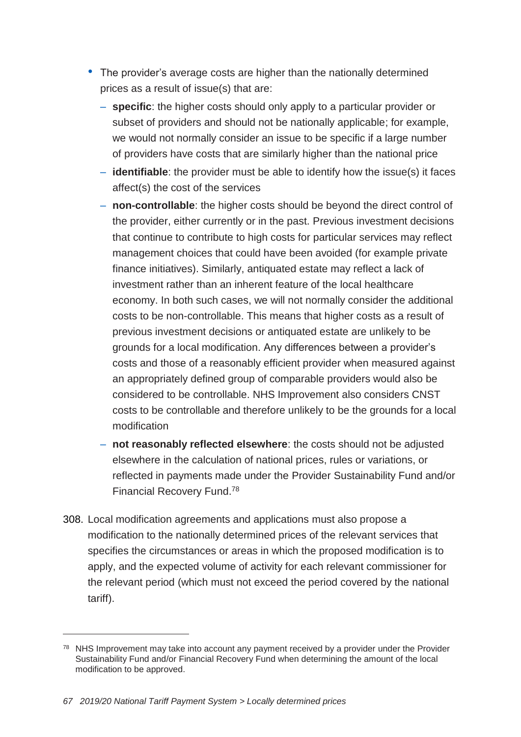- The provider's average costs are higher than the nationally determined prices as a result of issue(s) that are:
  - **specific**: the higher costs should only apply to a particular provider or subset of providers and should not be nationally applicable; for example, we would not normally consider an issue to be specific if a large number of providers have costs that are similarly higher than the national price
  - **identifiable**: the provider must be able to identify how the issue(s) it faces affect(s) the cost of the services
  - **non-controllable**: the higher costs should be beyond the direct control of the provider, either currently or in the past. Previous investment decisions that continue to contribute to high costs for particular services may reflect management choices that could have been avoided (for example private finance initiatives). Similarly, antiquated estate may reflect a lack of investment rather than an inherent feature of the local healthcare economy. In both such cases, we will not normally consider the additional costs to be non-controllable. This means that higher costs as a result of previous investment decisions or antiquated estate are unlikely to be grounds for a local modification. Any differences between a provider's costs and those of a reasonably efficient provider when measured against an appropriately defined group of comparable providers would also be considered to be controllable. NHS Improvement also considers CNST costs to be controllable and therefore unlikely to be the grounds for a local modification
  - **not reasonably reflected elsewhere**: the costs should not be adjusted elsewhere in the calculation of national prices, rules or variations, or reflected in payments made under the Provider Sustainability Fund and/or Financial Recovery Fund.[78]

308. Local modification agreements and applications must also propose a modification to the nationally determined prices of the relevant services that specifies the circumstances or areas in which the proposed modification is to apply, and the expected volume of activity for each relevant commissioner for the relevant period (which must not exceed the period covered by the national tariff).

[78] NHS Improvement may take into account any payment received by a provider under the Provider Sustainability Fund and/or Financial Recovery Fund when determining the amount of the local modification to be approved.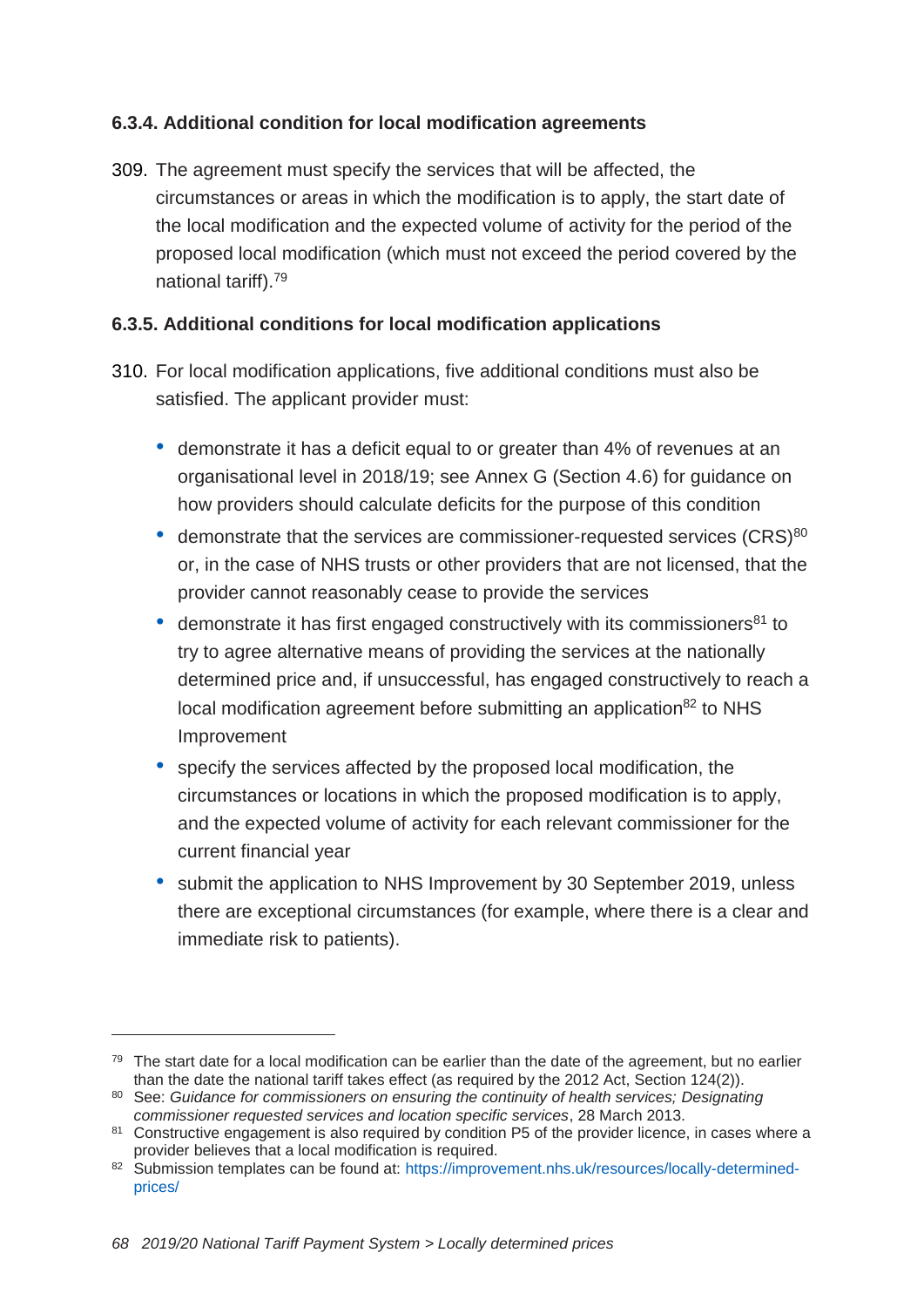### 6.3.4. Additional condition for local modification agreements

309. The agreement must specify the services that will be affected, the circumstances or areas in which the modification is to apply, the start date of the local modification and the expected volume of activity for the period of the proposed local modification (which must not exceed the period covered by the national tariff).[79]

### 6.3.5. Additional conditions for local modification applications

310. For local modification applications, five additional conditions must also be satisfied. The applicant provider must:

   - demonstrate it has a deficit equal to or greater than 4% of revenues at an organisational level in 2018/19; see Annex G (Section 4.6) for guidance on how providers should calculate deficits for the purpose of this condition
   - demonstrate that the services are commissioner-requested services (CRS)[80] or, in the case of NHS trusts or other providers that are not licensed, that the provider cannot reasonably cease to provide the services
   - demonstrate it has first engaged constructively with its commissioners[81] to try to agree alternative means of providing the services at the nationally determined price and, if unsuccessful, has engaged constructively to reach a local modification agreement before submitting an application[82] to NHS Improvement
   - specify the services affected by the proposed local modification, the circumstances or locations in which the proposed modification is to apply, and the expected volume of activity for each relevant commissioner for the current financial year
   - submit the application to NHS Improvement by 30 September 2019, unless there are exceptional circumstances (for example, where there is a clear and immediate risk to patients).

---

[79] The start date for a local modification can be earlier than the date of the agreement, but no earlier than the date the national tariff takes effect (as required by the 2012 Act, Section 124(2)).

[80] See: *Guidance for commissioners on ensuring the continuity of health services; Designating commissioner requested services and location specific services*, 28 March 2013.

[81] Constructive engagement is also required by condition P5 of the provider licence, in cases where a provider believes that a local modification is required.

[82] Submission templates can be found at: https://improvement.nhs.uk/resources/locally-determined-prices/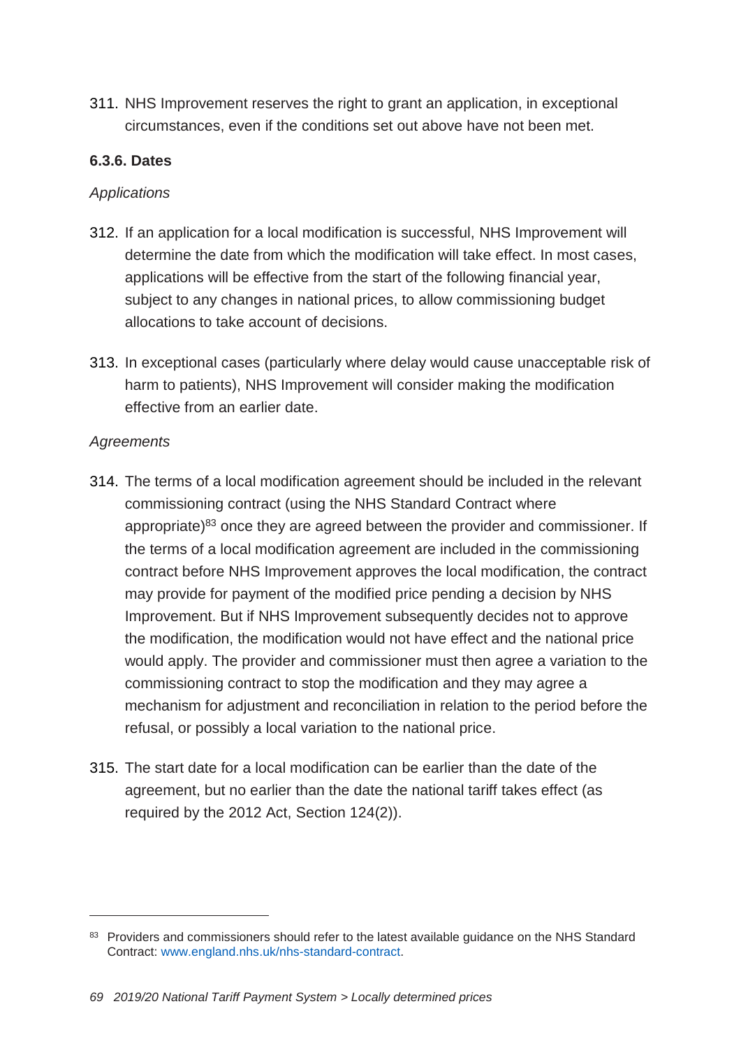311. NHS Improvement reserves the right to grant an application, in exceptional circumstances, even if the conditions set out above have not been met.

#### 6.3.6. Dates

*Applications*

312. If an application for a local modification is successful, NHS Improvement will determine the date from which the modification will take effect. In most cases, applications will be effective from the start of the following financial year, subject to any changes in national prices, to allow commissioning budget allocations to take account of decisions.

313. In exceptional cases (particularly where delay would cause unacceptable risk of harm to patients), NHS Improvement will consider making the modification effective from an earlier date.

*Agreements*

314. The terms of a local modification agreement should be included in the relevant commissioning contract (using the NHS Standard Contract where appropriate)[83] once they are agreed between the provider and commissioner. If the terms of a local modification agreement are included in the commissioning contract before NHS Improvement approves the local modification, the contract may provide for payment of the modified price pending a decision by NHS Improvement. But if NHS Improvement subsequently decides not to approve the modification, the modification would not have effect and the national price would apply. The provider and commissioner must then agree a variation to the commissioning contract to stop the modification and they may agree a mechanism for adjustment and reconciliation in relation to the period before the refusal, or possibly a local variation to the national price.

315. The start date for a local modification can be earlier than the date of the agreement, but no earlier than the date the national tariff takes effect (as required by the 2012 Act, Section 124(2)).

---

[83] Providers and commissioners should refer to the latest available guidance on the NHS Standard Contract: www.england.nhs.uk/nhs-standard-contract.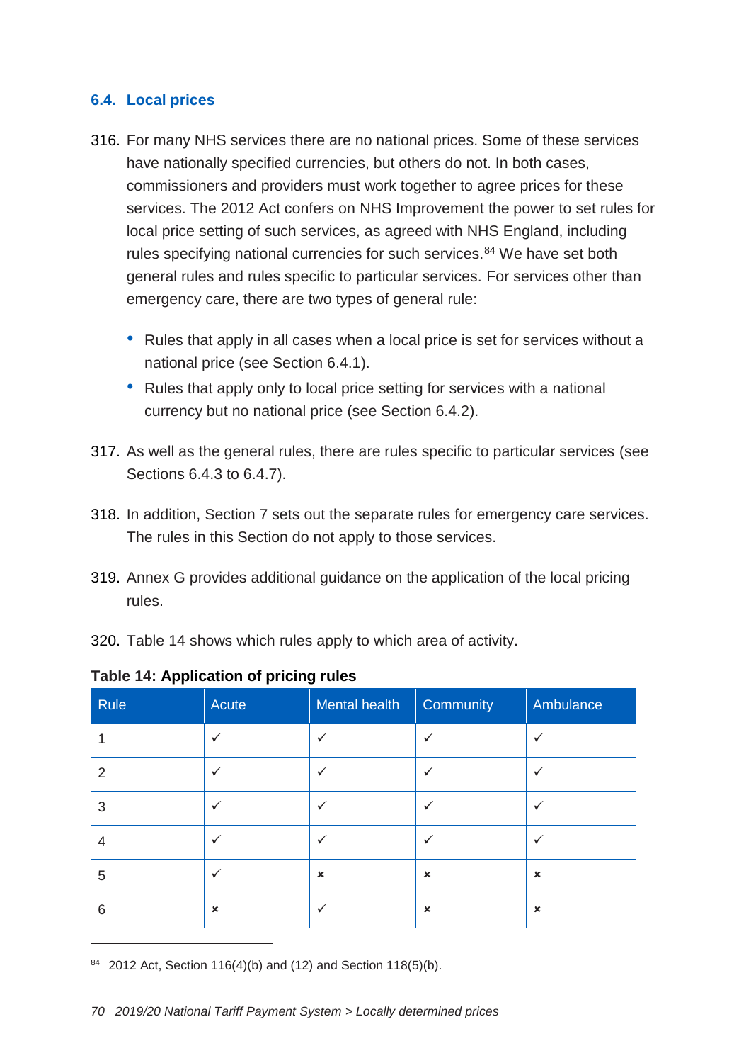## 6.4. Local prices

316. For many NHS services there are no national prices. Some of these services have nationally specified currencies, but others do not. In both cases, commissioners and providers must work together to agree prices for these services. The 2012 Act confers on NHS Improvement the power to set rules for local price setting of such services, as agreed with NHS England, including rules specifying national currencies for such services.[84] We have set both general rules and rules specific to particular services. For services other than emergency care, there are two types of general rule:

    - Rules that apply in all cases when a local price is set for services without a national price (see Section 6.4.1).
    - Rules that apply only to local price setting for services with a national currency but no national price (see Section 6.4.2).

317. As well as the general rules, there are rules specific to particular services (see Sections 6.4.3 to 6.4.7).

318. In addition, Section 7 sets out the separate rules for emergency care services. The rules in this Section do not apply to those services.

319. Annex G provides additional guidance on the application of the local pricing rules.

320. Table 14 shows which rules apply to which area of activity.

**Table 14: Application of pricing rules**

| Rule | Acute | Mental health | Community | Ambulance |
|---|---|---|---|---|
| 1 | ✓ | ✓ | ✓ | ✓ |
| 2 | ✓ | ✓ | ✓ | ✓ |
| 3 | ✓ | ✓ | ✓ | ✓ |
| 4 | ✓ | ✓ | ✓ | ✓ |
| 5 | ✓ | × | × | × |
| 6 | × | ✓ | × | × |

[84] 2012 Act, Section 116(4)(b) and (12) and Section 118(5)(b).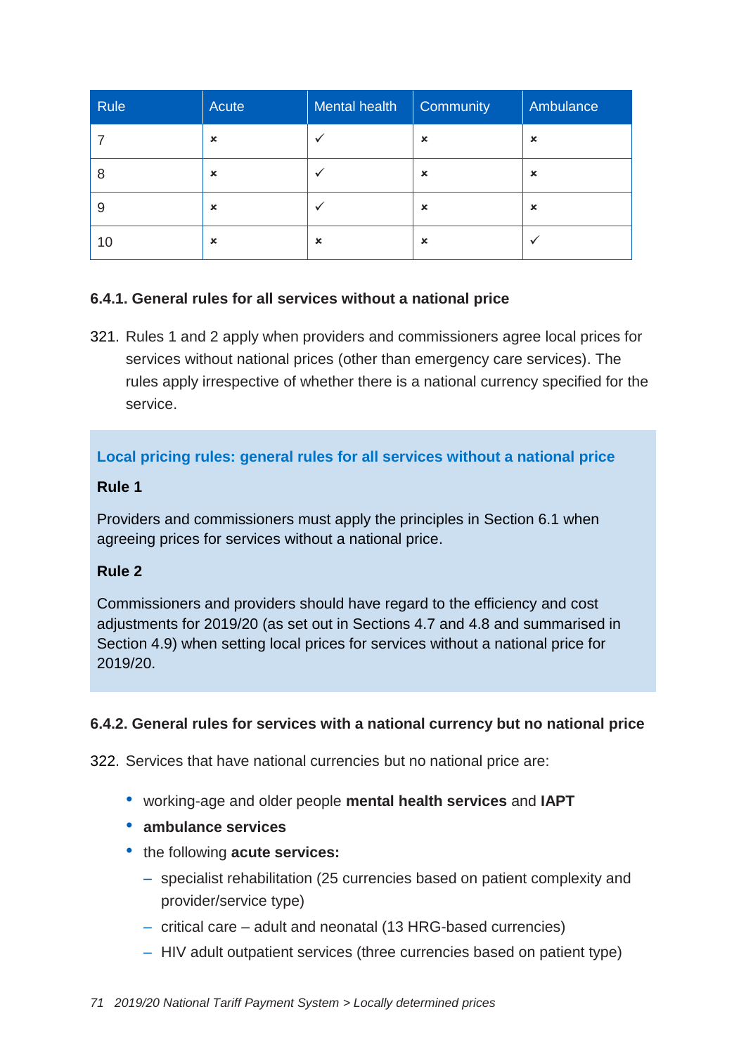| Rule | Acute | Mental health | Community | Ambulance |
|---|---|---|---|---|
| 7 | × | ✓ | × | × |
| 8 | × | ✓ | × | × |
| 9 | × | ✓ | × | × |
| 10 | × | × | × | ✓ |

### 6.4.1. General rules for all services without a national price

321. Rules 1 and 2 apply when providers and commissioners agree local prices for services without national prices (other than emergency care services). The rules apply irrespective of whether there is a national currency specified for the service.

> **Local pricing rules: general rules for all services without a national price**
>
> **Rule 1**
>
> Providers and commissioners must apply the principles in Section 6.1 when agreeing prices for services without a national price.
>
> **Rule 2**
>
> Commissioners and providers should have regard to the efficiency and cost adjustments for 2019/20 (as set out in Sections 4.7 and 4.8 and summarised in Section 4.9) when setting local prices for services without a national price for 2019/20.

### 6.4.2. General rules for services with a national currency but no national price

322. Services that have national currencies but no national price are:

- working-age and older people **mental health services** and **IAPT**
- **ambulance services**
- the following **acute services:**
  - specialist rehabilitation (25 currencies based on patient complexity and provider/service type)
  - critical care – adult and neonatal (13 HRG-based currencies)
  - HIV adult outpatient services (three currencies based on patient type)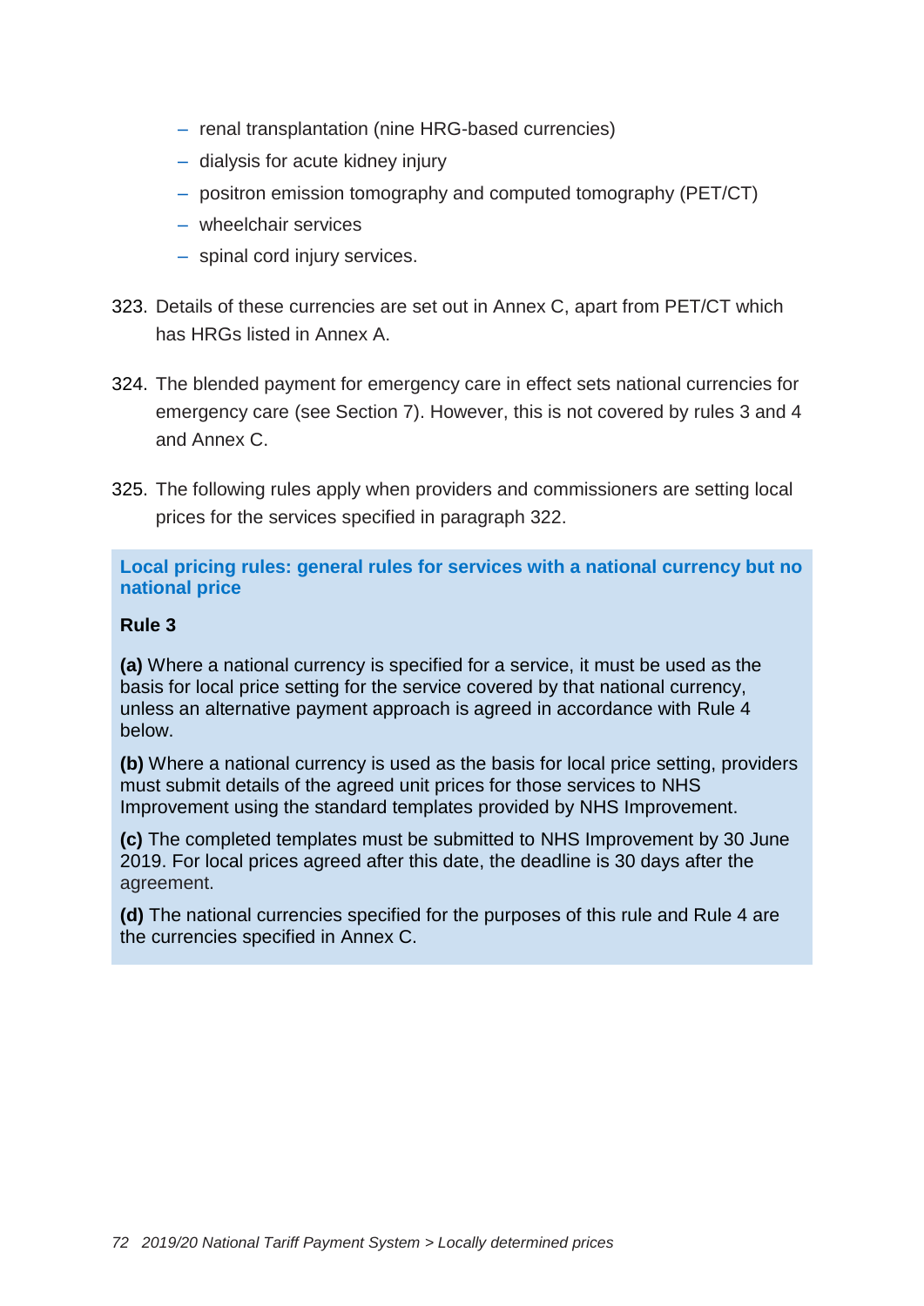- renal transplantation (nine HRG-based currencies)
- dialysis for acute kidney injury
- positron emission tomography and computed tomography (PET/CT)
- wheelchair services
- spinal cord injury services.

323. Details of these currencies are set out in Annex C, apart from PET/CT which has HRGs listed in Annex A.

324. The blended payment for emergency care in effect sets national currencies for emergency care (see Section 7). However, this is not covered by rules 3 and 4 and Annex C.

325. The following rules apply when providers and commissioners are setting local prices for the services specified in paragraph 322.

**Local pricing rules: general rules for services with a national currency but no national price**

**Rule 3**

**(a)** Where a national currency is specified for a service, it must be used as the basis for local price setting for the service covered by that national currency, unless an alternative payment approach is agreed in accordance with Rule 4 below.

**(b)** Where a national currency is used as the basis for local price setting, providers must submit details of the agreed unit prices for those services to NHS Improvement using the standard templates provided by NHS Improvement.

**(c)** The completed templates must be submitted to NHS Improvement by 30 June 2019. For local prices agreed after this date, the deadline is 30 days after the agreement.

**(d)** The national currencies specified for the purposes of this rule and Rule 4 are the currencies specified in Annex C.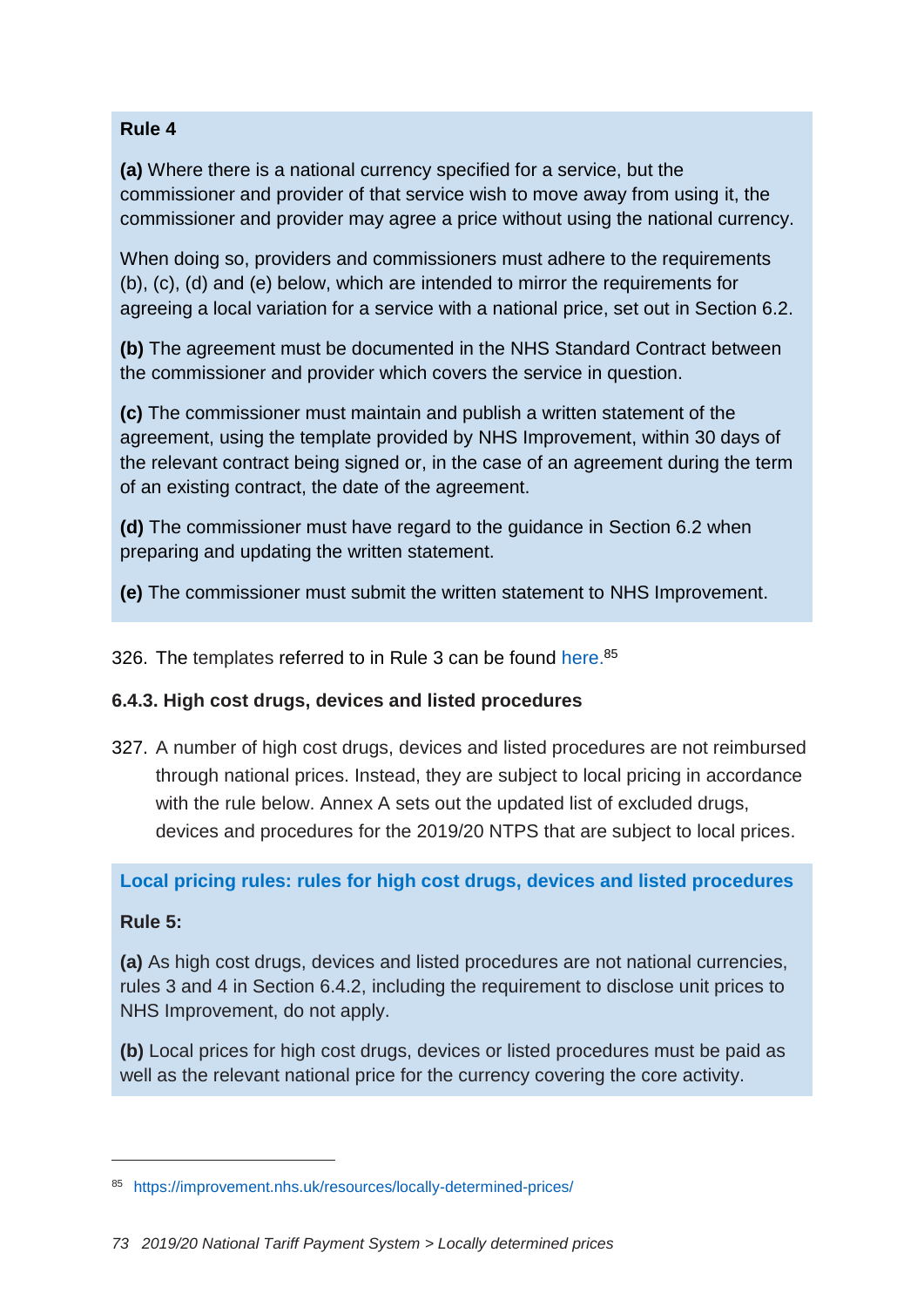**Rule 4**

**(a)** Where there is a national currency specified for a service, but the commissioner and provider of that service wish to move away from using it, the commissioner and provider may agree a price without using the national currency.

When doing so, providers and commissioners must adhere to the requirements (b), (c), (d) and (e) below, which are intended to mirror the requirements for agreeing a local variation for a service with a national price, set out in Section 6.2.

**(b)** The agreement must be documented in the NHS Standard Contract between the commissioner and provider which covers the service in question.

**(c)** The commissioner must maintain and publish a written statement of the agreement, using the template provided by NHS Improvement, within 30 days of the relevant contract being signed or, in the case of an agreement during the term of an existing contract, the date of the agreement.

**(d)** The commissioner must have regard to the guidance in Section 6.2 when preparing and updating the written statement.

**(e)** The commissioner must submit the written statement to NHS Improvement.

326. The templates referred to in Rule 3 can be found here.[85]

### 6.4.3. High cost drugs, devices and listed procedures

327. A number of high cost drugs, devices and listed procedures are not reimbursed through national prices. Instead, they are subject to local pricing in accordance with the rule below. Annex A sets out the updated list of excluded drugs, devices and procedures for the 2019/20 NTPS that are subject to local prices.

**Local pricing rules: rules for high cost drugs, devices and listed procedures**

**Rule 5:**

**(a)** As high cost drugs, devices and listed procedures are not national currencies, rules 3 and 4 in Section 6.4.2, including the requirement to disclose unit prices to NHS Improvement, do not apply.

**(b)** Local prices for high cost drugs, devices or listed procedures must be paid as well as the relevant national price for the currency covering the core activity.

---

[85] https://improvement.nhs.uk/resources/locally-determined-prices/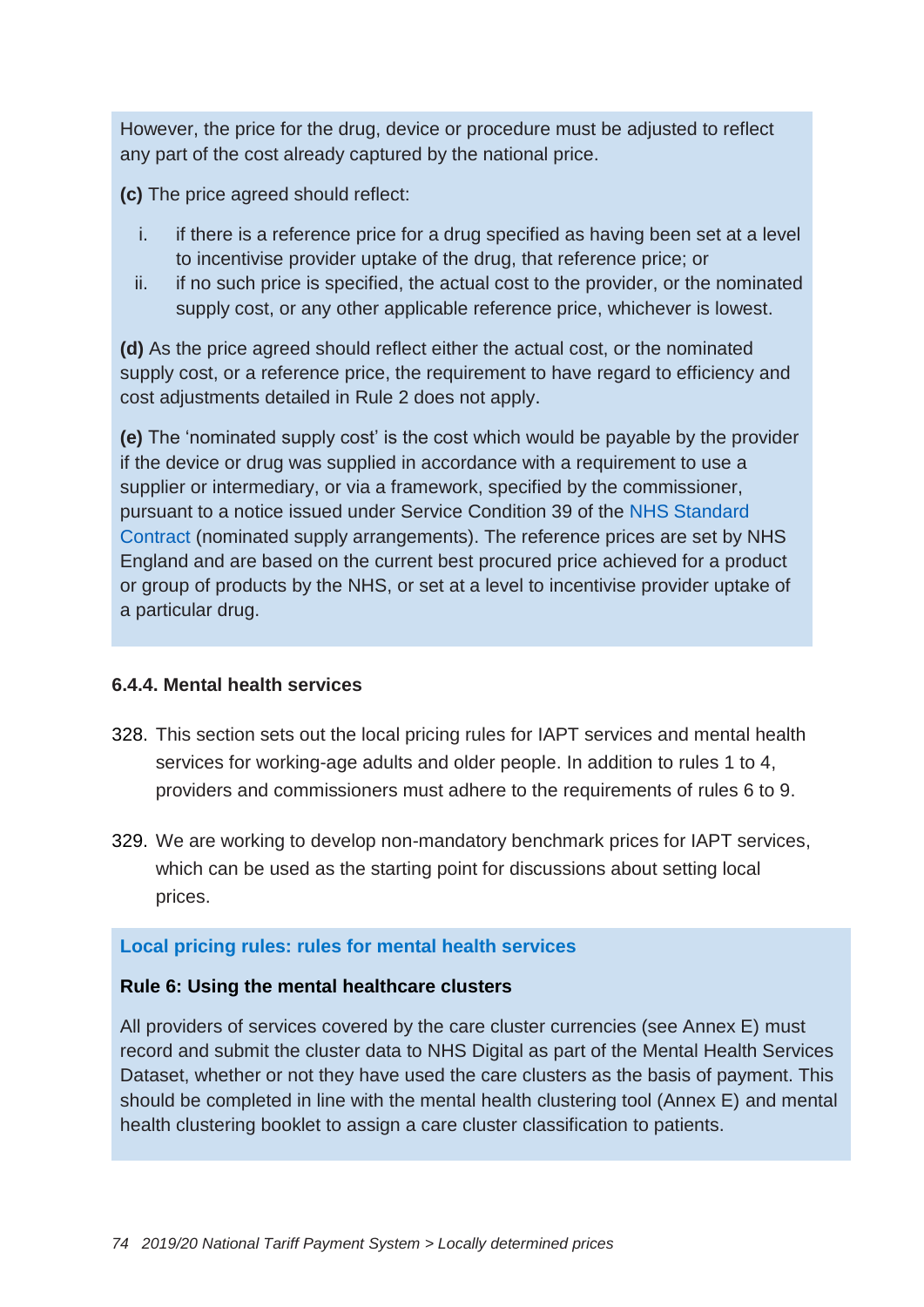However, the price for the drug, device or procedure must be adjusted to reflect any part of the cost already captured by the national price.

**(c)** The price agreed should reflect:

i. if there is a reference price for a drug specified as having been set at a level to incentivise provider uptake of the drug, that reference price; or
ii. if no such price is specified, the actual cost to the provider, or the nominated supply cost, or any other applicable reference price, whichever is lowest.

**(d)** As the price agreed should reflect either the actual cost, or the nominated supply cost, or a reference price, the requirement to have regard to efficiency and cost adjustments detailed in Rule 2 does not apply.

**(e)** The 'nominated supply cost' is the cost which would be payable by the provider if the device or drug was supplied in accordance with a requirement to use a supplier or intermediary, or via a framework, specified by the commissioner, pursuant to a notice issued under Service Condition 39 of the NHS Standard Contract (nominated supply arrangements). The reference prices are set by NHS England and are based on the current best procured price achieved for a product or group of products by the NHS, or set at a level to incentivise provider uptake of a particular drug.

#### 6.4.4. Mental health services

328. This section sets out the local pricing rules for IAPT services and mental health services for working-age adults and older people. In addition to rules 1 to 4, providers and commissioners must adhere to the requirements of rules 6 to 9.

329. We are working to develop non-mandatory benchmark prices for IAPT services, which can be used as the starting point for discussions about setting local prices.

**Local pricing rules: rules for mental health services**

**Rule 6: Using the mental healthcare clusters**

All providers of services covered by the care cluster currencies (see Annex E) must record and submit the cluster data to NHS Digital as part of the Mental Health Services Dataset, whether or not they have used the care clusters as the basis of payment. This should be completed in line with the mental health clustering tool (Annex E) and mental health clustering booklet to assign a care cluster classification to patients.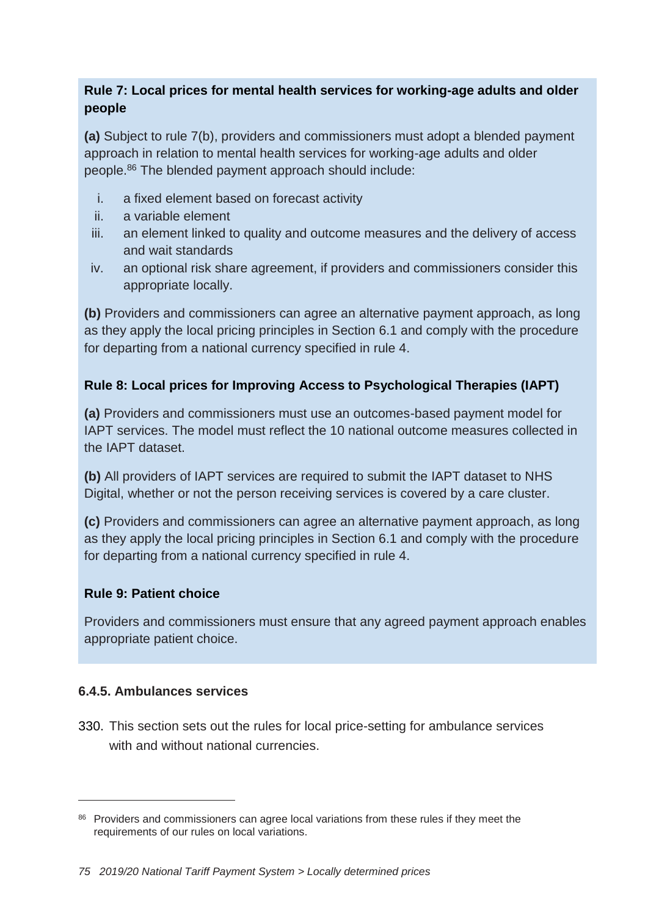**Rule 7: Local prices for mental health services for working-age adults and older people**

**(a)** Subject to rule 7(b), providers and commissioners must adopt a blended payment approach in relation to mental health services for working-age adults and older people.[86] The blended payment approach should include:

i. a fixed element based on forecast activity
ii. a variable element
iii. an element linked to quality and outcome measures and the delivery of access and wait standards
iv. an optional risk share agreement, if providers and commissioners consider this appropriate locally.

**(b)** Providers and commissioners can agree an alternative payment approach, as long as they apply the local pricing principles in Section 6.1 and comply with the procedure for departing from a national currency specified in rule 4.

**Rule 8: Local prices for Improving Access to Psychological Therapies (IAPT)**

**(a)** Providers and commissioners must use an outcomes-based payment model for IAPT services. The model must reflect the 10 national outcome measures collected in the IAPT dataset.

**(b)** All providers of IAPT services are required to submit the IAPT dataset to NHS Digital, whether or not the person receiving services is covered by a care cluster.

**(c)** Providers and commissioners can agree an alternative payment approach, as long as they apply the local pricing principles in Section 6.1 and comply with the procedure for departing from a national currency specified in rule 4.

**Rule 9: Patient choice**

Providers and commissioners must ensure that any agreed payment approach enables appropriate patient choice.

### 6.4.5. Ambulances services

330. This section sets out the rules for local price-setting for ambulance services with and without national currencies.

---

[86] Providers and commissioners can agree local variations from these rules if they meet the requirements of our rules on local variations.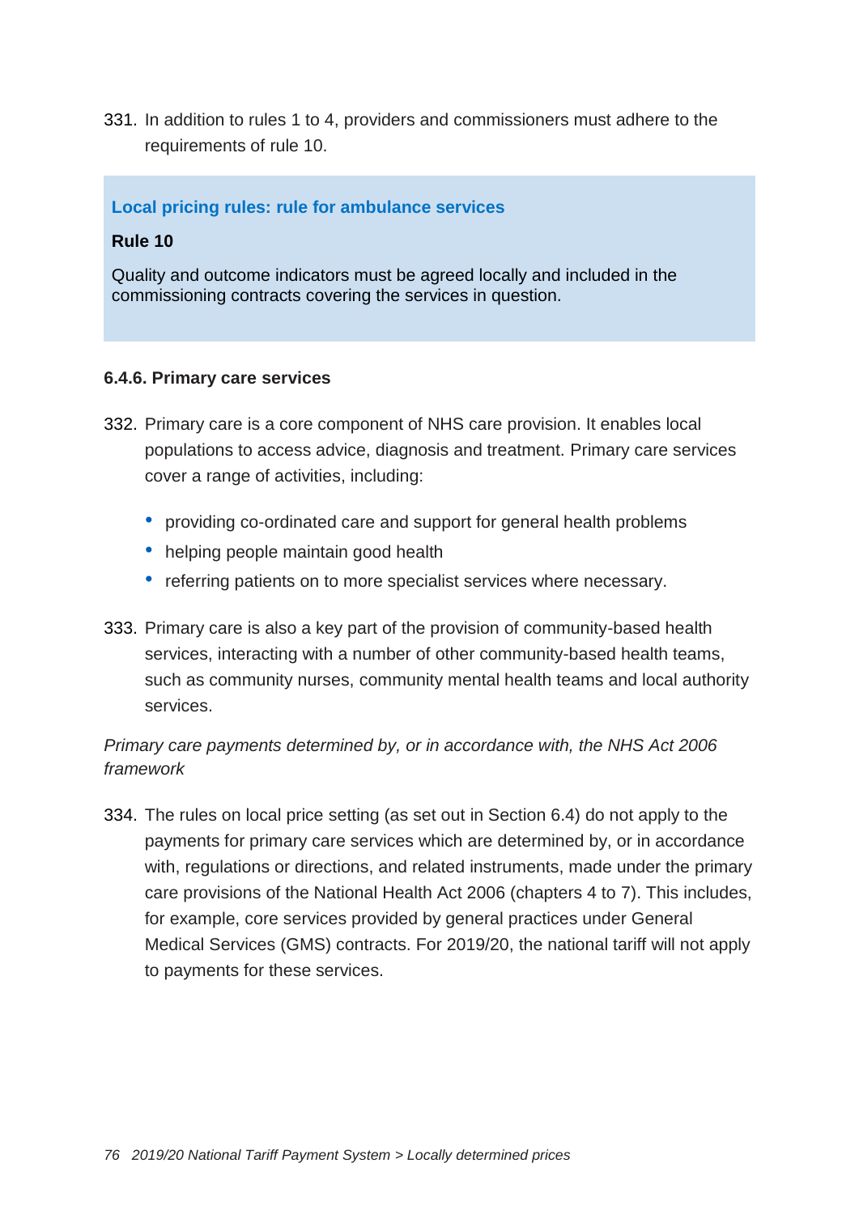331. In addition to rules 1 to 4, providers and commissioners must adhere to the requirements of rule 10.

> **Local pricing rules: rule for ambulance services**
>
> **Rule 10**
>
> Quality and outcome indicators must be agreed locally and included in the commissioning contracts covering the services in question.

#### 6.4.6. Primary care services

332. Primary care is a core component of NHS care provision. It enables local populations to access advice, diagnosis and treatment. Primary care services cover a range of activities, including:

    - providing co-ordinated care and support for general health problems
    - helping people maintain good health
    - referring patients on to more specialist services where necessary.

333. Primary care is also a key part of the provision of community-based health services, interacting with a number of other community-based health teams, such as community nurses, community mental health teams and local authority services.

*Primary care payments determined by, or in accordance with, the NHS Act 2006 framework*

334. The rules on local price setting (as set out in Section 6.4) do not apply to the payments for primary care services which are determined by, or in accordance with, regulations or directions, and related instruments, made under the primary care provisions of the National Health Act 2006 (chapters 4 to 7). This includes, for example, core services provided by general practices under General Medical Services (GMS) contracts. For 2019/20, the national tariff will not apply to payments for these services.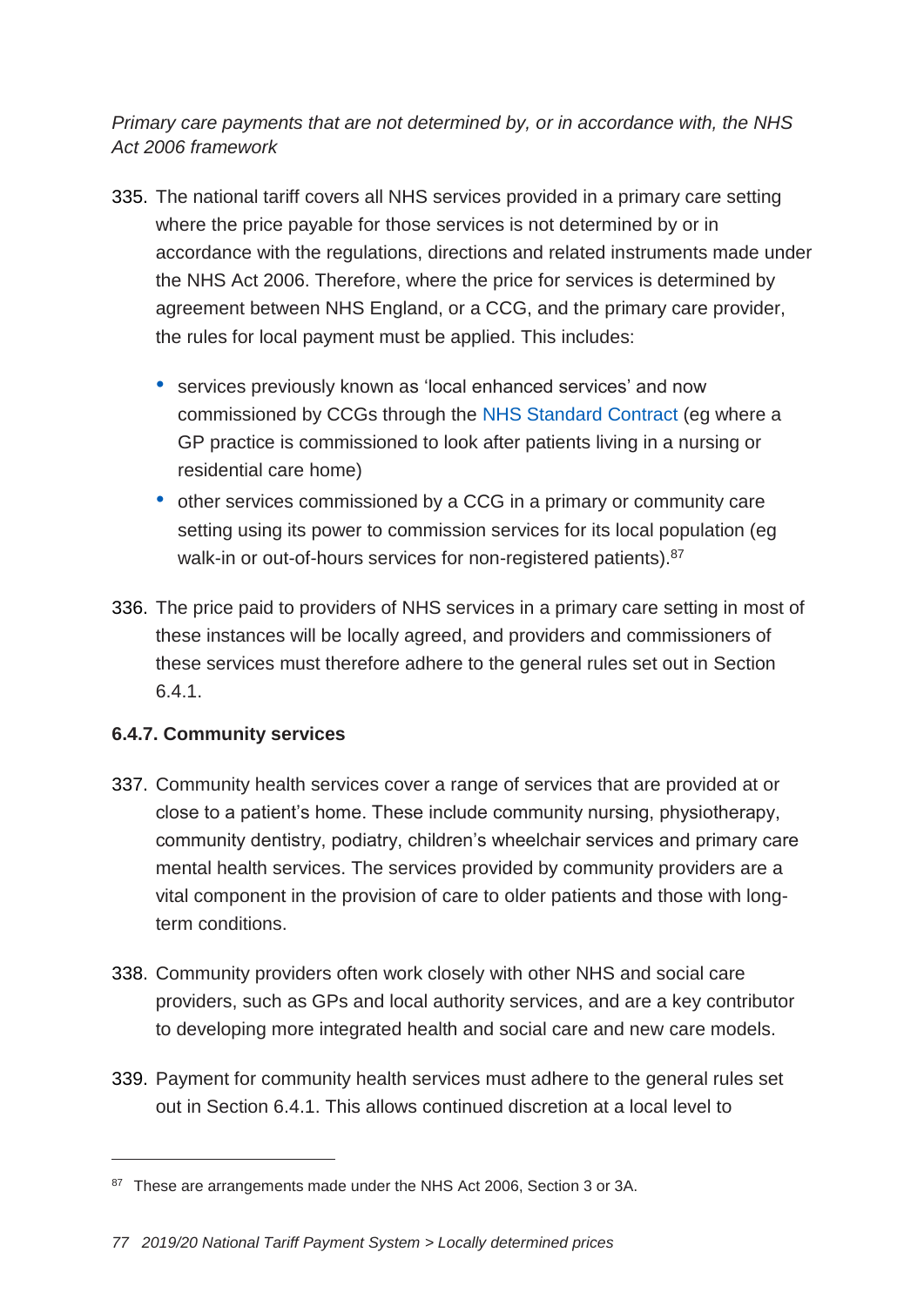*Primary care payments that are not determined by, or in accordance with, the NHS Act 2006 framework*

335. The national tariff covers all NHS services provided in a primary care setting where the price payable for those services is not determined by or in accordance with the regulations, directions and related instruments made under the NHS Act 2006. Therefore, where the price for services is determined by agreement between NHS England, or a CCG, and the primary care provider, the rules for local payment must be applied. This includes:
    - services previously known as 'local enhanced services' and now commissioned by CCGs through the NHS Standard Contract (eg where a GP practice is commissioned to look after patients living in a nursing or residential care home)
    - other services commissioned by a CCG in a primary or community care setting using its power to commission services for its local population (eg walk-in or out-of-hours services for non-registered patients).[87]

336. The price paid to providers of NHS services in a primary care setting in most of these instances will be locally agreed, and providers and commissioners of these services must therefore adhere to the general rules set out in Section 6.4.1.

#### 6.4.7. Community services

337. Community health services cover a range of services that are provided at or close to a patient's home. These include community nursing, physiotherapy, community dentistry, podiatry, children's wheelchair services and primary care mental health services. The services provided by community providers are a vital component in the provision of care to older patients and those with long-term conditions.

338. Community providers often work closely with other NHS and social care providers, such as GPs and local authority services, and are a key contributor to developing more integrated health and social care and new care models.

339. Payment for community health services must adhere to the general rules set out in Section 6.4.1. This allows continued discretion at a local level to

---

[87] These are arrangements made under the NHS Act 2006, Section 3 or 3A.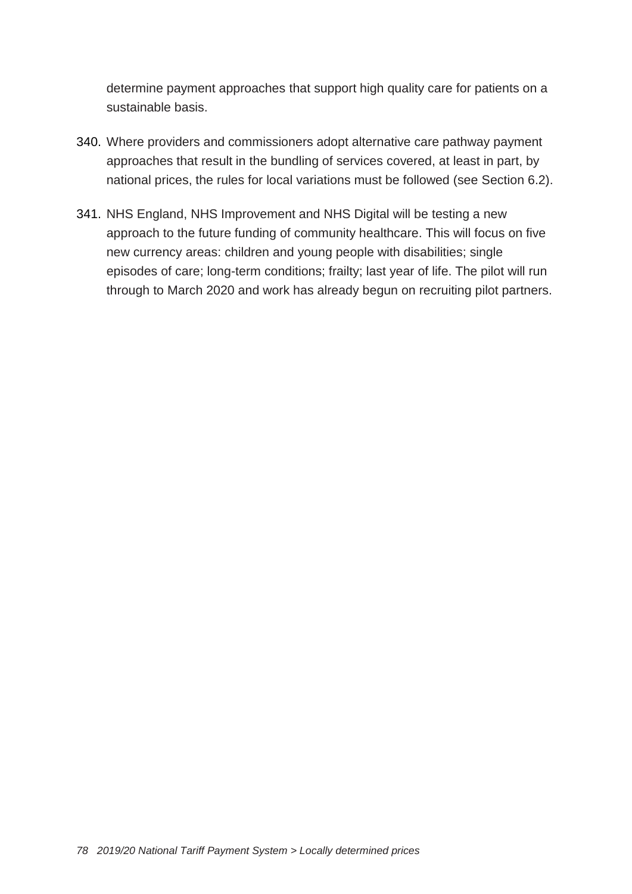determine payment approaches that support high quality care for patients on a sustainable basis.

340. Where providers and commissioners adopt alternative care pathway payment approaches that result in the bundling of services covered, at least in part, by national prices, the rules for local variations must be followed (see Section 6.2).

341. NHS England, NHS Improvement and NHS Digital will be testing a new approach to the future funding of community healthcare. This will focus on five new currency areas: children and young people with disabilities; single episodes of care; long-term conditions; frailty; last year of life. The pilot will run through to March 2020 and work has already begun on recruiting pilot partners.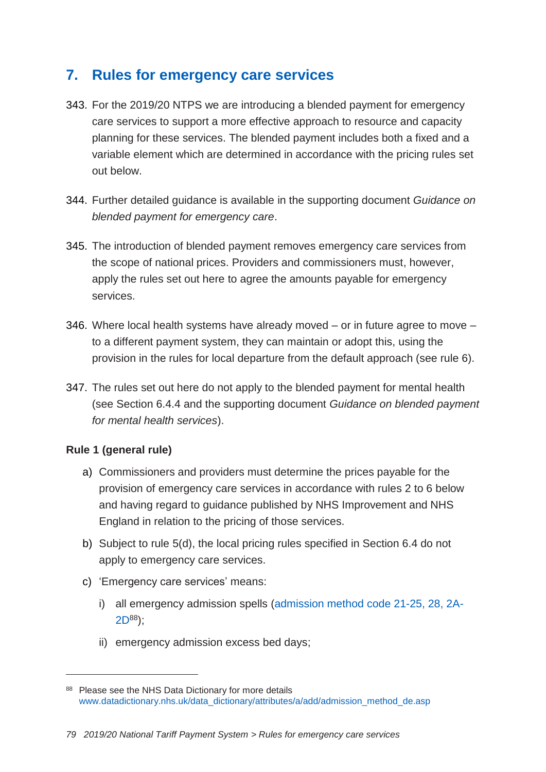# 7. Rules for emergency care services

343. For the 2019/20 NTPS we are introducing a blended payment for emergency care services to support a more effective approach to resource and capacity planning for these services. The blended payment includes both a fixed and a variable element which are determined in accordance with the pricing rules set out below.

344. Further detailed guidance is available in the supporting document *Guidance on blended payment for emergency care*.

345. The introduction of blended payment removes emergency care services from the scope of national prices. Providers and commissioners must, however, apply the rules set out here to agree the amounts payable for emergency services.

346. Where local health systems have already moved – or in future agree to move – to a different payment system, they can maintain or adopt this, using the provision in the rules for local departure from the default approach (see rule 6).

347. The rules set out here do not apply to the blended payment for mental health (see Section 6.4.4 and the supporting document *Guidance on blended payment for mental health services*).

**Rule 1 (general rule)**

a) Commissioners and providers must determine the prices payable for the provision of emergency care services in accordance with rules 2 to 6 below and having regard to guidance published by NHS Improvement and NHS England in relation to the pricing of those services.

b) Subject to rule 5(d), the local pricing rules specified in Section 6.4 do not apply to emergency care services.

c) 'Emergency care services' means:

   i) all emergency admission spells (admission method code 21-25, 28, 2A-2D[88]);

   ii) emergency admission excess bed days;

[88] Please see the NHS Data Dictionary for more details www.datadictionary.nhs.uk/data_dictionary/attributes/a/add/admission_method_de.asp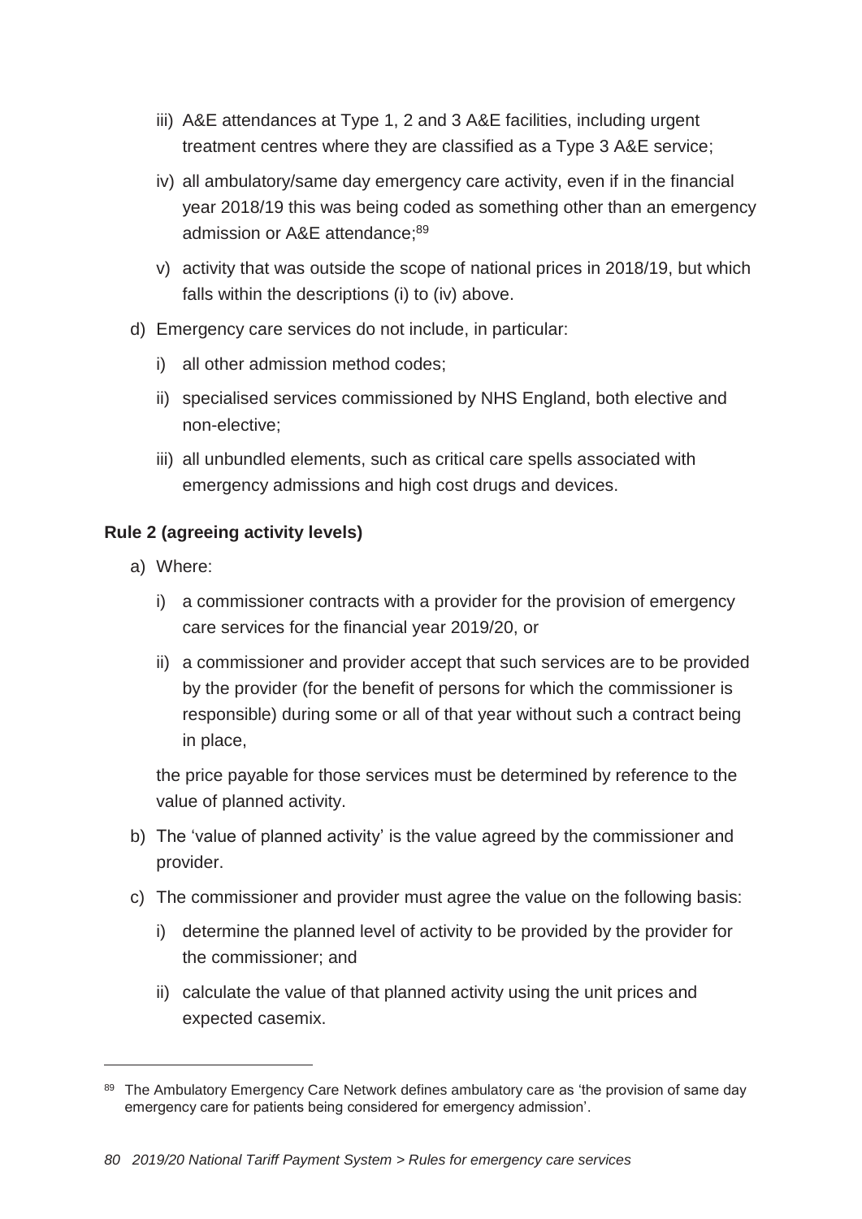iii) A&E attendances at Type 1, 2 and 3 A&E facilities, including urgent treatment centres where they are classified as a Type 3 A&E service;

   iv) all ambulatory/same day emergency care activity, even if in the financial year 2018/19 this was being coded as something other than an emergency admission or A&E attendance;[89]

   v) activity that was outside the scope of national prices in 2018/19, but which falls within the descriptions (i) to (iv) above.

d) Emergency care services do not include, in particular:

   i) all other admission method codes;

   ii) specialised services commissioned by NHS England, both elective and non-elective;

   iii) all unbundled elements, such as critical care spells associated with emergency admissions and high cost drugs and devices.

**Rule 2 (agreeing activity levels)**

a) Where:

   i) a commissioner contracts with a provider for the provision of emergency care services for the financial year 2019/20, or

   ii) a commissioner and provider accept that such services are to be provided by the provider (for the benefit of persons for which the commissioner is responsible) during some or all of that year without such a contract being in place,

   the price payable for those services must be determined by reference to the value of planned activity.

b) The 'value of planned activity' is the value agreed by the commissioner and provider.

c) The commissioner and provider must agree the value on the following basis:

   i) determine the planned level of activity to be provided by the provider for the commissioner; and

   ii) calculate the value of that planned activity using the unit prices and expected casemix.

---

[89] The Ambulatory Emergency Care Network defines ambulatory care as 'the provision of same day emergency care for patients being considered for emergency admission'.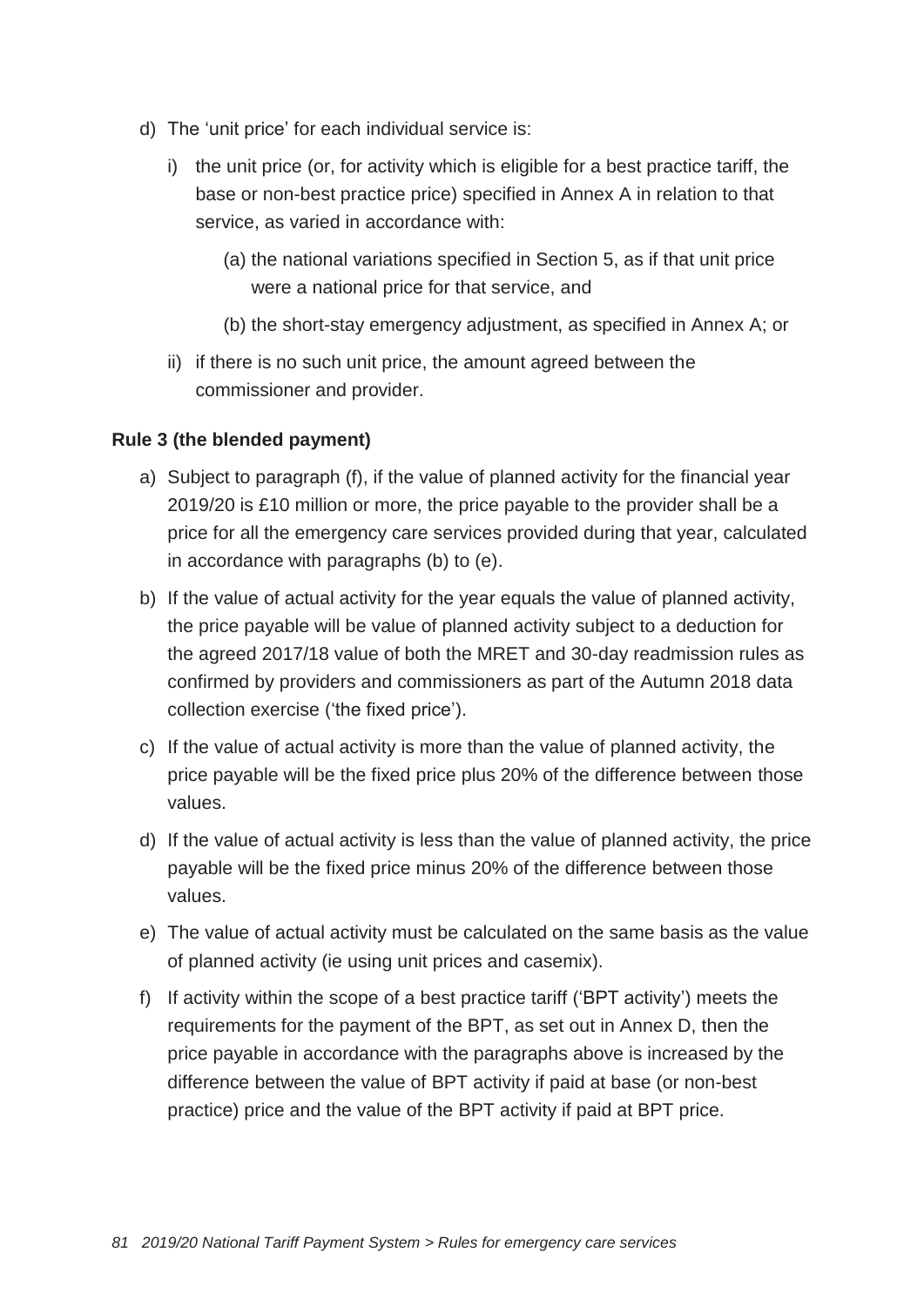d) The 'unit price' for each individual service is:

   i) the unit price (or, for activity which is eligible for a best practice tariff, the base or non-best practice price) specified in Annex A in relation to that service, as varied in accordance with:

      (a) the national variations specified in Section 5, as if that unit price were a national price for that service, and

      (b) the short-stay emergency adjustment, as specified in Annex A; or

   ii) if there is no such unit price, the amount agreed between the commissioner and provider.

**Rule 3 (the blended payment)**

a) Subject to paragraph (f), if the value of planned activity for the financial year 2019/20 is £10 million or more, the price payable to the provider shall be a price for all the emergency care services provided during that year, calculated in accordance with paragraphs (b) to (e).

b) If the value of actual activity for the year equals the value of planned activity, the price payable will be value of planned activity subject to a deduction for the agreed 2017/18 value of both the MRET and 30-day readmission rules as confirmed by providers and commissioners as part of the Autumn 2018 data collection exercise ('the fixed price').

c) If the value of actual activity is more than the value of planned activity, the price payable will be the fixed price plus 20% of the difference between those values.

d) If the value of actual activity is less than the value of planned activity, the price payable will be the fixed price minus 20% of the difference between those values.

e) The value of actual activity must be calculated on the same basis as the value of planned activity (ie using unit prices and casemix).

f) If activity within the scope of a best practice tariff ('BPT activity') meets the requirements for the payment of the BPT, as set out in Annex D, then the price payable in accordance with the paragraphs above is increased by the difference between the value of BPT activity if paid at base (or non-best practice) price and the value of the BPT activity if paid at BPT price.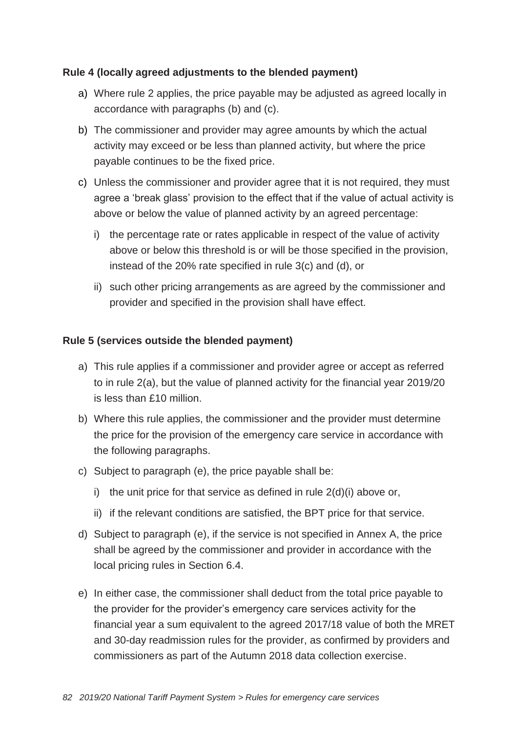**Rule 4 (locally agreed adjustments to the blended payment)**

a) Where rule 2 applies, the price payable may be adjusted as agreed locally in accordance with paragraphs (b) and (c).

b) The commissioner and provider may agree amounts by which the actual activity may exceed or be less than planned activity, but where the price payable continues to be the fixed price.

c) Unless the commissioner and provider agree that it is not required, they must agree a 'break glass' provision to the effect that if the value of actual activity is above or below the value of planned activity by an agreed percentage:

   i) the percentage rate or rates applicable in respect of the value of activity above or below this threshold is or will be those specified in the provision, instead of the 20% rate specified in rule 3(c) and (d), or

   ii) such other pricing arrangements as are agreed by the commissioner and provider and specified in the provision shall have effect.

**Rule 5 (services outside the blended payment)**

a) This rule applies if a commissioner and provider agree or accept as referred to in rule 2(a), but the value of planned activity for the financial year 2019/20 is less than £10 million.

b) Where this rule applies, the commissioner and the provider must determine the price for the provision of the emergency care service in accordance with the following paragraphs.

c) Subject to paragraph (e), the price payable shall be:

   i) the unit price for that service as defined in rule 2(d)(i) above or,

   ii) if the relevant conditions are satisfied, the BPT price for that service.

d) Subject to paragraph (e), if the service is not specified in Annex A, the price shall be agreed by the commissioner and provider in accordance with the local pricing rules in Section 6.4.

e) In either case, the commissioner shall deduct from the total price payable to the provider for the provider's emergency care services activity for the financial year a sum equivalent to the agreed 2017/18 value of both the MRET and 30-day readmission rules for the provider, as confirmed by providers and commissioners as part of the Autumn 2018 data collection exercise.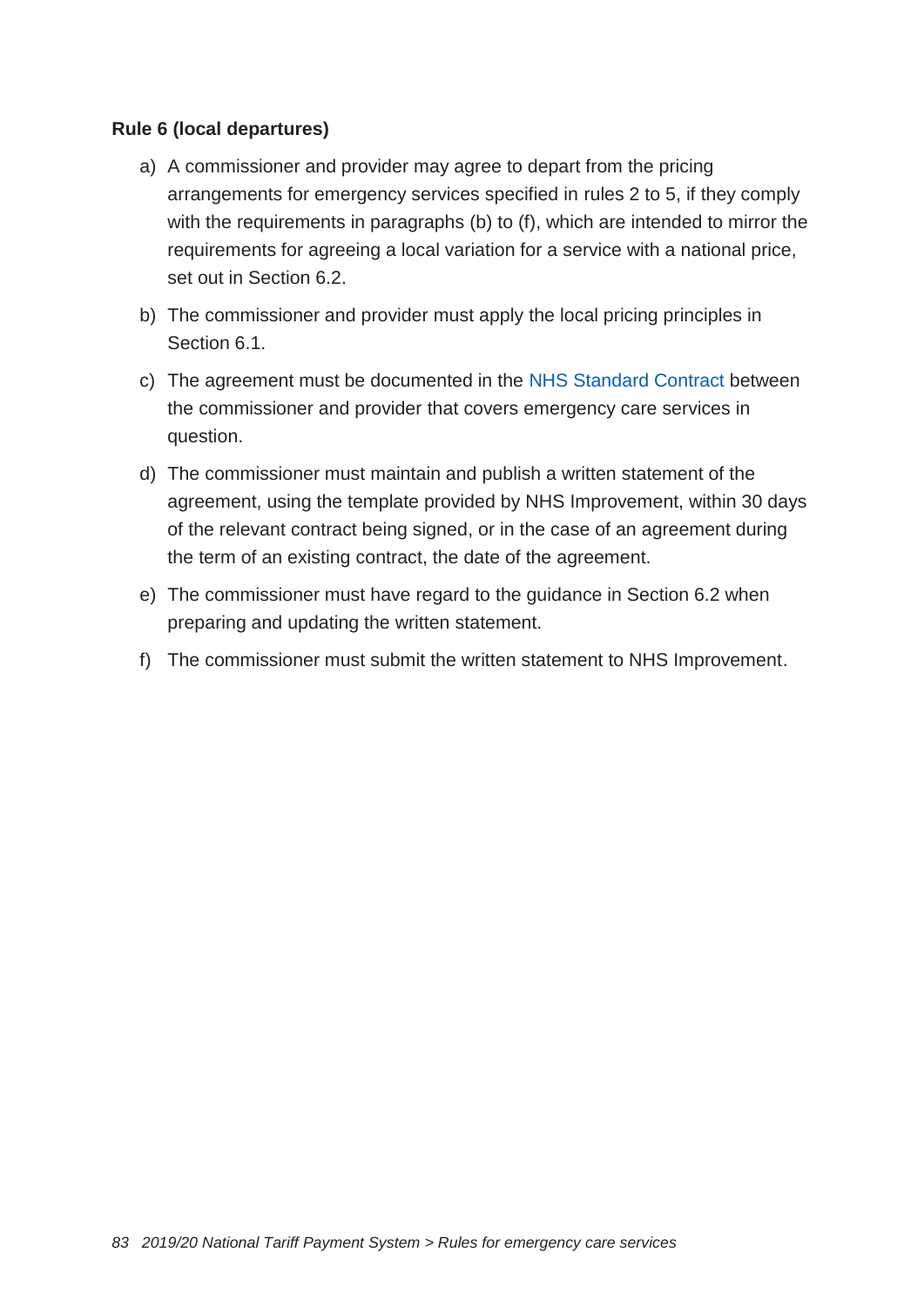**Rule 6 (local departures)**

a) A commissioner and provider may agree to depart from the pricing arrangements for emergency services specified in rules 2 to 5, if they comply with the requirements in paragraphs (b) to (f), which are intended to mirror the requirements for agreeing a local variation for a service with a national price, set out in Section 6.2.

b) The commissioner and provider must apply the local pricing principles in Section 6.1.

c) The agreement must be documented in the NHS Standard Contract between the commissioner and provider that covers emergency care services in question.

d) The commissioner must maintain and publish a written statement of the agreement, using the template provided by NHS Improvement, within 30 days of the relevant contract being signed, or in the case of an agreement during the term of an existing contract, the date of the agreement.

e) The commissioner must have regard to the guidance in Section 6.2 when preparing and updating the written statement.

f) The commissioner must submit the written statement to NHS Improvement.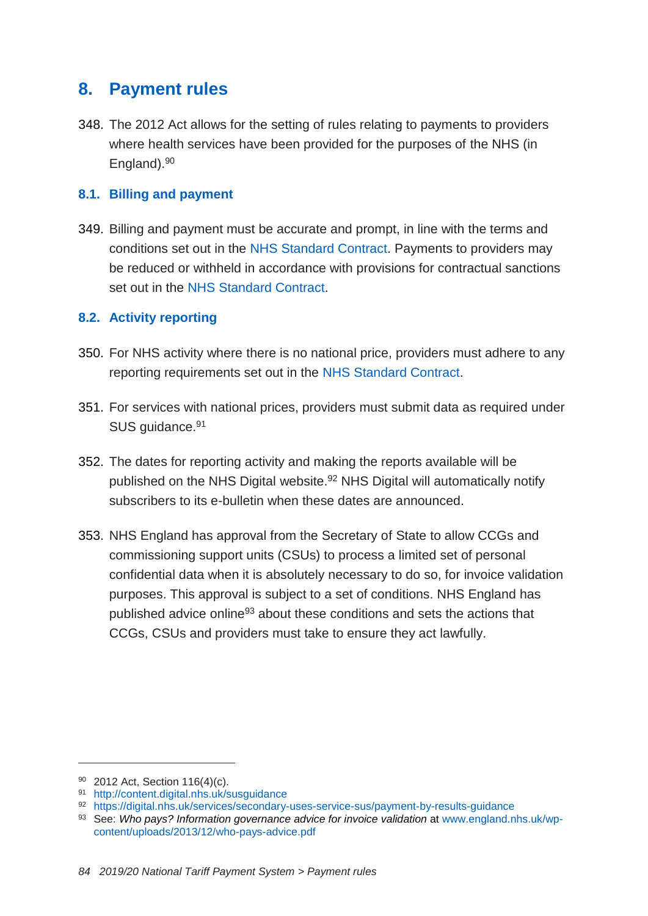# 8. Payment rules

348. The 2012 Act allows for the setting of rules relating to payments to providers where health services have been provided for the purposes of the NHS (in England).[90]

## 8.1. Billing and payment

349. Billing and payment must be accurate and prompt, in line with the terms and conditions set out in the NHS Standard Contract. Payments to providers may be reduced or withheld in accordance with provisions for contractual sanctions set out in the NHS Standard Contract.

## 8.2. Activity reporting

350. For NHS activity where there is no national price, providers must adhere to any reporting requirements set out in the NHS Standard Contract.

351. For services with national prices, providers must submit data as required under SUS guidance.[91]

352. The dates for reporting activity and making the reports available will be published on the NHS Digital website.[92] NHS Digital will automatically notify subscribers to its e-bulletin when these dates are announced.

353. NHS England has approval from the Secretary of State to allow CCGs and commissioning support units (CSUs) to process a limited set of personal confidential data when it is absolutely necessary to do so, for invoice validation purposes. This approval is subject to a set of conditions. NHS England has published advice online[93] about these conditions and sets the actions that CCGs, CSUs and providers must take to ensure they act lawfully.

---

[90] 2012 Act, Section 116(4)(c).

[91] http://content.digital.nhs.uk/susguidance

[92] https://digital.nhs.uk/services/secondary-uses-service-sus/payment-by-results-guidance

[93] See: *Who pays? Information governance advice for invoice validation* at www.england.nhs.uk/wp-content/uploads/2013/12/who-pays-advice.pdf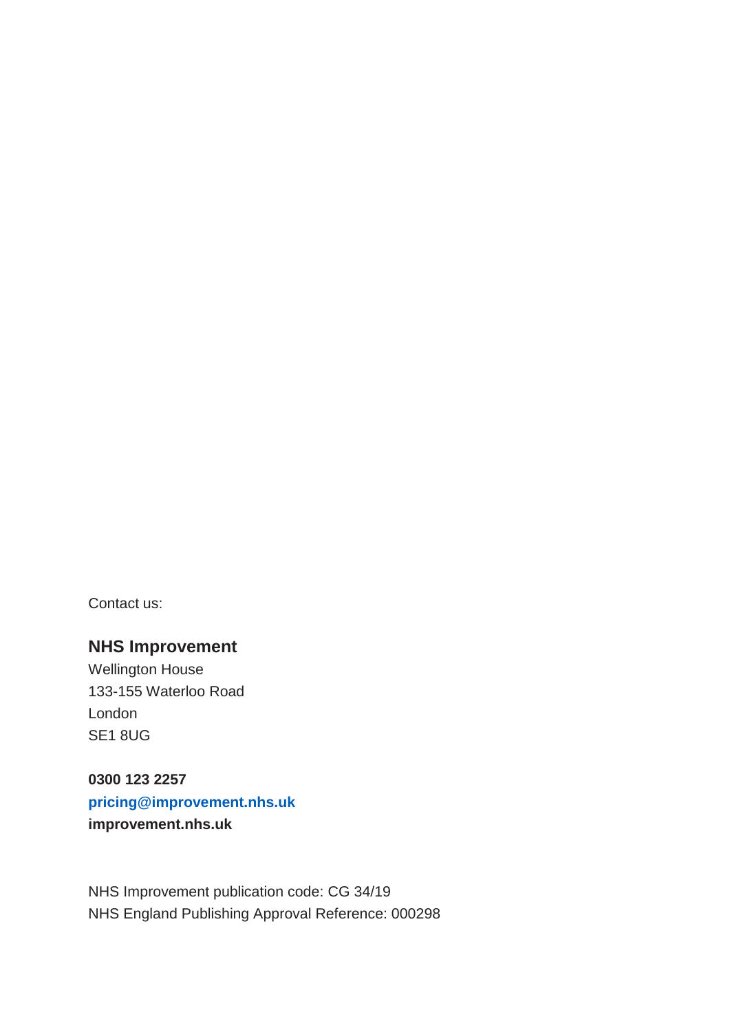Contact us:

**NHS Improvement**

Wellington House
133-155 Waterloo Road
London
SE1 8UG

**0300 123 2257**
**pricing@improvement.nhs.uk**
**improvement.nhs.uk**

NHS Improvement publication code: CG 34/19
NHS England Publishing Approval Reference: 000298